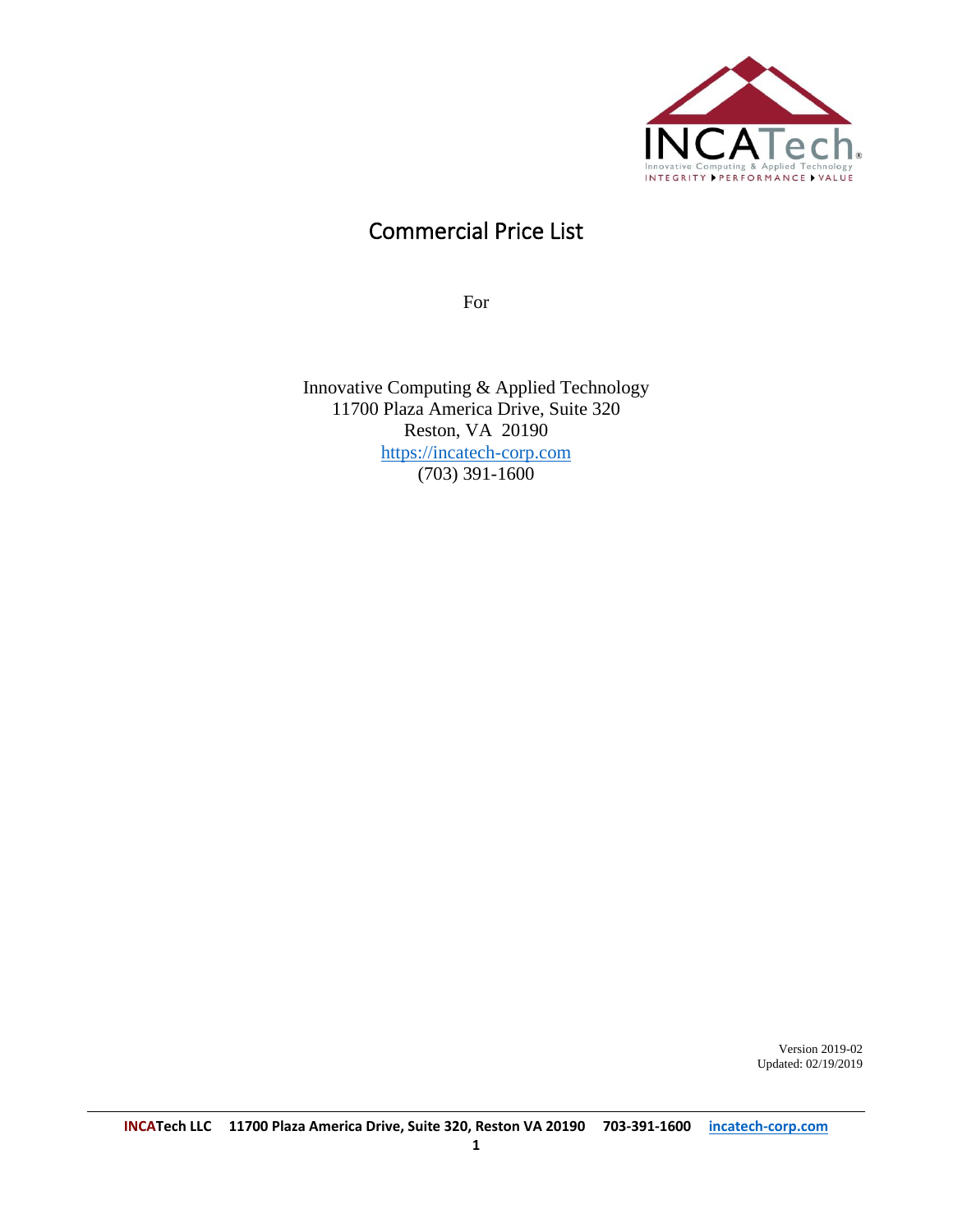# Commercial Price List

For

Innovative Computing & Applied Technology
11700 Plaza America Drive, Suite 320
Reston, VA 20190
https://incatech-corp.com
(703) 391-1600

Version 2019-02
Updated: 02/19/2019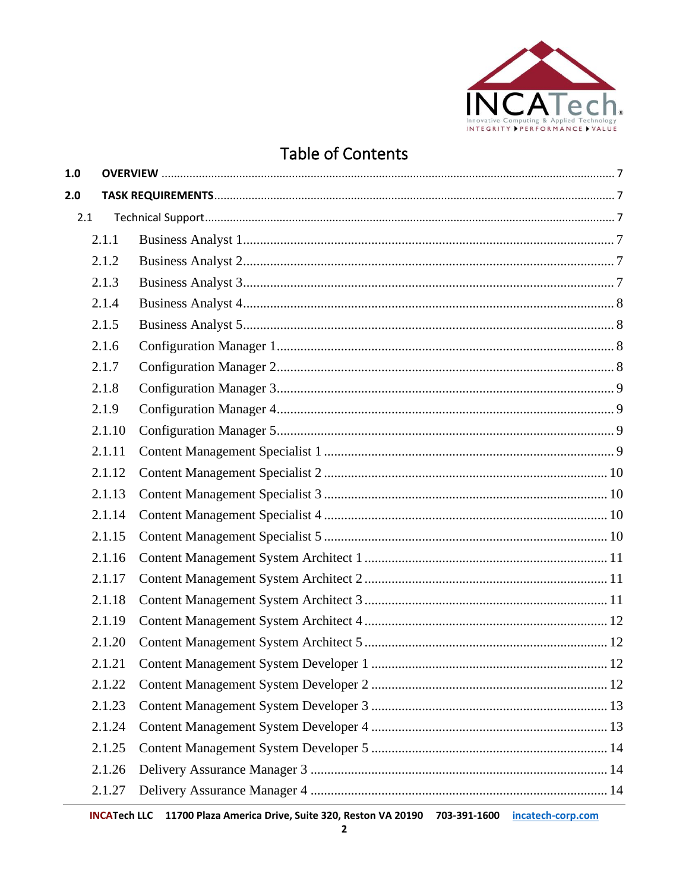# Table of Contents

1.0 OVERVIEW ........ 7

2.0 TASK REQUIREMENTS ........ 7

2.1 Technical Support ........ 7

2.1.1 Business Analyst 1 ........ 7

2.1.2 Business Analyst 2 ........ 7

2.1.3 Business Analyst 3 ........ 7

2.1.4 Business Analyst 4 ........ 8

2.1.5 Business Analyst 5 ........ 8

2.1.6 Configuration Manager 1 ........ 8

2.1.7 Configuration Manager 2 ........ 8

2.1.8 Configuration Manager 3 ........ 9

2.1.9 Configuration Manager 4 ........ 9

2.1.10 Configuration Manager 5 ........ 9

2.1.11 Content Management Specialist 1 ........ 9

2.1.12 Content Management Specialist 2 ........ 10

2.1.13 Content Management Specialist 3 ........ 10

2.1.14 Content Management Specialist 4 ........ 10

2.1.15 Content Management Specialist 5 ........ 10

2.1.16 Content Management System Architect 1 ........ 11

2.1.17 Content Management System Architect 2 ........ 11

2.1.18 Content Management System Architect 3 ........ 11

2.1.19 Content Management System Architect 4 ........ 12

2.1.20 Content Management System Architect 5 ........ 12

2.1.21 Content Management System Developer 1 ........ 12

2.1.22 Content Management System Developer 2 ........ 12

2.1.23 Content Management System Developer 3 ........ 13

2.1.24 Content Management System Developer 4 ........ 13

2.1.25 Content Management System Developer 5 ........ 14

2.1.26 Delivery Assurance Manager 3 ........ 14

2.1.27 Delivery Assurance Manager 4 ........ 14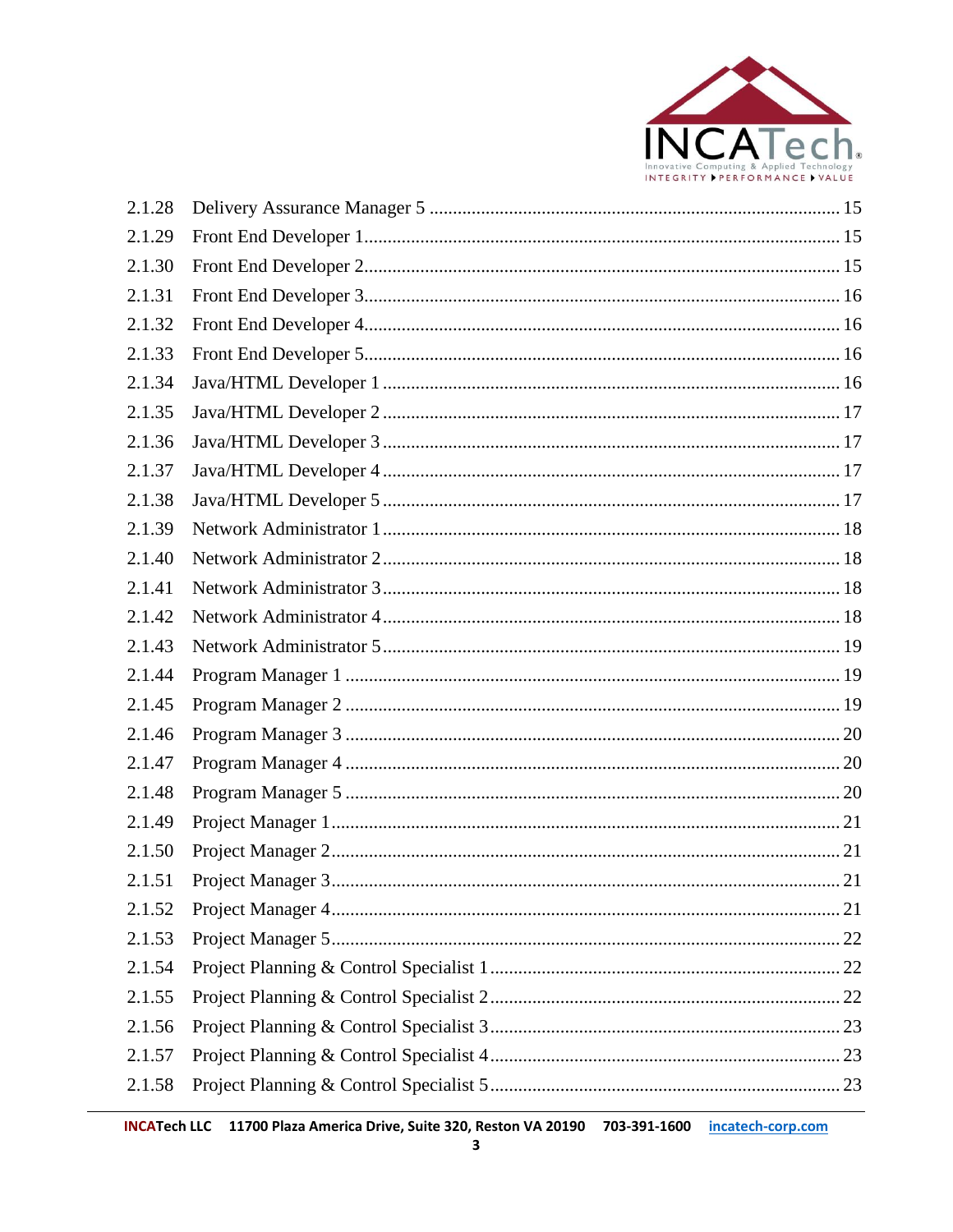2.1.28 Delivery Assurance Manager 5 ........................................ 15

2.1.29 Front End Developer 1 ........................................ 15

2.1.30 Front End Developer 2 ........................................ 15

2.1.31 Front End Developer 3 ........................................ 16

2.1.32 Front End Developer 4 ........................................ 16

2.1.33 Front End Developer 5 ........................................ 16

2.1.34 Java/HTML Developer 1 ........................................ 16

2.1.35 Java/HTML Developer 2 ........................................ 17

2.1.36 Java/HTML Developer 3 ........................................ 17

2.1.37 Java/HTML Developer 4 ........................................ 17

2.1.38 Java/HTML Developer 5 ........................................ 17

2.1.39 Network Administrator 1 ........................................ 18

2.1.40 Network Administrator 2 ........................................ 18

2.1.41 Network Administrator 3 ........................................ 18

2.1.42 Network Administrator 4 ........................................ 18

2.1.43 Network Administrator 5 ........................................ 19

2.1.44 Program Manager 1 ........................................ 19

2.1.45 Program Manager 2 ........................................ 19

2.1.46 Program Manager 3 ........................................ 20

2.1.47 Program Manager 4 ........................................ 20

2.1.48 Program Manager 5 ........................................ 20

2.1.49 Project Manager 1 ........................................ 21

2.1.50 Project Manager 2 ........................................ 21

2.1.51 Project Manager 3 ........................................ 21

2.1.52 Project Manager 4 ........................................ 21

2.1.53 Project Manager 5 ........................................ 22

2.1.54 Project Planning & Control Specialist 1 ........................................ 22

2.1.55 Project Planning & Control Specialist 2 ........................................ 22

2.1.56 Project Planning & Control Specialist 3 ........................................ 23

2.1.57 Project Planning & Control Specialist 4 ........................................ 23

2.1.58 Project Planning & Control Specialist 5 ........................................ 23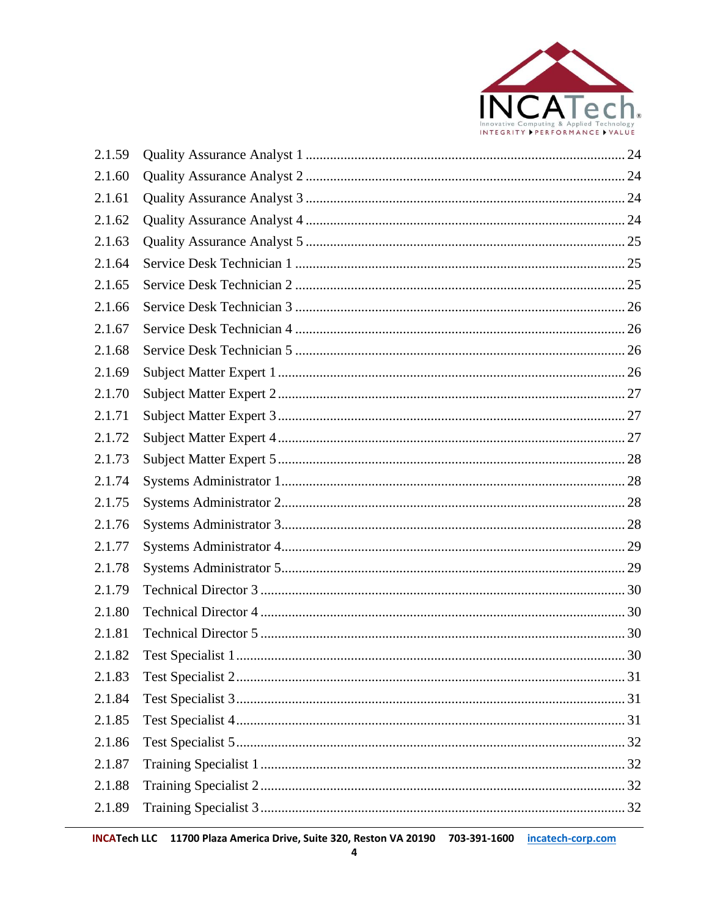2.1.59 Quality Assurance Analyst 1 ........ 24
2.1.60 Quality Assurance Analyst 2 ........ 24
2.1.61 Quality Assurance Analyst 3 ........ 24
2.1.62 Quality Assurance Analyst 4 ........ 24
2.1.63 Quality Assurance Analyst 5 ........ 25
2.1.64 Service Desk Technician 1 ........ 25
2.1.65 Service Desk Technician 2 ........ 25
2.1.66 Service Desk Technician 3 ........ 26
2.1.67 Service Desk Technician 4 ........ 26
2.1.68 Service Desk Technician 5 ........ 26
2.1.69 Subject Matter Expert 1 ........ 26
2.1.70 Subject Matter Expert 2 ........ 27
2.1.71 Subject Matter Expert 3 ........ 27
2.1.72 Subject Matter Expert 4 ........ 27
2.1.73 Subject Matter Expert 5 ........ 28
2.1.74 Systems Administrator 1 ........ 28
2.1.75 Systems Administrator 2 ........ 28
2.1.76 Systems Administrator 3 ........ 28
2.1.77 Systems Administrator 4 ........ 29
2.1.78 Systems Administrator 5 ........ 29
2.1.79 Technical Director 3 ........ 30
2.1.80 Technical Director 4 ........ 30
2.1.81 Technical Director 5 ........ 30
2.1.82 Test Specialist 1 ........ 30
2.1.83 Test Specialist 2 ........ 31
2.1.84 Test Specialist 3 ........ 31
2.1.85 Test Specialist 4 ........ 31
2.1.86 Test Specialist 5 ........ 32
2.1.87 Training Specialist 1 ........ 32
2.1.88 Training Specialist 2 ........ 32
2.1.89 Training Specialist 3 ........ 32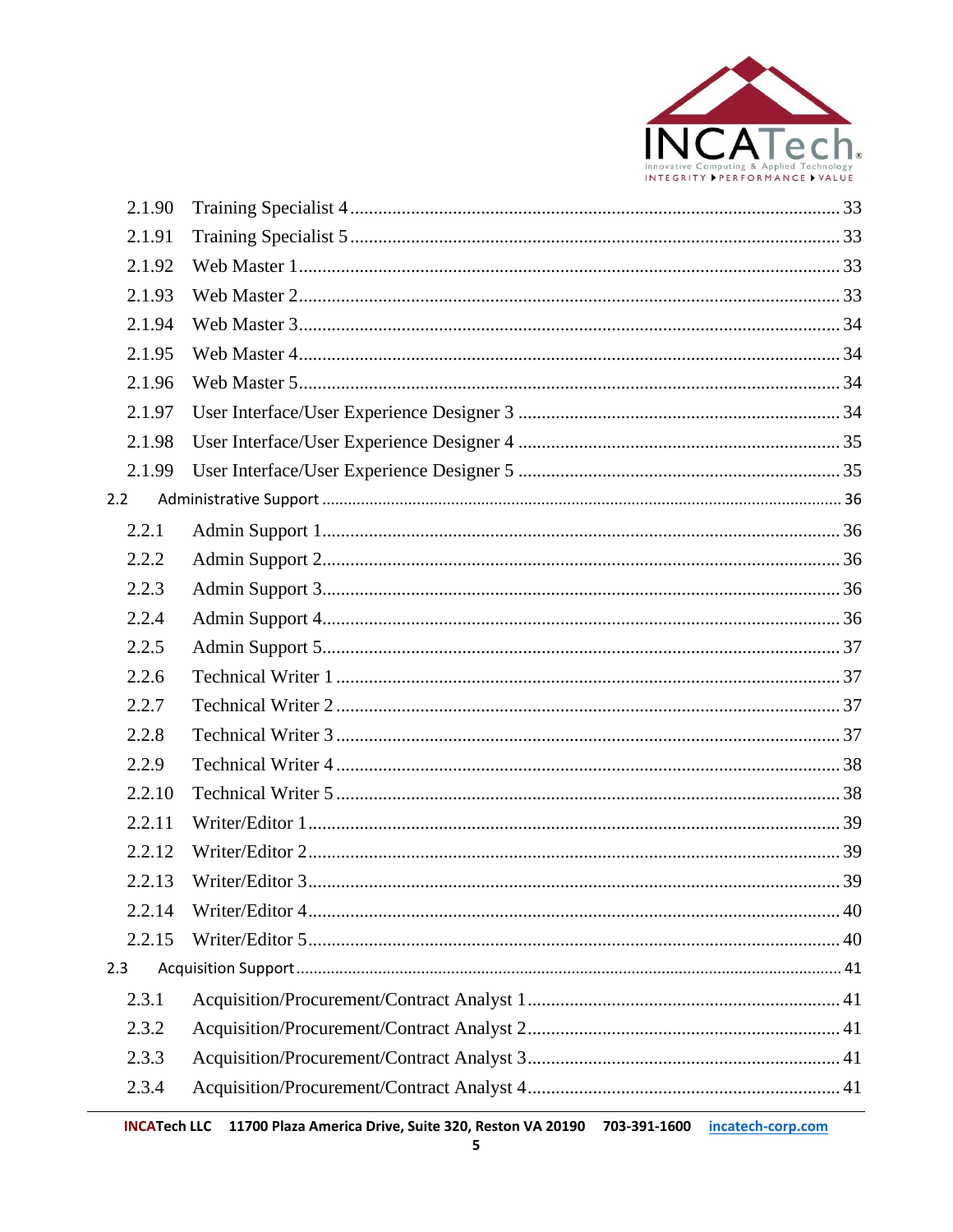2.1.90 Training Specialist 4 ........ 33
2.1.91 Training Specialist 5 ........ 33
2.1.92 Web Master 1 ........ 33
2.1.93 Web Master 2 ........ 33
2.1.94 Web Master 3 ........ 34
2.1.95 Web Master 4 ........ 34
2.1.96 Web Master 5 ........ 34
2.1.97 User Interface/User Experience Designer 3 ........ 34
2.1.98 User Interface/User Experience Designer 4 ........ 35
2.1.99 User Interface/User Experience Designer 5 ........ 35

2.2 Administrative Support ........ 36

2.2.1 Admin Support 1 ........ 36
2.2.2 Admin Support 2 ........ 36
2.2.3 Admin Support 3 ........ 36
2.2.4 Admin Support 4 ........ 36
2.2.5 Admin Support 5 ........ 37
2.2.6 Technical Writer 1 ........ 37
2.2.7 Technical Writer 2 ........ 37
2.2.8 Technical Writer 3 ........ 37
2.2.9 Technical Writer 4 ........ 38
2.2.10 Technical Writer 5 ........ 38
2.2.11 Writer/Editor 1 ........ 39
2.2.12 Writer/Editor 2 ........ 39
2.2.13 Writer/Editor 3 ........ 39
2.2.14 Writer/Editor 4 ........ 40
2.2.15 Writer/Editor 5 ........ 40

2.3 Acquisition Support ........ 41

2.3.1 Acquisition/Procurement/Contract Analyst 1 ........ 41
2.3.2 Acquisition/Procurement/Contract Analyst 2 ........ 41
2.3.3 Acquisition/Procurement/Contract Analyst 3 ........ 41
2.3.4 Acquisition/Procurement/Contract Analyst 4 ........ 41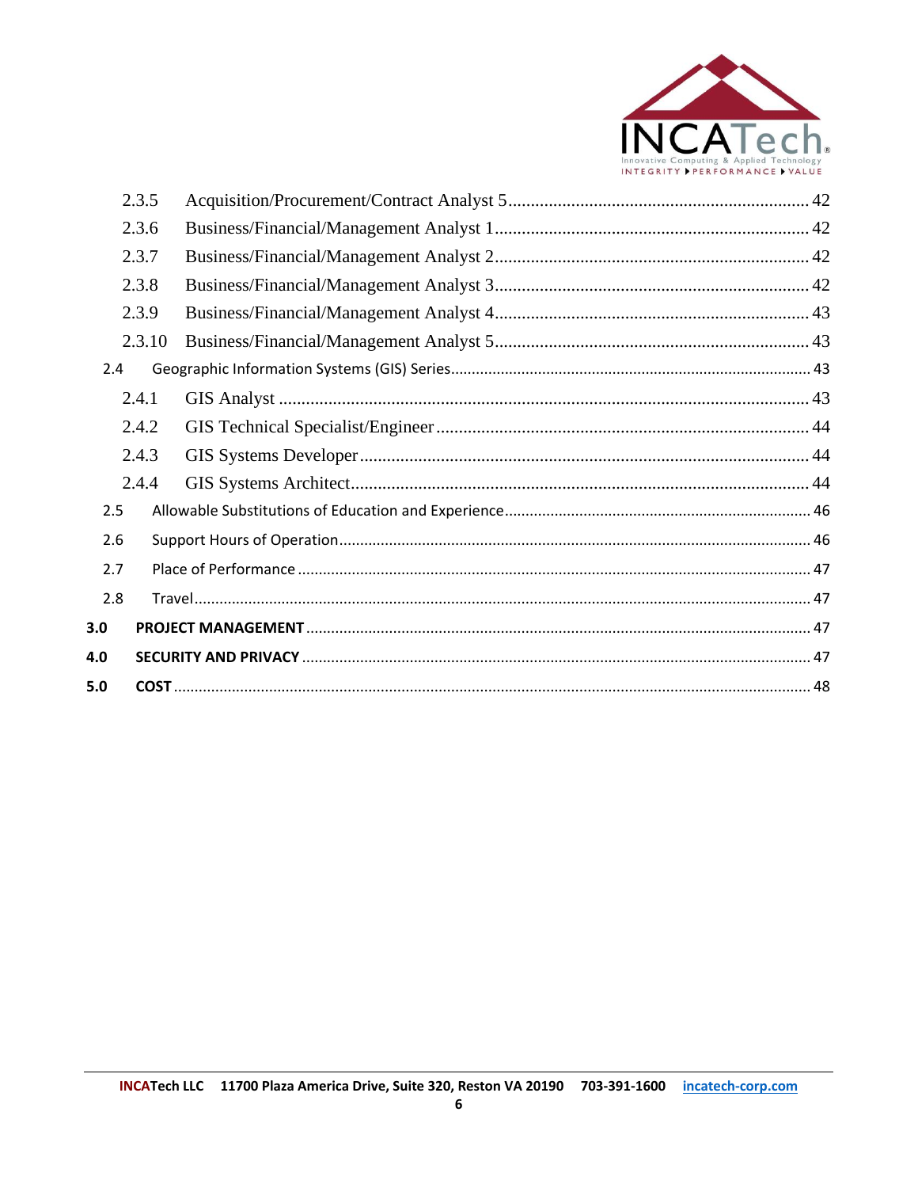2.3.5 Acquisition/Procurement/Contract Analyst 5 .... 42
2.3.6 Business/Financial/Management Analyst 1 .... 42
2.3.7 Business/Financial/Management Analyst 2 .... 42
2.3.8 Business/Financial/Management Analyst 3 .... 42
2.3.9 Business/Financial/Management Analyst 4 .... 43
2.3.10 Business/Financial/Management Analyst 5 .... 43
2.4 Geographic Information Systems (GIS) Series .... 43
2.4.1 GIS Analyst .... 43
2.4.2 GIS Technical Specialist/Engineer .... 44
2.4.3 GIS Systems Developer .... 44
2.4.4 GIS Systems Architect .... 44
2.5 Allowable Substitutions of Education and Experience .... 46
2.6 Support Hours of Operation .... 46
2.7 Place of Performance .... 47
2.8 Travel .... 47
**3.0 PROJECT MANAGEMENT** .... 47
**4.0 SECURITY AND PRIVACY** .... 47
**5.0 COST** .... 48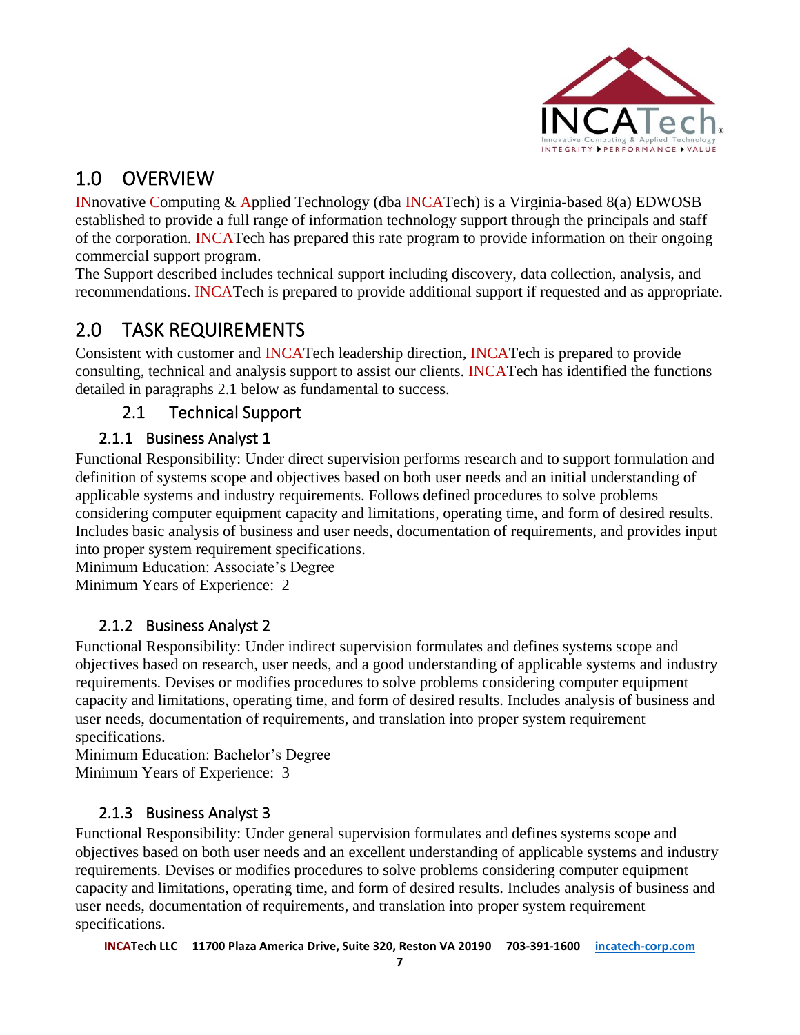# 1.0 OVERVIEW

INnovative Computing & Applied Technology (dba INCATech) is a Virginia-based 8(a) EDWOSB established to provide a full range of information technology support through the principals and staff of the corporation. INCATech has prepared this rate program to provide information on their ongoing commercial support program.
The Support described includes technical support including discovery, data collection, analysis, and recommendations. INCATech is prepared to provide additional support if requested and as appropriate.

# 2.0 TASK REQUIREMENTS

Consistent with customer and INCATech leadership direction, INCATech is prepared to provide consulting, technical and analysis support to assist our clients. INCATech has identified the functions detailed in paragraphs 2.1 below as fundamental to success.

## 2.1 Technical Support

### 2.1.1 Business Analyst 1

Functional Responsibility: Under direct supervision performs research and to support formulation and definition of systems scope and objectives based on both user needs and an initial understanding of applicable systems and industry requirements. Follows defined procedures to solve problems considering computer equipment capacity and limitations, operating time, and form of desired results. Includes basic analysis of business and user needs, documentation of requirements, and provides input into proper system requirement specifications.
Minimum Education: Associate's Degree
Minimum Years of Experience: 2

### 2.1.2 Business Analyst 2

Functional Responsibility: Under indirect supervision formulates and defines systems scope and objectives based on research, user needs, and a good understanding of applicable systems and industry requirements. Devises or modifies procedures to solve problems considering computer equipment capacity and limitations, operating time, and form of desired results. Includes analysis of business and user needs, documentation of requirements, and translation into proper system requirement specifications.
Minimum Education: Bachelor's Degree
Minimum Years of Experience: 3

### 2.1.3 Business Analyst 3

Functional Responsibility: Under general supervision formulates and defines systems scope and objectives based on both user needs and an excellent understanding of applicable systems and industry requirements. Devises or modifies procedures to solve problems considering computer equipment capacity and limitations, operating time, and form of desired results. Includes analysis of business and user needs, documentation of requirements, and translation into proper system requirement specifications.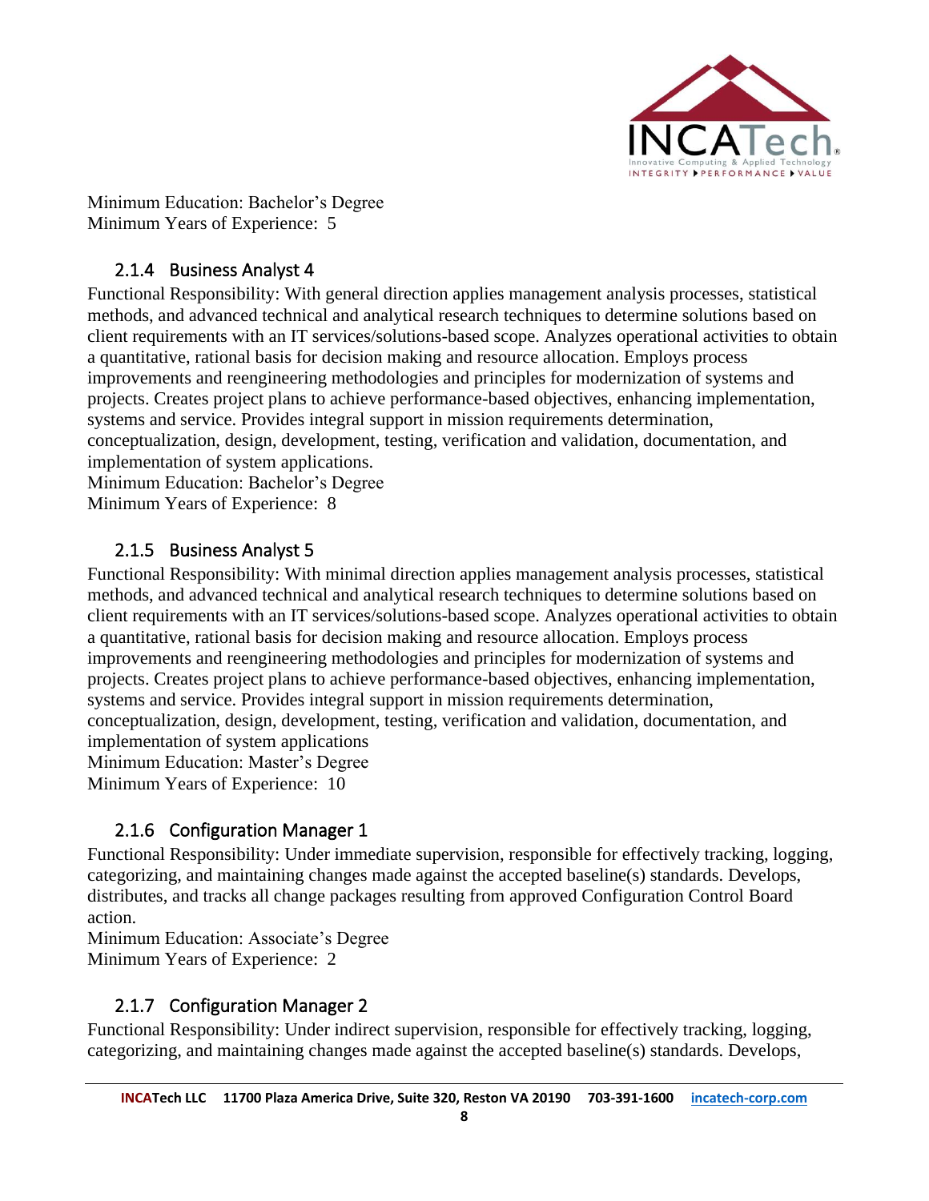Minimum Education: Bachelor's Degree
Minimum Years of Experience: 5

### 2.1.4 Business Analyst 4

Functional Responsibility: With general direction applies management analysis processes, statistical methods, and advanced technical and analytical research techniques to determine solutions based on client requirements with an IT services/solutions-based scope. Analyzes operational activities to obtain a quantitative, rational basis for decision making and resource allocation. Employs process improvements and reengineering methodologies and principles for modernization of systems and projects. Creates project plans to achieve performance-based objectives, enhancing implementation, systems and service. Provides integral support in mission requirements determination, conceptualization, design, development, testing, verification and validation, documentation, and implementation of system applications.
Minimum Education: Bachelor's Degree
Minimum Years of Experience: 8

### 2.1.5 Business Analyst 5

Functional Responsibility: With minimal direction applies management analysis processes, statistical methods, and advanced technical and analytical research techniques to determine solutions based on client requirements with an IT services/solutions-based scope. Analyzes operational activities to obtain a quantitative, rational basis for decision making and resource allocation. Employs process improvements and reengineering methodologies and principles for modernization of systems and projects. Creates project plans to achieve performance-based objectives, enhancing implementation, systems and service. Provides integral support in mission requirements determination, conceptualization, design, development, testing, verification and validation, documentation, and implementation of system applications
Minimum Education: Master's Degree
Minimum Years of Experience: 10

### 2.1.6 Configuration Manager 1

Functional Responsibility: Under immediate supervision, responsible for effectively tracking, logging, categorizing, and maintaining changes made against the accepted baseline(s) standards. Develops, distributes, and tracks all change packages resulting from approved Configuration Control Board action.
Minimum Education: Associate's Degree
Minimum Years of Experience: 2

### 2.1.7 Configuration Manager 2

Functional Responsibility: Under indirect supervision, responsible for effectively tracking, logging, categorizing, and maintaining changes made against the accepted baseline(s) standards. Develops,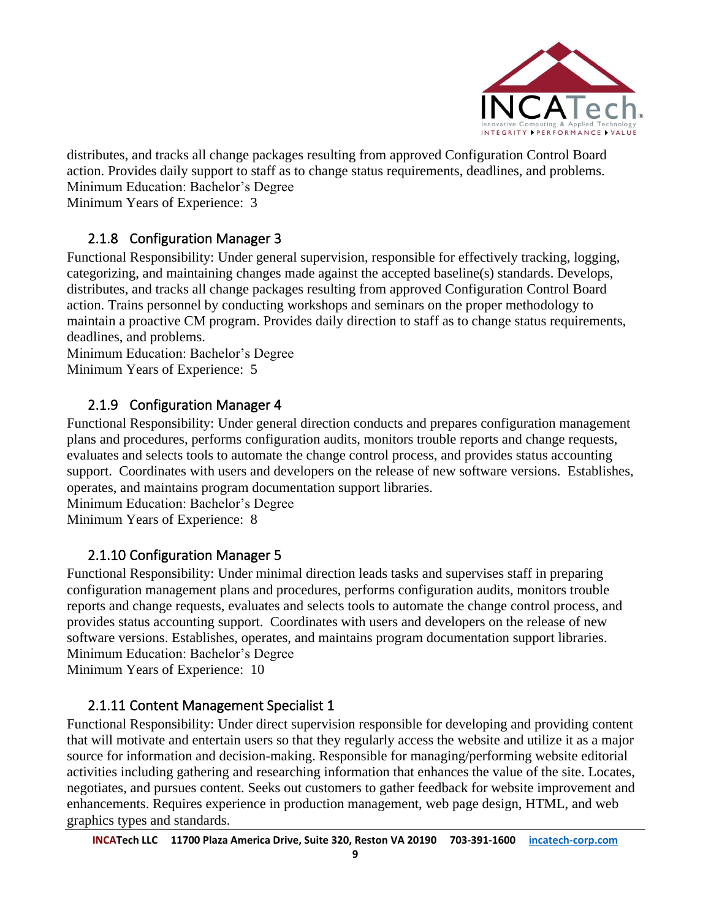distributes, and tracks all change packages resulting from approved Configuration Control Board action. Provides daily support to staff as to change status requirements, deadlines, and problems.
Minimum Education: Bachelor's Degree
Minimum Years of Experience: 3

### 2.1.8 Configuration Manager 3

Functional Responsibility: Under general supervision, responsible for effectively tracking, logging, categorizing, and maintaining changes made against the accepted baseline(s) standards. Develops, distributes, and tracks all change packages resulting from approved Configuration Control Board action. Trains personnel by conducting workshops and seminars on the proper methodology to maintain a proactive CM program. Provides daily direction to staff as to change status requirements, deadlines, and problems.
Minimum Education: Bachelor's Degree
Minimum Years of Experience: 5

### 2.1.9 Configuration Manager 4

Functional Responsibility: Under general direction conducts and prepares configuration management plans and procedures, performs configuration audits, monitors trouble reports and change requests, evaluates and selects tools to automate the change control process, and provides status accounting support. Coordinates with users and developers on the release of new software versions. Establishes, operates, and maintains program documentation support libraries.
Minimum Education: Bachelor's Degree
Minimum Years of Experience: 8

### 2.1.10 Configuration Manager 5

Functional Responsibility: Under minimal direction leads tasks and supervises staff in preparing configuration management plans and procedures, performs configuration audits, monitors trouble reports and change requests, evaluates and selects tools to automate the change control process, and provides status accounting support. Coordinates with users and developers on the release of new software versions. Establishes, operates, and maintains program documentation support libraries.
Minimum Education: Bachelor's Degree
Minimum Years of Experience: 10

### 2.1.11 Content Management Specialist 1

Functional Responsibility: Under direct supervision responsible for developing and providing content that will motivate and entertain users so that they regularly access the website and utilize it as a major source for information and decision-making. Responsible for managing/performing website editorial activities including gathering and researching information that enhances the value of the site. Locates, negotiates, and pursues content. Seeks out customers to gather feedback for website improvement and enhancements. Requires experience in production management, web page design, HTML, and web graphics types and standards.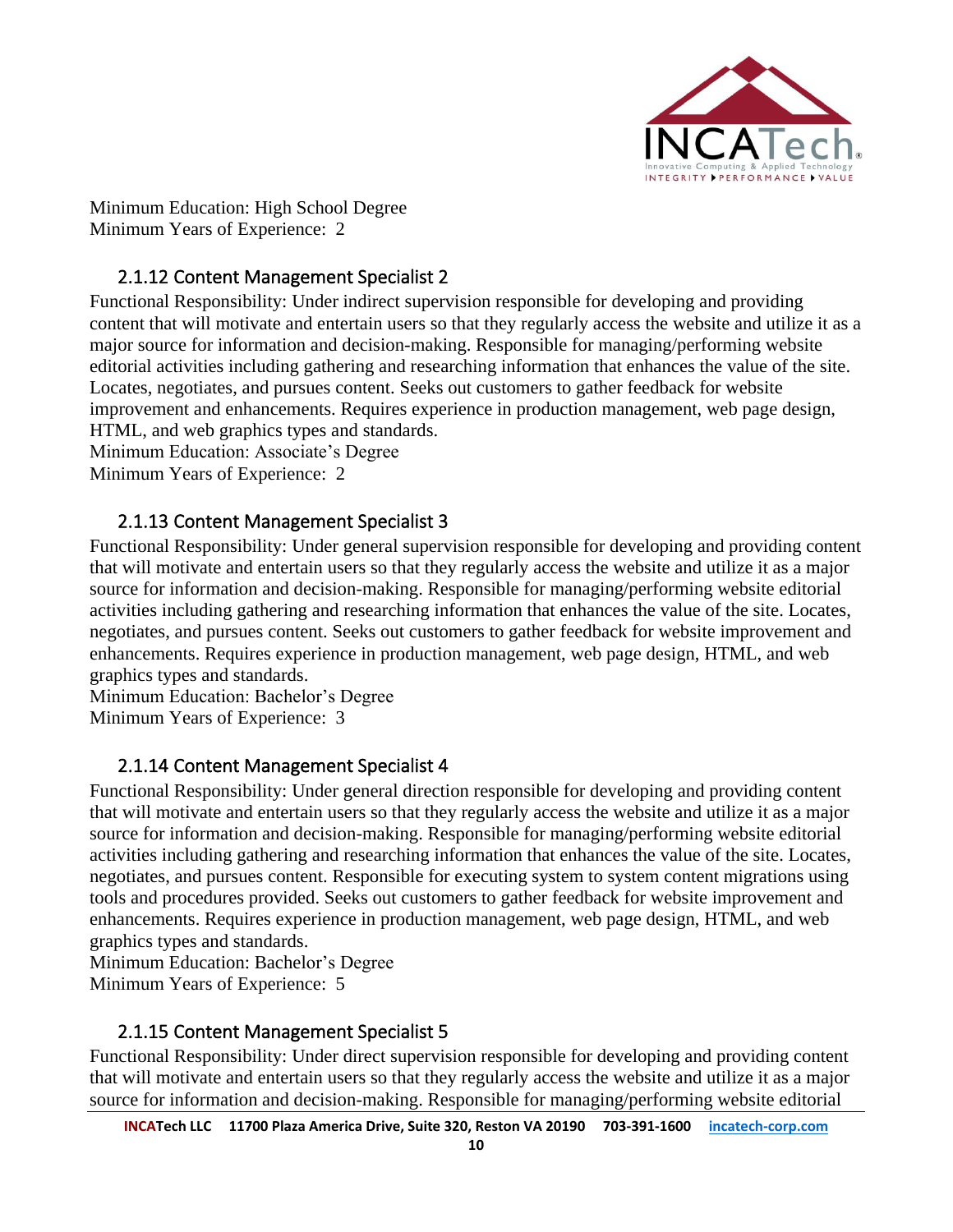Minimum Education: High School Degree
Minimum Years of Experience: 2

### 2.1.12 Content Management Specialist 2

Functional Responsibility: Under indirect supervision responsible for developing and providing content that will motivate and entertain users so that they regularly access the website and utilize it as a major source for information and decision-making. Responsible for managing/performing website editorial activities including gathering and researching information that enhances the value of the site. Locates, negotiates, and pursues content. Seeks out customers to gather feedback for website improvement and enhancements. Requires experience in production management, web page design, HTML, and web graphics types and standards.
Minimum Education: Associate's Degree
Minimum Years of Experience: 2

### 2.1.13 Content Management Specialist 3

Functional Responsibility: Under general supervision responsible for developing and providing content that will motivate and entertain users so that they regularly access the website and utilize it as a major source for information and decision-making. Responsible for managing/performing website editorial activities including gathering and researching information that enhances the value of the site. Locates, negotiates, and pursues content. Seeks out customers to gather feedback for website improvement and enhancements. Requires experience in production management, web page design, HTML, and web graphics types and standards.
Minimum Education: Bachelor's Degree
Minimum Years of Experience: 3

### 2.1.14 Content Management Specialist 4

Functional Responsibility: Under general direction responsible for developing and providing content that will motivate and entertain users so that they regularly access the website and utilize it as a major source for information and decision-making. Responsible for managing/performing website editorial activities including gathering and researching information that enhances the value of the site. Locates, negotiates, and pursues content. Responsible for executing system to system content migrations using tools and procedures provided. Seeks out customers to gather feedback for website improvement and enhancements. Requires experience in production management, web page design, HTML, and web graphics types and standards.
Minimum Education: Bachelor's Degree
Minimum Years of Experience: 5

### 2.1.15 Content Management Specialist 5

Functional Responsibility: Under direct supervision responsible for developing and providing content that will motivate and entertain users so that they regularly access the website and utilize it as a major source for information and decision-making. Responsible for managing/performing website editorial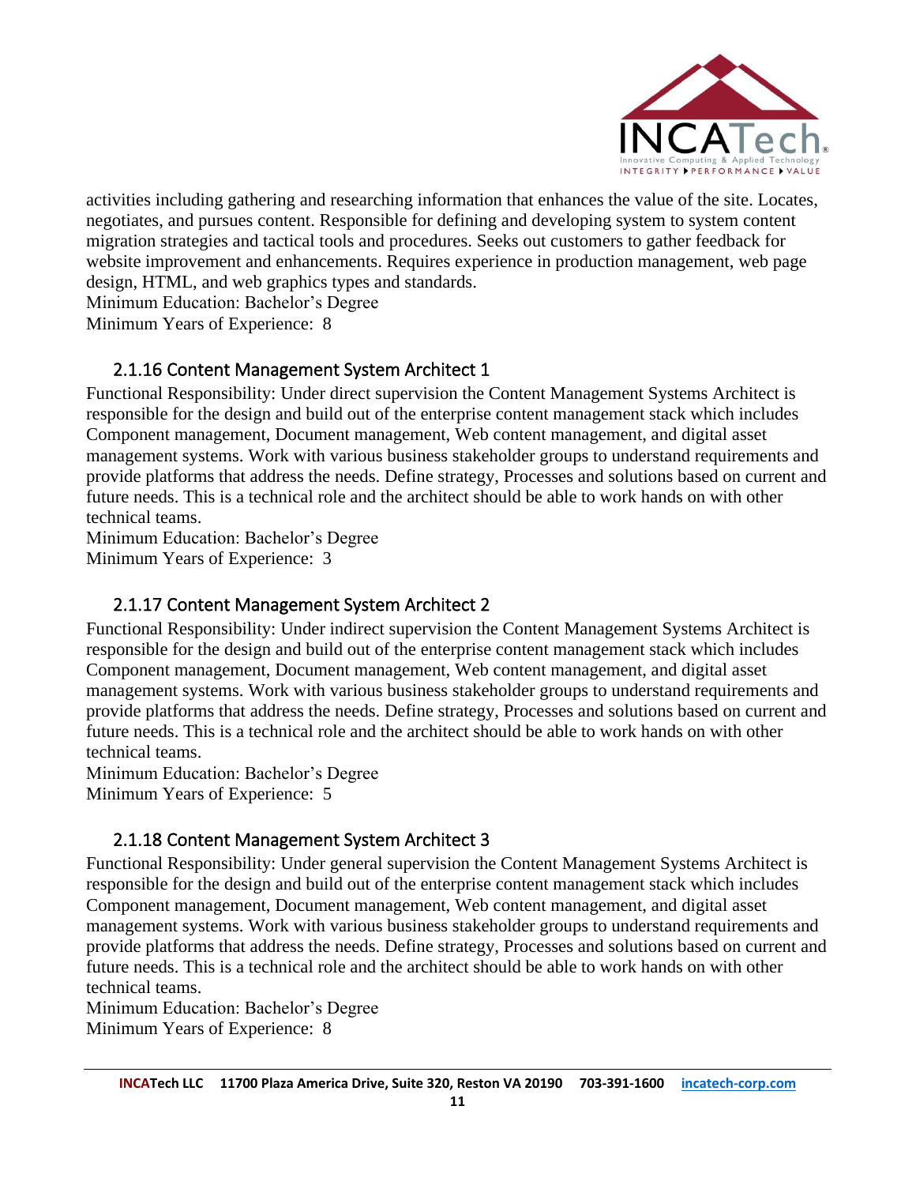activities including gathering and researching information that enhances the value of the site. Locates, negotiates, and pursues content. Responsible for defining and developing system to system content migration strategies and tactical tools and procedures. Seeks out customers to gather feedback for website improvement and enhancements. Requires experience in production management, web page design, HTML, and web graphics types and standards.
Minimum Education: Bachelor's Degree
Minimum Years of Experience: 8

### 2.1.16 Content Management System Architect 1

Functional Responsibility: Under direct supervision the Content Management Systems Architect is responsible for the design and build out of the enterprise content management stack which includes Component management, Document management, Web content management, and digital asset management systems. Work with various business stakeholder groups to understand requirements and provide platforms that address the needs. Define strategy, Processes and solutions based on current and future needs. This is a technical role and the architect should be able to work hands on with other technical teams.
Minimum Education: Bachelor's Degree
Minimum Years of Experience: 3

### 2.1.17 Content Management System Architect 2

Functional Responsibility: Under indirect supervision the Content Management Systems Architect is responsible for the design and build out of the enterprise content management stack which includes Component management, Document management, Web content management, and digital asset management systems. Work with various business stakeholder groups to understand requirements and provide platforms that address the needs. Define strategy, Processes and solutions based on current and future needs. This is a technical role and the architect should be able to work hands on with other technical teams.
Minimum Education: Bachelor's Degree
Minimum Years of Experience: 5

### 2.1.18 Content Management System Architect 3

Functional Responsibility: Under general supervision the Content Management Systems Architect is responsible for the design and build out of the enterprise content management stack which includes Component management, Document management, Web content management, and digital asset management systems. Work with various business stakeholder groups to understand requirements and provide platforms that address the needs. Define strategy, Processes and solutions based on current and future needs. This is a technical role and the architect should be able to work hands on with other technical teams.
Minimum Education: Bachelor's Degree
Minimum Years of Experience: 8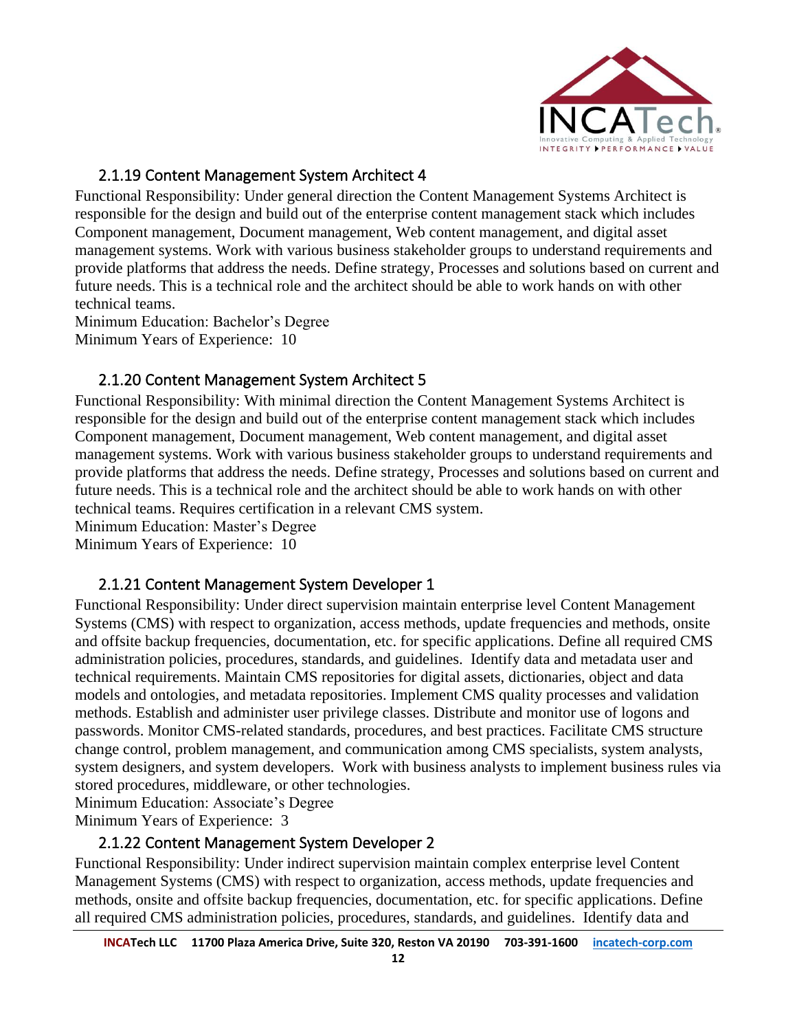### 2.1.19 Content Management System Architect 4

Functional Responsibility: Under general direction the Content Management Systems Architect is responsible for the design and build out of the enterprise content management stack which includes Component management, Document management, Web content management, and digital asset management systems. Work with various business stakeholder groups to understand requirements and provide platforms that address the needs. Define strategy, Processes and solutions based on current and future needs. This is a technical role and the architect should be able to work hands on with other technical teams.
Minimum Education: Bachelor's Degree
Minimum Years of Experience: 10

### 2.1.20 Content Management System Architect 5

Functional Responsibility: With minimal direction the Content Management Systems Architect is responsible for the design and build out of the enterprise content management stack which includes Component management, Document management, Web content management, and digital asset management systems. Work with various business stakeholder groups to understand requirements and provide platforms that address the needs. Define strategy, Processes and solutions based on current and future needs. This is a technical role and the architect should be able to work hands on with other technical teams. Requires certification in a relevant CMS system.
Minimum Education: Master's Degree
Minimum Years of Experience: 10

### 2.1.21 Content Management System Developer 1

Functional Responsibility: Under direct supervision maintain enterprise level Content Management Systems (CMS) with respect to organization, access methods, update frequencies and methods, onsite and offsite backup frequencies, documentation, etc. for specific applications. Define all required CMS administration policies, procedures, standards, and guidelines. Identify data and metadata user and technical requirements. Maintain CMS repositories for digital assets, dictionaries, object and data models and ontologies, and metadata repositories. Implement CMS quality processes and validation methods. Establish and administer user privilege classes. Distribute and monitor use of logons and passwords. Monitor CMS-related standards, procedures, and best practices. Facilitate CMS structure change control, problem management, and communication among CMS specialists, system analysts, system designers, and system developers. Work with business analysts to implement business rules via stored procedures, middleware, or other technologies.
Minimum Education: Associate's Degree
Minimum Years of Experience: 3

### 2.1.22 Content Management System Developer 2

Functional Responsibility: Under indirect supervision maintain complex enterprise level Content Management Systems (CMS) with respect to organization, access methods, update frequencies and methods, onsite and offsite backup frequencies, documentation, etc. for specific applications. Define all required CMS administration policies, procedures, standards, and guidelines. Identify data and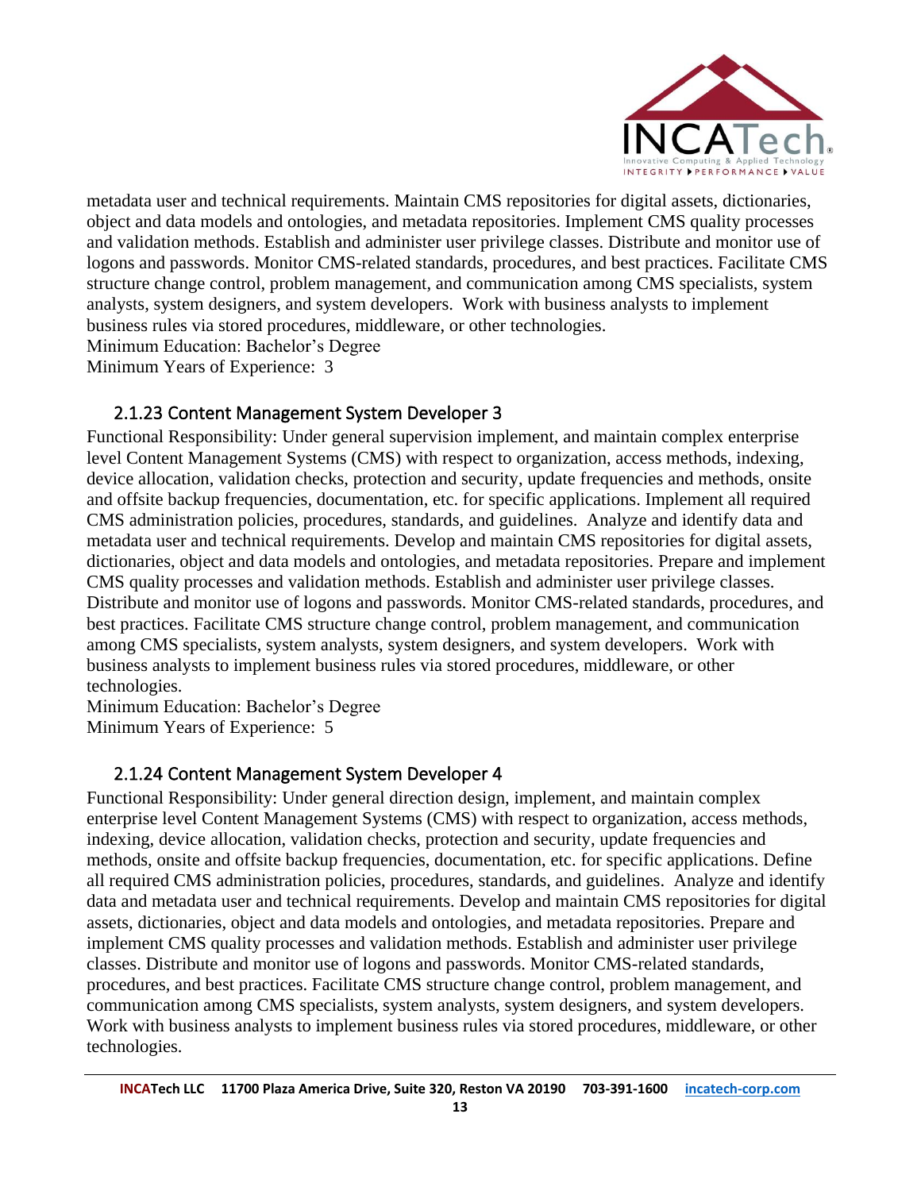metadata user and technical requirements. Maintain CMS repositories for digital assets, dictionaries, object and data models and ontologies, and metadata repositories. Implement CMS quality processes and validation methods. Establish and administer user privilege classes. Distribute and monitor use of logons and passwords. Monitor CMS-related standards, procedures, and best practices. Facilitate CMS structure change control, problem management, and communication among CMS specialists, system analysts, system designers, and system developers. Work with business analysts to implement business rules via stored procedures, middleware, or other technologies.
Minimum Education: Bachelor's Degree
Minimum Years of Experience: 3

### 2.1.23 Content Management System Developer 3

Functional Responsibility: Under general supervision implement, and maintain complex enterprise level Content Management Systems (CMS) with respect to organization, access methods, indexing, device allocation, validation checks, protection and security, update frequencies and methods, onsite and offsite backup frequencies, documentation, etc. for specific applications. Implement all required CMS administration policies, procedures, standards, and guidelines. Analyze and identify data and metadata user and technical requirements. Develop and maintain CMS repositories for digital assets, dictionaries, object and data models and ontologies, and metadata repositories. Prepare and implement CMS quality processes and validation methods. Establish and administer user privilege classes. Distribute and monitor use of logons and passwords. Monitor CMS-related standards, procedures, and best practices. Facilitate CMS structure change control, problem management, and communication among CMS specialists, system analysts, system designers, and system developers. Work with business analysts to implement business rules via stored procedures, middleware, or other technologies.
Minimum Education: Bachelor's Degree
Minimum Years of Experience: 5

### 2.1.24 Content Management System Developer 4

Functional Responsibility: Under general direction design, implement, and maintain complex enterprise level Content Management Systems (CMS) with respect to organization, access methods, indexing, device allocation, validation checks, protection and security, update frequencies and methods, onsite and offsite backup frequencies, documentation, etc. for specific applications. Define all required CMS administration policies, procedures, standards, and guidelines. Analyze and identify data and metadata user and technical requirements. Develop and maintain CMS repositories for digital assets, dictionaries, object and data models and ontologies, and metadata repositories. Prepare and implement CMS quality processes and validation methods. Establish and administer user privilege classes. Distribute and monitor use of logons and passwords. Monitor CMS-related standards, procedures, and best practices. Facilitate CMS structure change control, problem management, and communication among CMS specialists, system analysts, system designers, and system developers. Work with business analysts to implement business rules via stored procedures, middleware, or other technologies.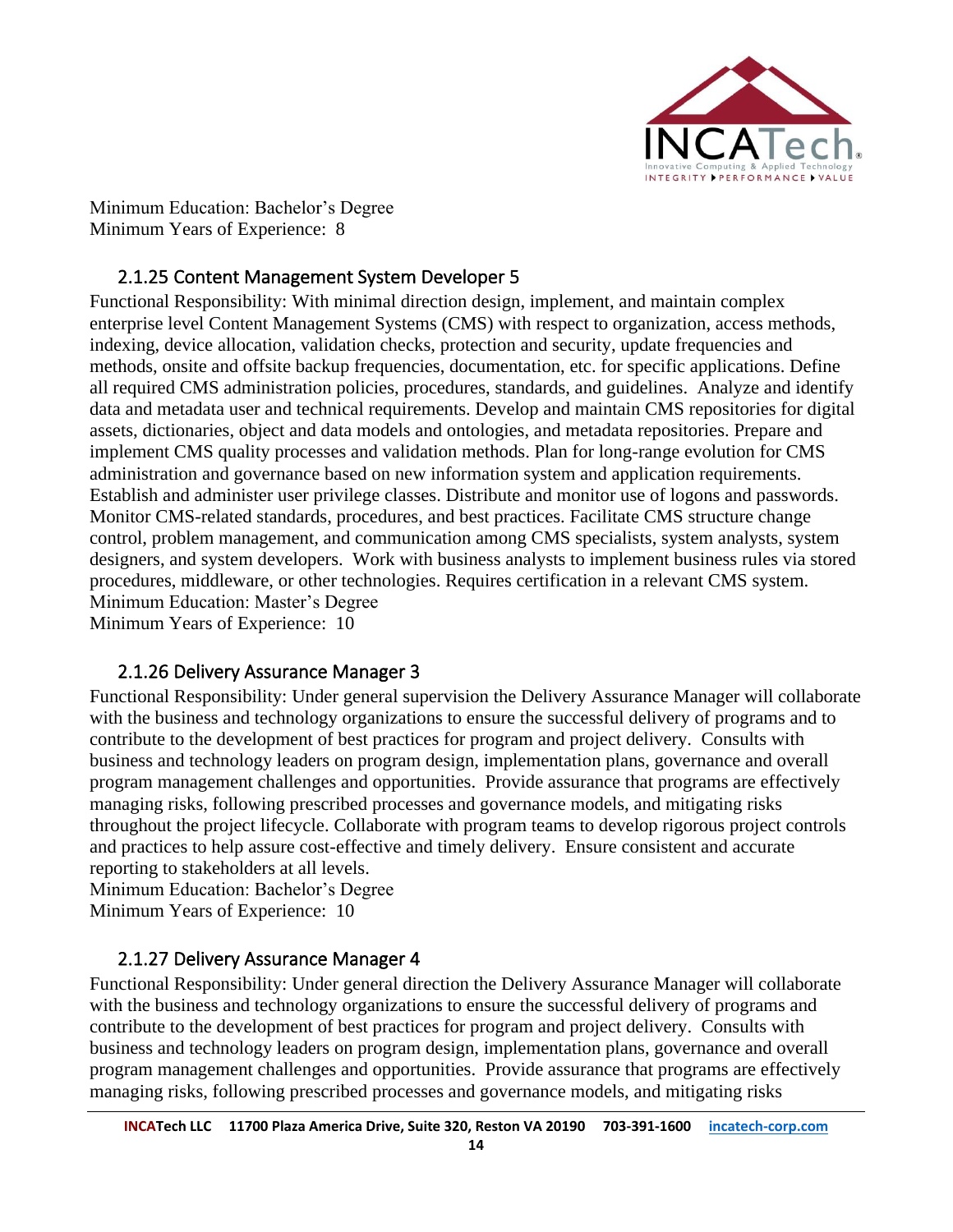Minimum Education: Bachelor's Degree
Minimum Years of Experience: 8

### 2.1.25 Content Management System Developer 5

Functional Responsibility: With minimal direction design, implement, and maintain complex enterprise level Content Management Systems (CMS) with respect to organization, access methods, indexing, device allocation, validation checks, protection and security, update frequencies and methods, onsite and offsite backup frequencies, documentation, etc. for specific applications. Define all required CMS administration policies, procedures, standards, and guidelines. Analyze and identify data and metadata user and technical requirements. Develop and maintain CMS repositories for digital assets, dictionaries, object and data models and ontologies, and metadata repositories. Prepare and implement CMS quality processes and validation methods. Plan for long-range evolution for CMS administration and governance based on new information system and application requirements. Establish and administer user privilege classes. Distribute and monitor use of logons and passwords. Monitor CMS-related standards, procedures, and best practices. Facilitate CMS structure change control, problem management, and communication among CMS specialists, system analysts, system designers, and system developers. Work with business analysts to implement business rules via stored procedures, middleware, or other technologies. Requires certification in a relevant CMS system.
Minimum Education: Master's Degree
Minimum Years of Experience: 10

### 2.1.26 Delivery Assurance Manager 3

Functional Responsibility: Under general supervision the Delivery Assurance Manager will collaborate with the business and technology organizations to ensure the successful delivery of programs and to contribute to the development of best practices for program and project delivery. Consults with business and technology leaders on program design, implementation plans, governance and overall program management challenges and opportunities. Provide assurance that programs are effectively managing risks, following prescribed processes and governance models, and mitigating risks throughout the project lifecycle. Collaborate with program teams to develop rigorous project controls and practices to help assure cost-effective and timely delivery. Ensure consistent and accurate reporting to stakeholders at all levels.
Minimum Education: Bachelor's Degree
Minimum Years of Experience: 10

### 2.1.27 Delivery Assurance Manager 4

Functional Responsibility: Under general direction the Delivery Assurance Manager will collaborate with the business and technology organizations to ensure the successful delivery of programs and contribute to the development of best practices for program and project delivery. Consults with business and technology leaders on program design, implementation plans, governance and overall program management challenges and opportunities. Provide assurance that programs are effectively managing risks, following prescribed processes and governance models, and mitigating risks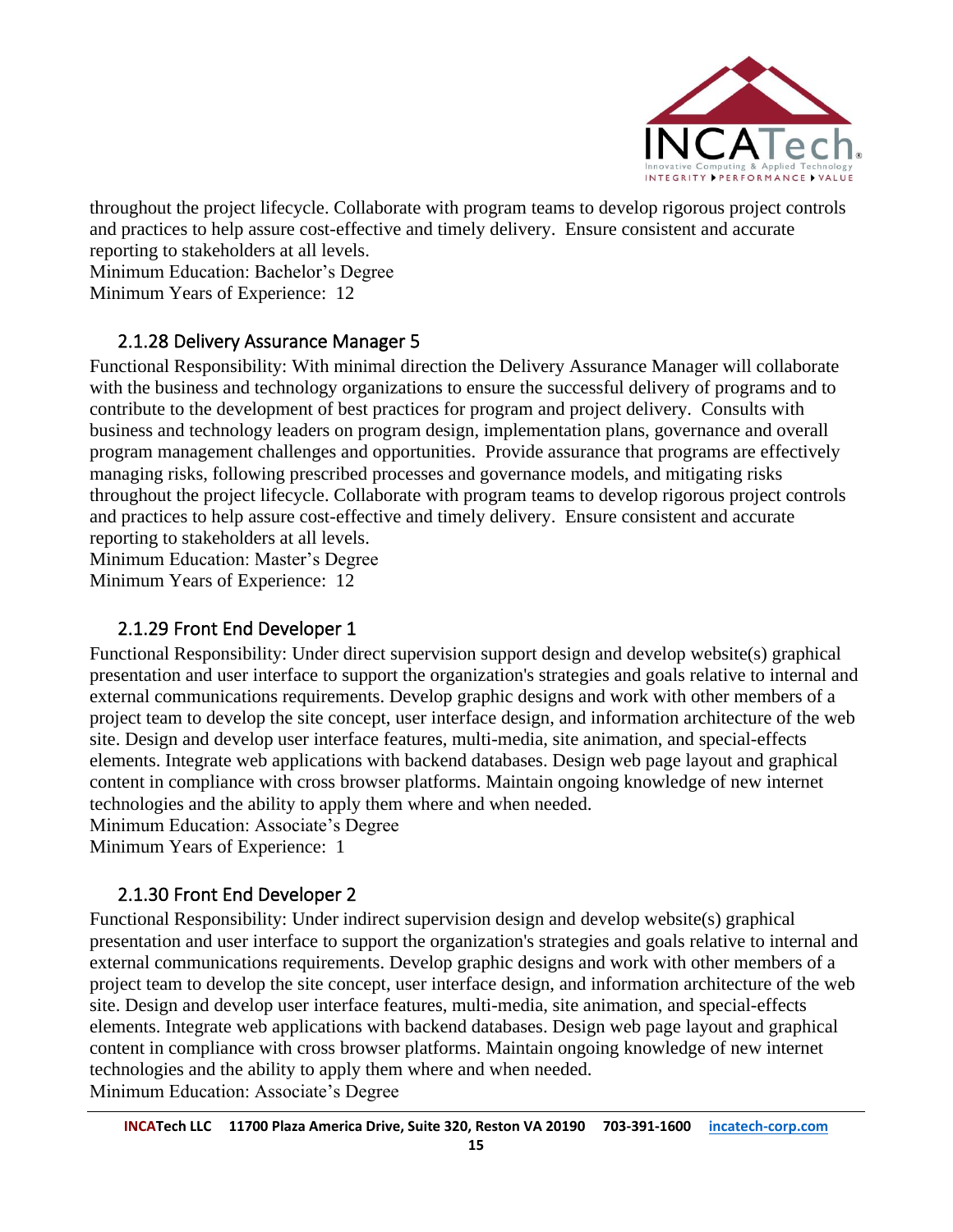throughout the project lifecycle. Collaborate with program teams to develop rigorous project controls and practices to help assure cost-effective and timely delivery. Ensure consistent and accurate reporting to stakeholders at all levels.
Minimum Education: Bachelor's Degree
Minimum Years of Experience: 12

### 2.1.28 Delivery Assurance Manager 5

Functional Responsibility: With minimal direction the Delivery Assurance Manager will collaborate with the business and technology organizations to ensure the successful delivery of programs and to contribute to the development of best practices for program and project delivery. Consults with business and technology leaders on program design, implementation plans, governance and overall program management challenges and opportunities. Provide assurance that programs are effectively managing risks, following prescribed processes and governance models, and mitigating risks throughout the project lifecycle. Collaborate with program teams to develop rigorous project controls and practices to help assure cost-effective and timely delivery. Ensure consistent and accurate reporting to stakeholders at all levels.
Minimum Education: Master's Degree
Minimum Years of Experience: 12

### 2.1.29 Front End Developer 1

Functional Responsibility: Under direct supervision support design and develop website(s) graphical presentation and user interface to support the organization's strategies and goals relative to internal and external communications requirements. Develop graphic designs and work with other members of a project team to develop the site concept, user interface design, and information architecture of the web site. Design and develop user interface features, multi-media, site animation, and special-effects elements. Integrate web applications with backend databases. Design web page layout and graphical content in compliance with cross browser platforms. Maintain ongoing knowledge of new internet technologies and the ability to apply them where and when needed.
Minimum Education: Associate's Degree
Minimum Years of Experience: 1

### 2.1.30 Front End Developer 2

Functional Responsibility: Under indirect supervision design and develop website(s) graphical presentation and user interface to support the organization's strategies and goals relative to internal and external communications requirements. Develop graphic designs and work with other members of a project team to develop the site concept, user interface design, and information architecture of the web site. Design and develop user interface features, multi-media, site animation, and special-effects elements. Integrate web applications with backend databases. Design web page layout and graphical content in compliance with cross browser platforms. Maintain ongoing knowledge of new internet technologies and the ability to apply them where and when needed.
Minimum Education: Associate's Degree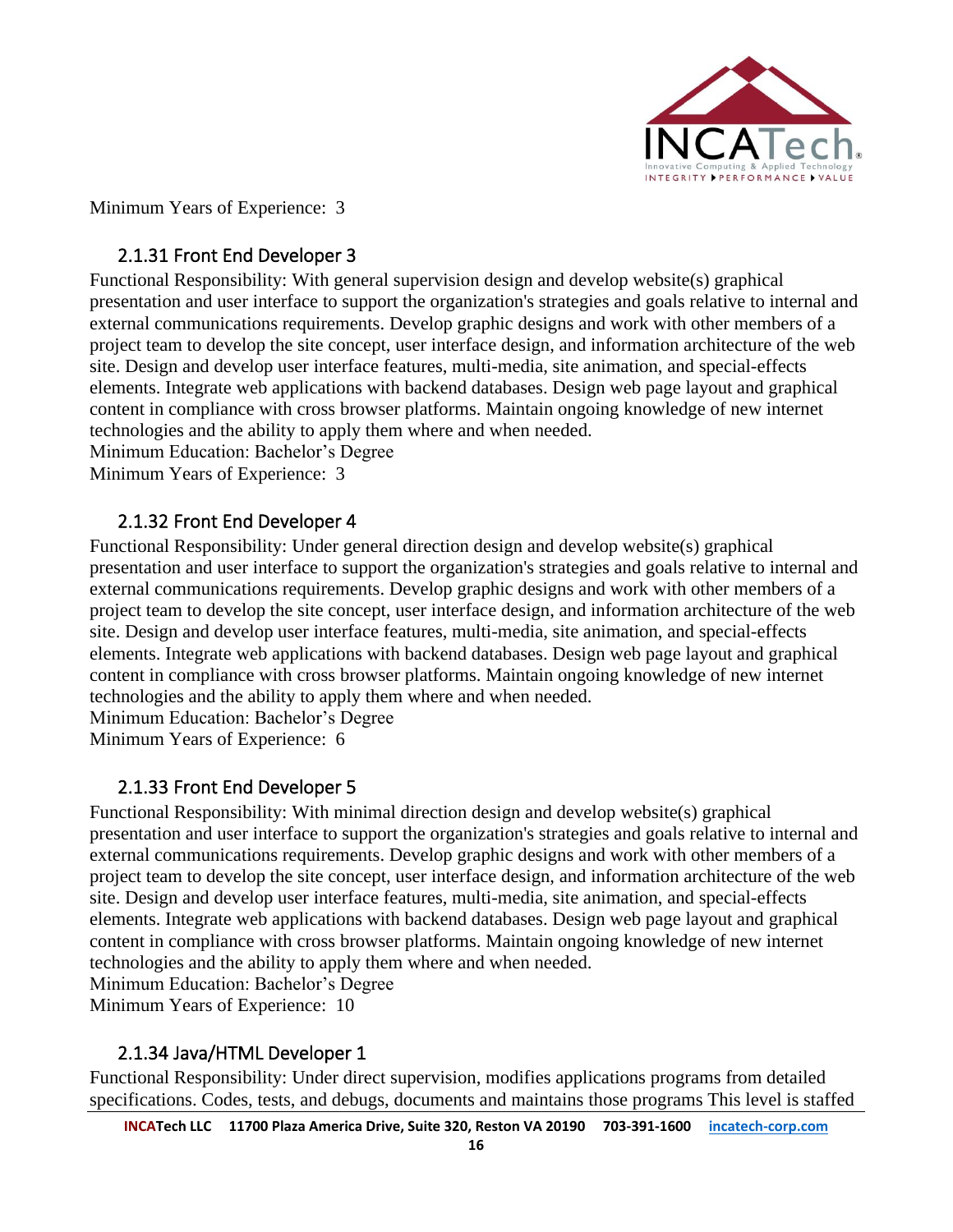Minimum Years of Experience: 3

### 2.1.31 Front End Developer 3

Functional Responsibility: With general supervision design and develop website(s) graphical presentation and user interface to support the organization's strategies and goals relative to internal and external communications requirements. Develop graphic designs and work with other members of a project team to develop the site concept, user interface design, and information architecture of the web site. Design and develop user interface features, multi-media, site animation, and special-effects elements. Integrate web applications with backend databases. Design web page layout and graphical content in compliance with cross browser platforms. Maintain ongoing knowledge of new internet technologies and the ability to apply them where and when needed.
Minimum Education: Bachelor's Degree
Minimum Years of Experience: 3

### 2.1.32 Front End Developer 4

Functional Responsibility: Under general direction design and develop website(s) graphical presentation and user interface to support the organization's strategies and goals relative to internal and external communications requirements. Develop graphic designs and work with other members of a project team to develop the site concept, user interface design, and information architecture of the web site. Design and develop user interface features, multi-media, site animation, and special-effects elements. Integrate web applications with backend databases. Design web page layout and graphical content in compliance with cross browser platforms. Maintain ongoing knowledge of new internet technologies and the ability to apply them where and when needed.
Minimum Education: Bachelor's Degree
Minimum Years of Experience: 6

### 2.1.33 Front End Developer 5

Functional Responsibility: With minimal direction design and develop website(s) graphical presentation and user interface to support the organization's strategies and goals relative to internal and external communications requirements. Develop graphic designs and work with other members of a project team to develop the site concept, user interface design, and information architecture of the web site. Design and develop user interface features, multi-media, site animation, and special-effects elements. Integrate web applications with backend databases. Design web page layout and graphical content in compliance with cross browser platforms. Maintain ongoing knowledge of new internet technologies and the ability to apply them where and when needed.
Minimum Education: Bachelor's Degree
Minimum Years of Experience: 10

### 2.1.34 Java/HTML Developer 1

Functional Responsibility: Under direct supervision, modifies applications programs from detailed specifications. Codes, tests, and debugs, documents and maintains those programs This level is staffed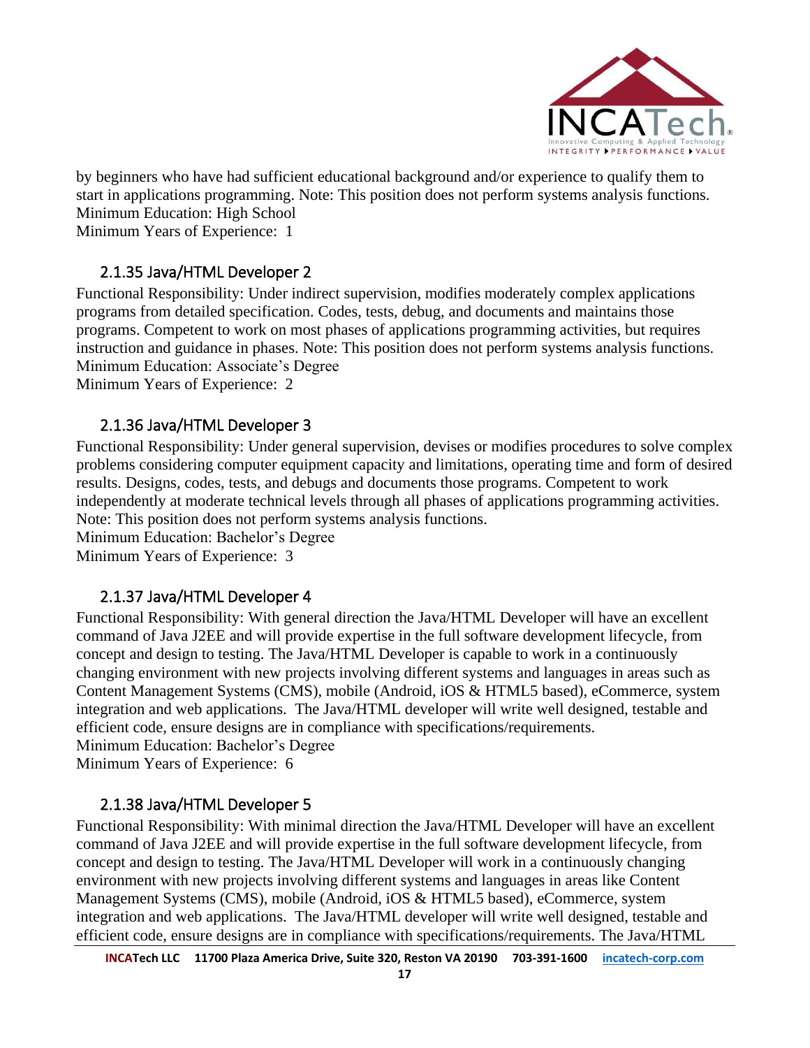by beginners who have had sufficient educational background and/or experience to qualify them to start in applications programming. Note: This position does not perform systems analysis functions.
Minimum Education: High School
Minimum Years of Experience: 1

### 2.1.35 Java/HTML Developer 2

Functional Responsibility: Under indirect supervision, modifies moderately complex applications programs from detailed specification. Codes, tests, debug, and documents and maintains those programs. Competent to work on most phases of applications programming activities, but requires instruction and guidance in phases. Note: This position does not perform systems analysis functions.
Minimum Education: Associate's Degree
Minimum Years of Experience: 2

### 2.1.36 Java/HTML Developer 3

Functional Responsibility: Under general supervision, devises or modifies procedures to solve complex problems considering computer equipment capacity and limitations, operating time and form of desired results. Designs, codes, tests, and debugs and documents those programs. Competent to work independently at moderate technical levels through all phases of applications programming activities. Note: This position does not perform systems analysis functions.
Minimum Education: Bachelor's Degree
Minimum Years of Experience: 3

### 2.1.37 Java/HTML Developer 4

Functional Responsibility: With general direction the Java/HTML Developer will have an excellent command of Java J2EE and will provide expertise in the full software development lifecycle, from concept and design to testing. The Java/HTML Developer is capable to work in a continuously changing environment with new projects involving different systems and languages in areas such as Content Management Systems (CMS), mobile (Android, iOS & HTML5 based), eCommerce, system integration and web applications. The Java/HTML developer will write well designed, testable and efficient code, ensure designs are in compliance with specifications/requirements.
Minimum Education: Bachelor's Degree
Minimum Years of Experience: 6

### 2.1.38 Java/HTML Developer 5

Functional Responsibility: With minimal direction the Java/HTML Developer will have an excellent command of Java J2EE and will provide expertise in the full software development lifecycle, from concept and design to testing. The Java/HTML Developer will work in a continuously changing environment with new projects involving different systems and languages in areas like Content Management Systems (CMS), mobile (Android, iOS & HTML5 based), eCommerce, system integration and web applications. The Java/HTML developer will write well designed, testable and efficient code, ensure designs are in compliance with specifications/requirements. The Java/HTML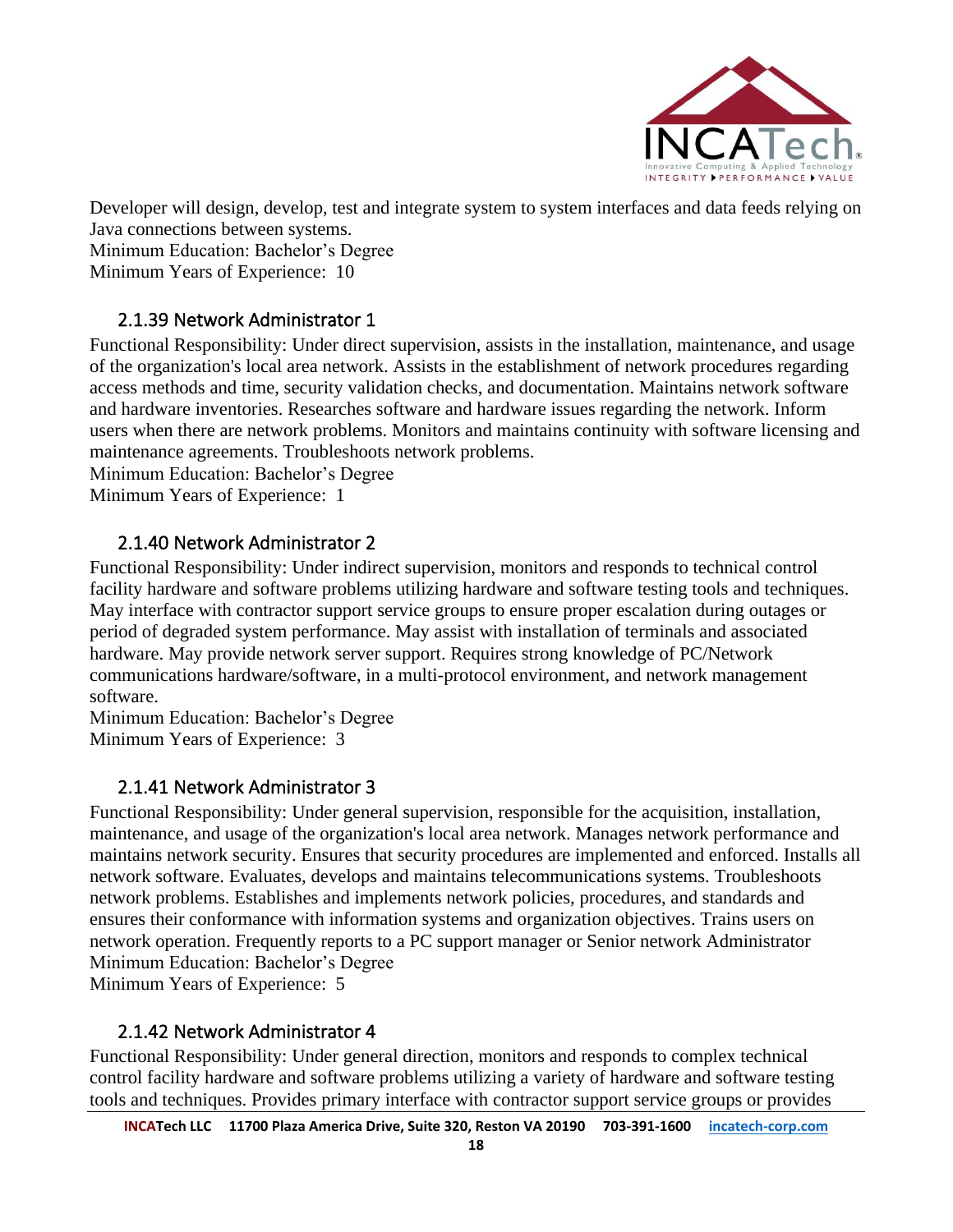Developer will design, develop, test and integrate system to system interfaces and data feeds relying on Java connections between systems.
Minimum Education: Bachelor's Degree
Minimum Years of Experience: 10

### 2.1.39 Network Administrator 1

Functional Responsibility: Under direct supervision, assists in the installation, maintenance, and usage of the organization's local area network. Assists in the establishment of network procedures regarding access methods and time, security validation checks, and documentation. Maintains network software and hardware inventories. Researches software and hardware issues regarding the network. Inform users when there are network problems. Monitors and maintains continuity with software licensing and maintenance agreements. Troubleshoots network problems.
Minimum Education: Bachelor's Degree
Minimum Years of Experience: 1

### 2.1.40 Network Administrator 2

Functional Responsibility: Under indirect supervision, monitors and responds to technical control facility hardware and software problems utilizing hardware and software testing tools and techniques. May interface with contractor support service groups to ensure proper escalation during outages or period of degraded system performance. May assist with installation of terminals and associated hardware. May provide network server support. Requires strong knowledge of PC/Network communications hardware/software, in a multi-protocol environment, and network management software.
Minimum Education: Bachelor's Degree
Minimum Years of Experience: 3

### 2.1.41 Network Administrator 3

Functional Responsibility: Under general supervision, responsible for the acquisition, installation, maintenance, and usage of the organization's local area network. Manages network performance and maintains network security. Ensures that security procedures are implemented and enforced. Installs all network software. Evaluates, develops and maintains telecommunications systems. Troubleshoots network problems. Establishes and implements network policies, procedures, and standards and ensures their conformance with information systems and organization objectives. Trains users on network operation. Frequently reports to a PC support manager or Senior network Administrator
Minimum Education: Bachelor's Degree
Minimum Years of Experience: 5

### 2.1.42 Network Administrator 4

Functional Responsibility: Under general direction, monitors and responds to complex technical control facility hardware and software problems utilizing a variety of hardware and software testing tools and techniques. Provides primary interface with contractor support service groups or provides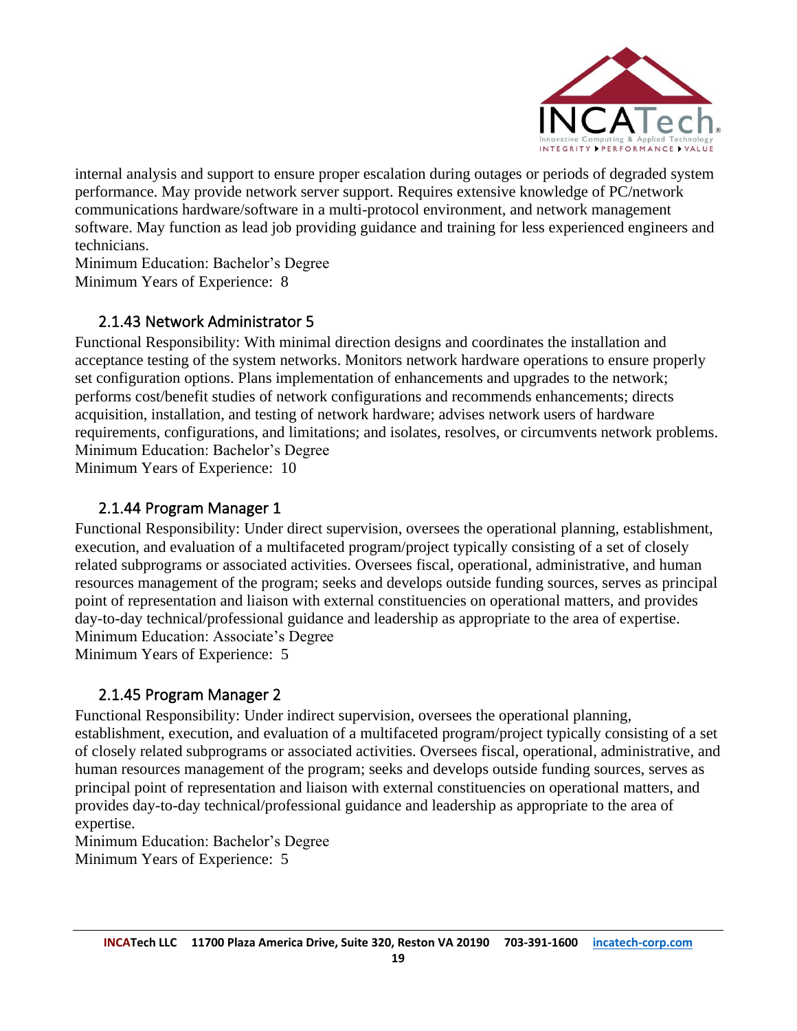internal analysis and support to ensure proper escalation during outages or periods of degraded system performance. May provide network server support. Requires extensive knowledge of PC/network communications hardware/software in a multi-protocol environment, and network management software. May function as lead job providing guidance and training for less experienced engineers and technicians.
Minimum Education: Bachelor's Degree
Minimum Years of Experience: 8

### 2.1.43 Network Administrator 5

Functional Responsibility: With minimal direction designs and coordinates the installation and acceptance testing of the system networks. Monitors network hardware operations to ensure properly set configuration options. Plans implementation of enhancements and upgrades to the network; performs cost/benefit studies of network configurations and recommends enhancements; directs acquisition, installation, and testing of network hardware; advises network users of hardware requirements, configurations, and limitations; and isolates, resolves, or circumvents network problems.
Minimum Education: Bachelor's Degree
Minimum Years of Experience: 10

### 2.1.44 Program Manager 1

Functional Responsibility: Under direct supervision, oversees the operational planning, establishment, execution, and evaluation of a multifaceted program/project typically consisting of a set of closely related subprograms or associated activities. Oversees fiscal, operational, administrative, and human resources management of the program; seeks and develops outside funding sources, serves as principal point of representation and liaison with external constituencies on operational matters, and provides day-to-day technical/professional guidance and leadership as appropriate to the area of expertise.
Minimum Education: Associate's Degree
Minimum Years of Experience: 5

### 2.1.45 Program Manager 2

Functional Responsibility: Under indirect supervision, oversees the operational planning, establishment, execution, and evaluation of a multifaceted program/project typically consisting of a set of closely related subprograms or associated activities. Oversees fiscal, operational, administrative, and human resources management of the program; seeks and develops outside funding sources, serves as principal point of representation and liaison with external constituencies on operational matters, and provides day-to-day technical/professional guidance and leadership as appropriate to the area of expertise.
Minimum Education: Bachelor's Degree
Minimum Years of Experience: 5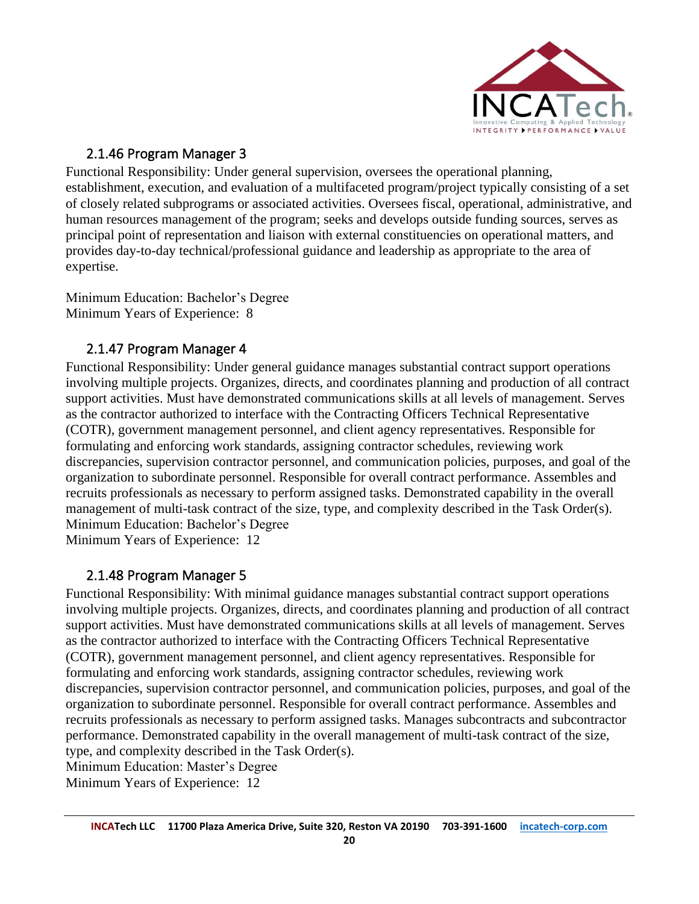### 2.1.46 Program Manager 3

Functional Responsibility: Under general supervision, oversees the operational planning, establishment, execution, and evaluation of a multifaceted program/project typically consisting of a set of closely related subprograms or associated activities. Oversees fiscal, operational, administrative, and human resources management of the program; seeks and develops outside funding sources, serves as principal point of representation and liaison with external constituencies on operational matters, and provides day-to-day technical/professional guidance and leadership as appropriate to the area of expertise.

Minimum Education: Bachelor's Degree
Minimum Years of Experience: 8

### 2.1.47 Program Manager 4

Functional Responsibility: Under general guidance manages substantial contract support operations involving multiple projects. Organizes, directs, and coordinates planning and production of all contract support activities. Must have demonstrated communications skills at all levels of management. Serves as the contractor authorized to interface with the Contracting Officers Technical Representative (COTR), government management personnel, and client agency representatives. Responsible for formulating and enforcing work standards, assigning contractor schedules, reviewing work discrepancies, supervision contractor personnel, and communication policies, purposes, and goal of the organization to subordinate personnel. Responsible for overall contract performance. Assembles and recruits professionals as necessary to perform assigned tasks. Demonstrated capability in the overall management of multi-task contract of the size, type, and complexity described in the Task Order(s).
Minimum Education: Bachelor's Degree
Minimum Years of Experience: 12

### 2.1.48 Program Manager 5

Functional Responsibility: With minimal guidance manages substantial contract support operations involving multiple projects. Organizes, directs, and coordinates planning and production of all contract support activities. Must have demonstrated communications skills at all levels of management. Serves as the contractor authorized to interface with the Contracting Officers Technical Representative (COTR), government management personnel, and client agency representatives. Responsible for formulating and enforcing work standards, assigning contractor schedules, reviewing work discrepancies, supervision contractor personnel, and communication policies, purposes, and goal of the organization to subordinate personnel. Responsible for overall contract performance. Assembles and recruits professionals as necessary to perform assigned tasks. Manages subcontracts and subcontractor performance. Demonstrated capability in the overall management of multi-task contract of the size, type, and complexity described in the Task Order(s).
Minimum Education: Master's Degree
Minimum Years of Experience: 12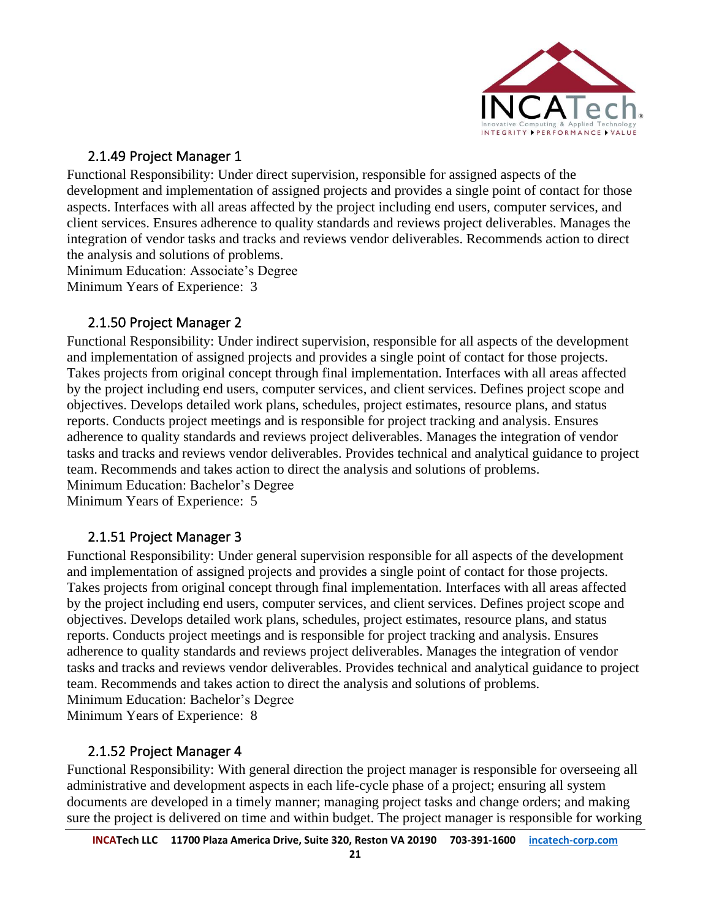### 2.1.49 Project Manager 1

Functional Responsibility: Under direct supervision, responsible for assigned aspects of the development and implementation of assigned projects and provides a single point of contact for those aspects. Interfaces with all areas affected by the project including end users, computer services, and client services. Ensures adherence to quality standards and reviews project deliverables. Manages the integration of vendor tasks and tracks and reviews vendor deliverables. Recommends action to direct the analysis and solutions of problems.
Minimum Education: Associate's Degree
Minimum Years of Experience: 3

### 2.1.50 Project Manager 2

Functional Responsibility: Under indirect supervision, responsible for all aspects of the development and implementation of assigned projects and provides a single point of contact for those projects. Takes projects from original concept through final implementation. Interfaces with all areas affected by the project including end users, computer services, and client services. Defines project scope and objectives. Develops detailed work plans, schedules, project estimates, resource plans, and status reports. Conducts project meetings and is responsible for project tracking and analysis. Ensures adherence to quality standards and reviews project deliverables. Manages the integration of vendor tasks and tracks and reviews vendor deliverables. Provides technical and analytical guidance to project team. Recommends and takes action to direct the analysis and solutions of problems.
Minimum Education: Bachelor's Degree
Minimum Years of Experience: 5

### 2.1.51 Project Manager 3

Functional Responsibility: Under general supervision responsible for all aspects of the development and implementation of assigned projects and provides a single point of contact for those projects. Takes projects from original concept through final implementation. Interfaces with all areas affected by the project including end users, computer services, and client services. Defines project scope and objectives. Develops detailed work plans, schedules, project estimates, resource plans, and status reports. Conducts project meetings and is responsible for project tracking and analysis. Ensures adherence to quality standards and reviews project deliverables. Manages the integration of vendor tasks and tracks and reviews vendor deliverables. Provides technical and analytical guidance to project team. Recommends and takes action to direct the analysis and solutions of problems.
Minimum Education: Bachelor's Degree
Minimum Years of Experience: 8

### 2.1.52 Project Manager 4

Functional Responsibility: With general direction the project manager is responsible for overseeing all administrative and development aspects in each life-cycle phase of a project; ensuring all system documents are developed in a timely manner; managing project tasks and change orders; and making sure the project is delivered on time and within budget. The project manager is responsible for working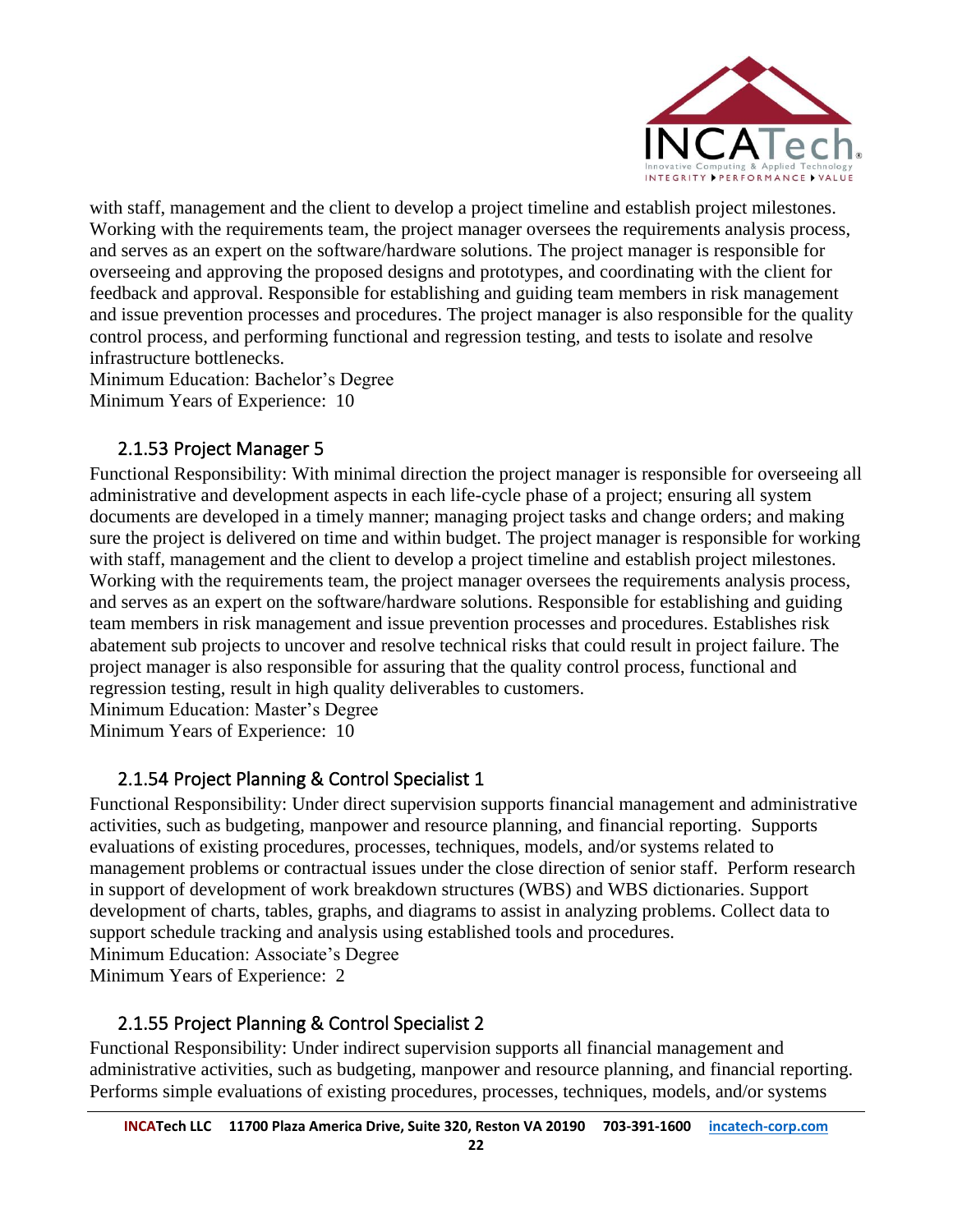with staff, management and the client to develop a project timeline and establish project milestones. Working with the requirements team, the project manager oversees the requirements analysis process, and serves as an expert on the software/hardware solutions. The project manager is responsible for overseeing and approving the proposed designs and prototypes, and coordinating with the client for feedback and approval. Responsible for establishing and guiding team members in risk management and issue prevention processes and procedures. The project manager is also responsible for the quality control process, and performing functional and regression testing, and tests to isolate and resolve infrastructure bottlenecks.
Minimum Education: Bachelor's Degree
Minimum Years of Experience: 10

### 2.1.53 Project Manager 5

Functional Responsibility: With minimal direction the project manager is responsible for overseeing all administrative and development aspects in each life-cycle phase of a project; ensuring all system documents are developed in a timely manner; managing project tasks and change orders; and making sure the project is delivered on time and within budget. The project manager is responsible for working with staff, management and the client to develop a project timeline and establish project milestones. Working with the requirements team, the project manager oversees the requirements analysis process, and serves as an expert on the software/hardware solutions. Responsible for establishing and guiding team members in risk management and issue prevention processes and procedures. Establishes risk abatement sub projects to uncover and resolve technical risks that could result in project failure. The project manager is also responsible for assuring that the quality control process, functional and regression testing, result in high quality deliverables to customers.
Minimum Education: Master's Degree
Minimum Years of Experience: 10

### 2.1.54 Project Planning & Control Specialist 1

Functional Responsibility: Under direct supervision supports financial management and administrative activities, such as budgeting, manpower and resource planning, and financial reporting. Supports evaluations of existing procedures, processes, techniques, models, and/or systems related to management problems or contractual issues under the close direction of senior staff. Perform research in support of development of work breakdown structures (WBS) and WBS dictionaries. Support development of charts, tables, graphs, and diagrams to assist in analyzing problems. Collect data to support schedule tracking and analysis using established tools and procedures.
Minimum Education: Associate's Degree
Minimum Years of Experience: 2

### 2.1.55 Project Planning & Control Specialist 2

Functional Responsibility: Under indirect supervision supports all financial management and administrative activities, such as budgeting, manpower and resource planning, and financial reporting. Performs simple evaluations of existing procedures, processes, techniques, models, and/or systems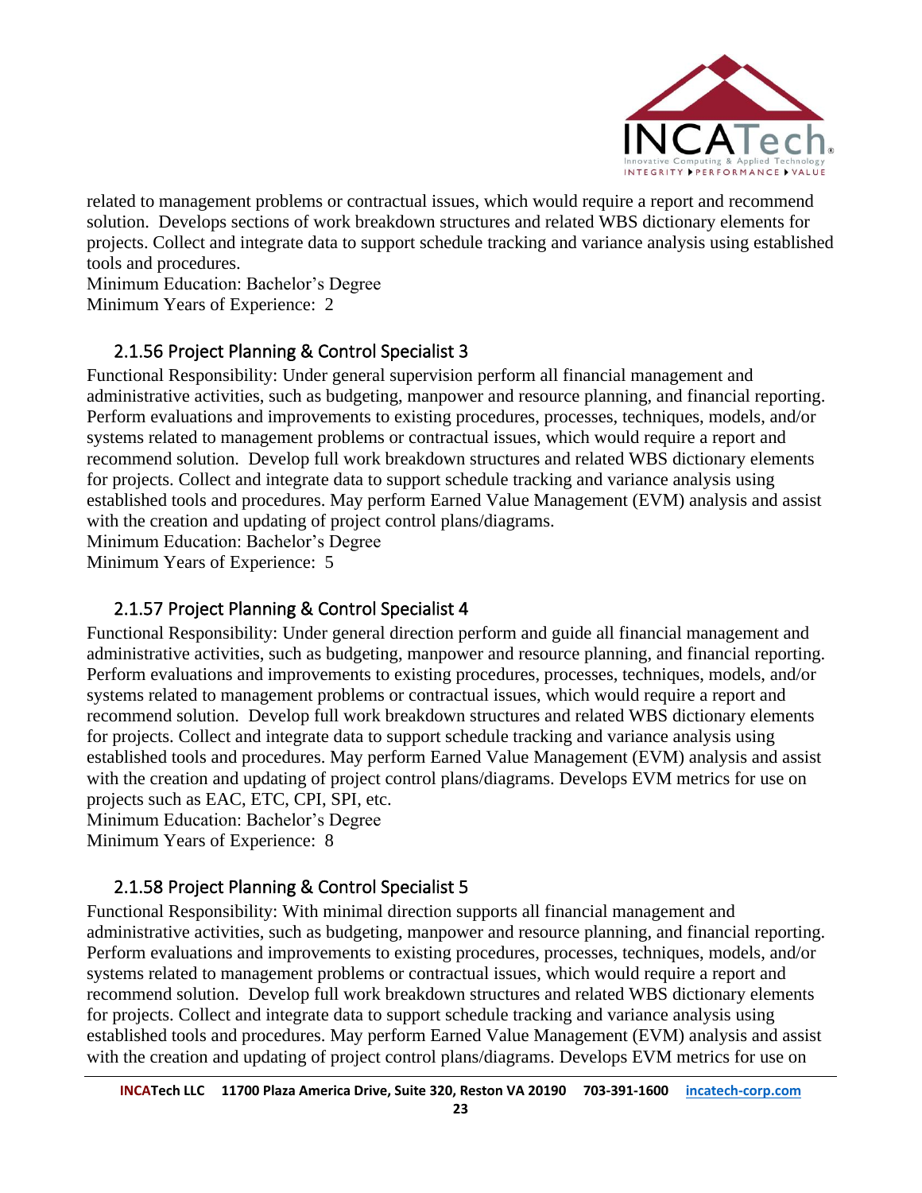related to management problems or contractual issues, which would require a report and recommend solution. Develops sections of work breakdown structures and related WBS dictionary elements for projects. Collect and integrate data to support schedule tracking and variance analysis using established tools and procedures.
Minimum Education: Bachelor's Degree
Minimum Years of Experience: 2

### 2.1.56 Project Planning & Control Specialist 3

Functional Responsibility: Under general supervision perform all financial management and administrative activities, such as budgeting, manpower and resource planning, and financial reporting. Perform evaluations and improvements to existing procedures, processes, techniques, models, and/or systems related to management problems or contractual issues, which would require a report and recommend solution. Develop full work breakdown structures and related WBS dictionary elements for projects. Collect and integrate data to support schedule tracking and variance analysis using established tools and procedures. May perform Earned Value Management (EVM) analysis and assist with the creation and updating of project control plans/diagrams.
Minimum Education: Bachelor's Degree
Minimum Years of Experience: 5

### 2.1.57 Project Planning & Control Specialist 4

Functional Responsibility: Under general direction perform and guide all financial management and administrative activities, such as budgeting, manpower and resource planning, and financial reporting. Perform evaluations and improvements to existing procedures, processes, techniques, models, and/or systems related to management problems or contractual issues, which would require a report and recommend solution. Develop full work breakdown structures and related WBS dictionary elements for projects. Collect and integrate data to support schedule tracking and variance analysis using established tools and procedures. May perform Earned Value Management (EVM) analysis and assist with the creation and updating of project control plans/diagrams. Develops EVM metrics for use on projects such as EAC, ETC, CPI, SPI, etc.
Minimum Education: Bachelor's Degree
Minimum Years of Experience: 8

### 2.1.58 Project Planning & Control Specialist 5

Functional Responsibility: With minimal direction supports all financial management and administrative activities, such as budgeting, manpower and resource planning, and financial reporting. Perform evaluations and improvements to existing procedures, processes, techniques, models, and/or systems related to management problems or contractual issues, which would require a report and recommend solution. Develop full work breakdown structures and related WBS dictionary elements for projects. Collect and integrate data to support schedule tracking and variance analysis using established tools and procedures. May perform Earned Value Management (EVM) analysis and assist with the creation and updating of project control plans/diagrams. Develops EVM metrics for use on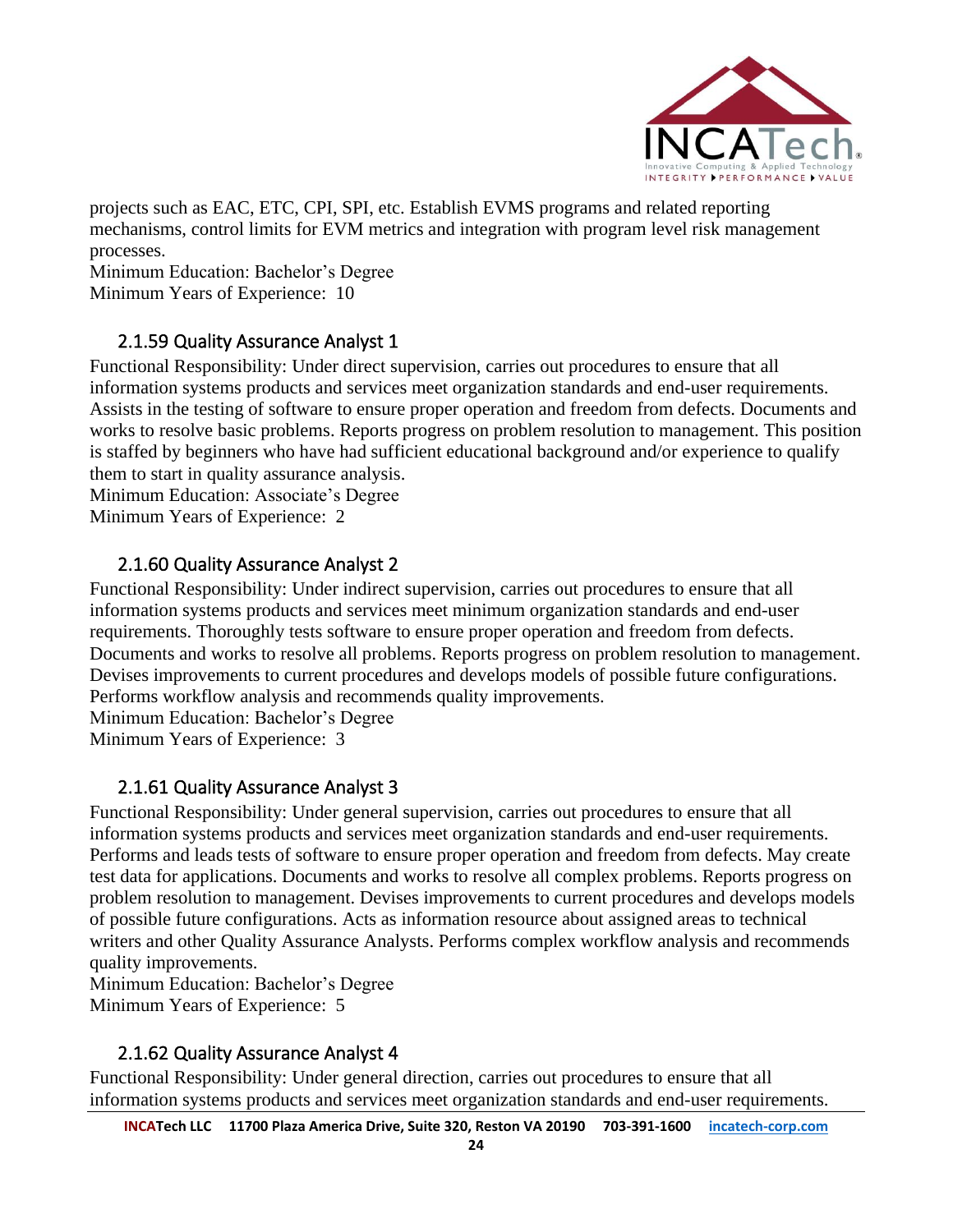projects such as EAC, ETC, CPI, SPI, etc. Establish EVMS programs and related reporting mechanisms, control limits for EVM metrics and integration with program level risk management processes.
Minimum Education: Bachelor's Degree
Minimum Years of Experience: 10

### 2.1.59 Quality Assurance Analyst 1

Functional Responsibility: Under direct supervision, carries out procedures to ensure that all information systems products and services meet organization standards and end-user requirements. Assists in the testing of software to ensure proper operation and freedom from defects. Documents and works to resolve basic problems. Reports progress on problem resolution to management. This position is staffed by beginners who have had sufficient educational background and/or experience to qualify them to start in quality assurance analysis.
Minimum Education: Associate's Degree
Minimum Years of Experience: 2

### 2.1.60 Quality Assurance Analyst 2

Functional Responsibility: Under indirect supervision, carries out procedures to ensure that all information systems products and services meet minimum organization standards and end-user requirements. Thoroughly tests software to ensure proper operation and freedom from defects. Documents and works to resolve all problems. Reports progress on problem resolution to management. Devises improvements to current procedures and develops models of possible future configurations. Performs workflow analysis and recommends quality improvements.
Minimum Education: Bachelor's Degree
Minimum Years of Experience: 3

### 2.1.61 Quality Assurance Analyst 3

Functional Responsibility: Under general supervision, carries out procedures to ensure that all information systems products and services meet organization standards and end-user requirements. Performs and leads tests of software to ensure proper operation and freedom from defects. May create test data for applications. Documents and works to resolve all complex problems. Reports progress on problem resolution to management. Devises improvements to current procedures and develops models of possible future configurations. Acts as information resource about assigned areas to technical writers and other Quality Assurance Analysts. Performs complex workflow analysis and recommends quality improvements.
Minimum Education: Bachelor's Degree
Minimum Years of Experience: 5

### 2.1.62 Quality Assurance Analyst 4

Functional Responsibility: Under general direction, carries out procedures to ensure that all information systems products and services meet organization standards and end-user requirements.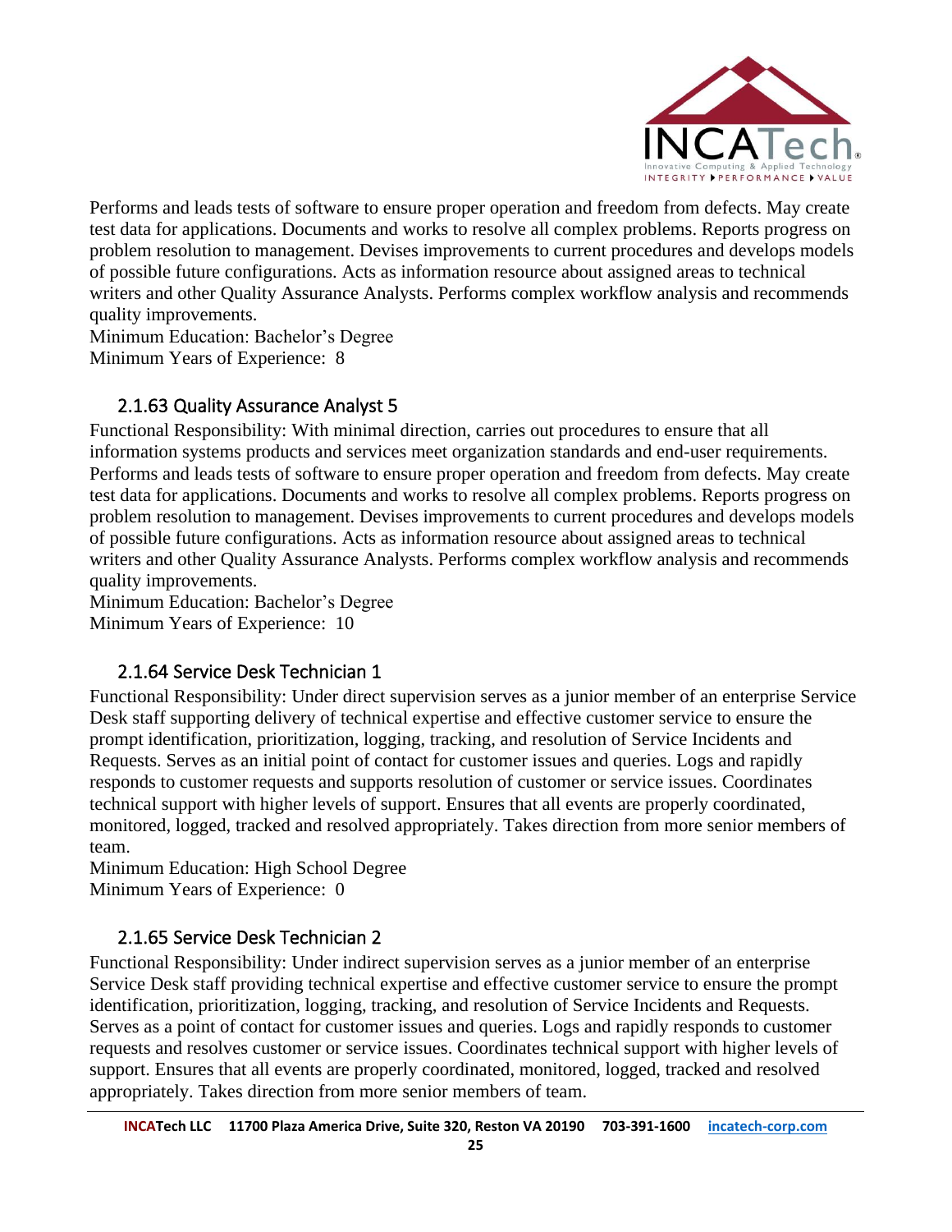Performs and leads tests of software to ensure proper operation and freedom from defects. May create test data for applications. Documents and works to resolve all complex problems. Reports progress on problem resolution to management. Devises improvements to current procedures and develops models of possible future configurations. Acts as information resource about assigned areas to technical writers and other Quality Assurance Analysts. Performs complex workflow analysis and recommends quality improvements.
Minimum Education: Bachelor's Degree
Minimum Years of Experience: 8

### 2.1.63 Quality Assurance Analyst 5

Functional Responsibility: With minimal direction, carries out procedures to ensure that all information systems products and services meet organization standards and end-user requirements. Performs and leads tests of software to ensure proper operation and freedom from defects. May create test data for applications. Documents and works to resolve all complex problems. Reports progress on problem resolution to management. Devises improvements to current procedures and develops models of possible future configurations. Acts as information resource about assigned areas to technical writers and other Quality Assurance Analysts. Performs complex workflow analysis and recommends quality improvements.
Minimum Education: Bachelor's Degree
Minimum Years of Experience: 10

### 2.1.64 Service Desk Technician 1

Functional Responsibility: Under direct supervision serves as a junior member of an enterprise Service Desk staff supporting delivery of technical expertise and effective customer service to ensure the prompt identification, prioritization, logging, tracking, and resolution of Service Incidents and Requests. Serves as an initial point of contact for customer issues and queries. Logs and rapidly responds to customer requests and supports resolution of customer or service issues. Coordinates technical support with higher levels of support. Ensures that all events are properly coordinated, monitored, logged, tracked and resolved appropriately. Takes direction from more senior members of team.
Minimum Education: High School Degree
Minimum Years of Experience: 0

### 2.1.65 Service Desk Technician 2

Functional Responsibility: Under indirect supervision serves as a junior member of an enterprise Service Desk staff providing technical expertise and effective customer service to ensure the prompt identification, prioritization, logging, tracking, and resolution of Service Incidents and Requests. Serves as a point of contact for customer issues and queries. Logs and rapidly responds to customer requests and resolves customer or service issues. Coordinates technical support with higher levels of support. Ensures that all events are properly coordinated, monitored, logged, tracked and resolved appropriately. Takes direction from more senior members of team.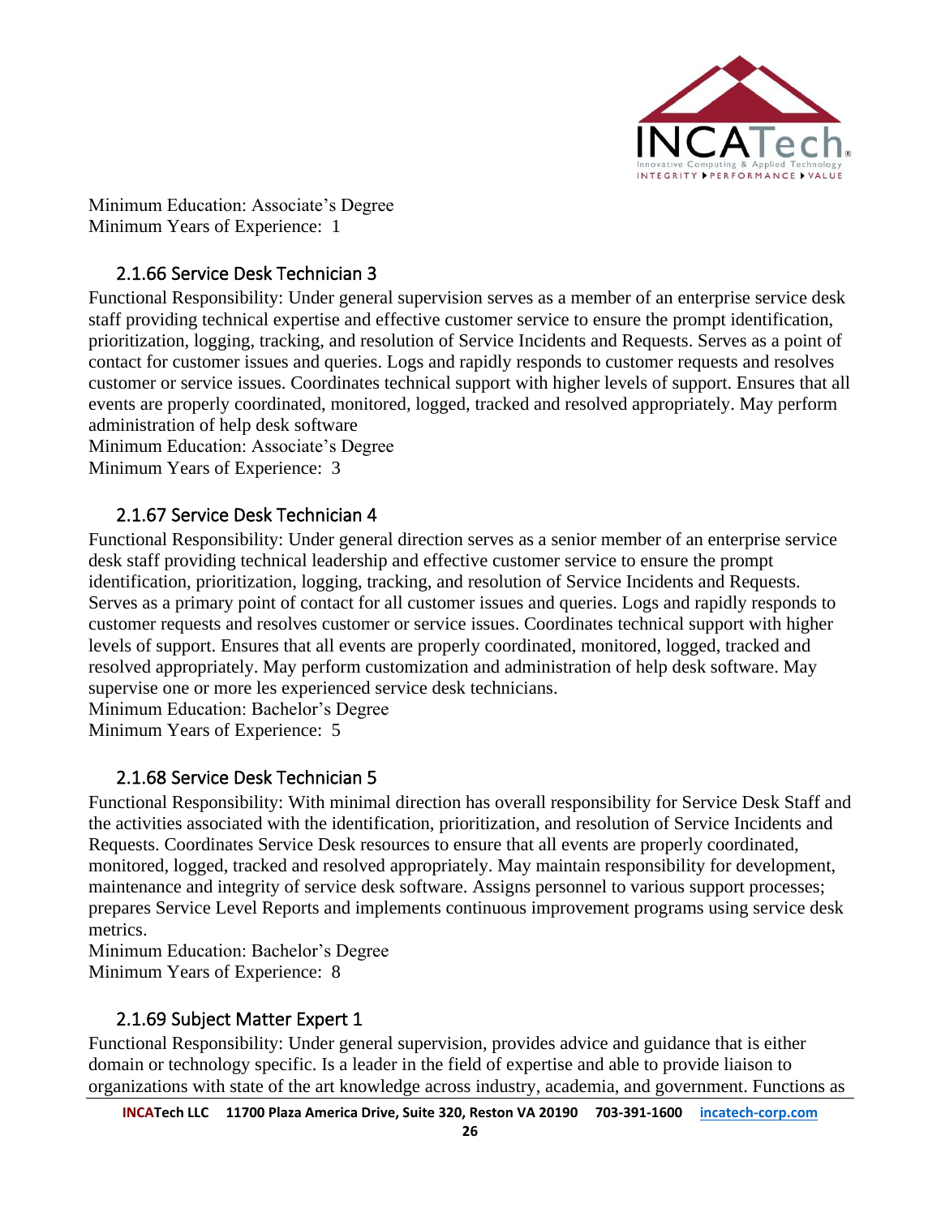Minimum Education: Associate's Degree
Minimum Years of Experience: 1

### 2.1.66 Service Desk Technician 3

Functional Responsibility: Under general supervision serves as a member of an enterprise service desk staff providing technical expertise and effective customer service to ensure the prompt identification, prioritization, logging, tracking, and resolution of Service Incidents and Requests. Serves as a point of contact for customer issues and queries. Logs and rapidly responds to customer requests and resolves customer or service issues. Coordinates technical support with higher levels of support. Ensures that all events are properly coordinated, monitored, logged, tracked and resolved appropriately. May perform administration of help desk software
Minimum Education: Associate's Degree
Minimum Years of Experience: 3

### 2.1.67 Service Desk Technician 4

Functional Responsibility: Under general direction serves as a senior member of an enterprise service desk staff providing technical leadership and effective customer service to ensure the prompt identification, prioritization, logging, tracking, and resolution of Service Incidents and Requests. Serves as a primary point of contact for all customer issues and queries. Logs and rapidly responds to customer requests and resolves customer or service issues. Coordinates technical support with higher levels of support. Ensures that all events are properly coordinated, monitored, logged, tracked and resolved appropriately. May perform customization and administration of help desk software. May supervise one or more les experienced service desk technicians.
Minimum Education: Bachelor's Degree
Minimum Years of Experience: 5

### 2.1.68 Service Desk Technician 5

Functional Responsibility: With minimal direction has overall responsibility for Service Desk Staff and the activities associated with the identification, prioritization, and resolution of Service Incidents and Requests. Coordinates Service Desk resources to ensure that all events are properly coordinated, monitored, logged, tracked and resolved appropriately. May maintain responsibility for development, maintenance and integrity of service desk software. Assigns personnel to various support processes; prepares Service Level Reports and implements continuous improvement programs using service desk metrics.
Minimum Education: Bachelor's Degree
Minimum Years of Experience: 8

### 2.1.69 Subject Matter Expert 1

Functional Responsibility: Under general supervision, provides advice and guidance that is either domain or technology specific. Is a leader in the field of expertise and able to provide liaison to organizations with state of the art knowledge across industry, academia, and government. Functions as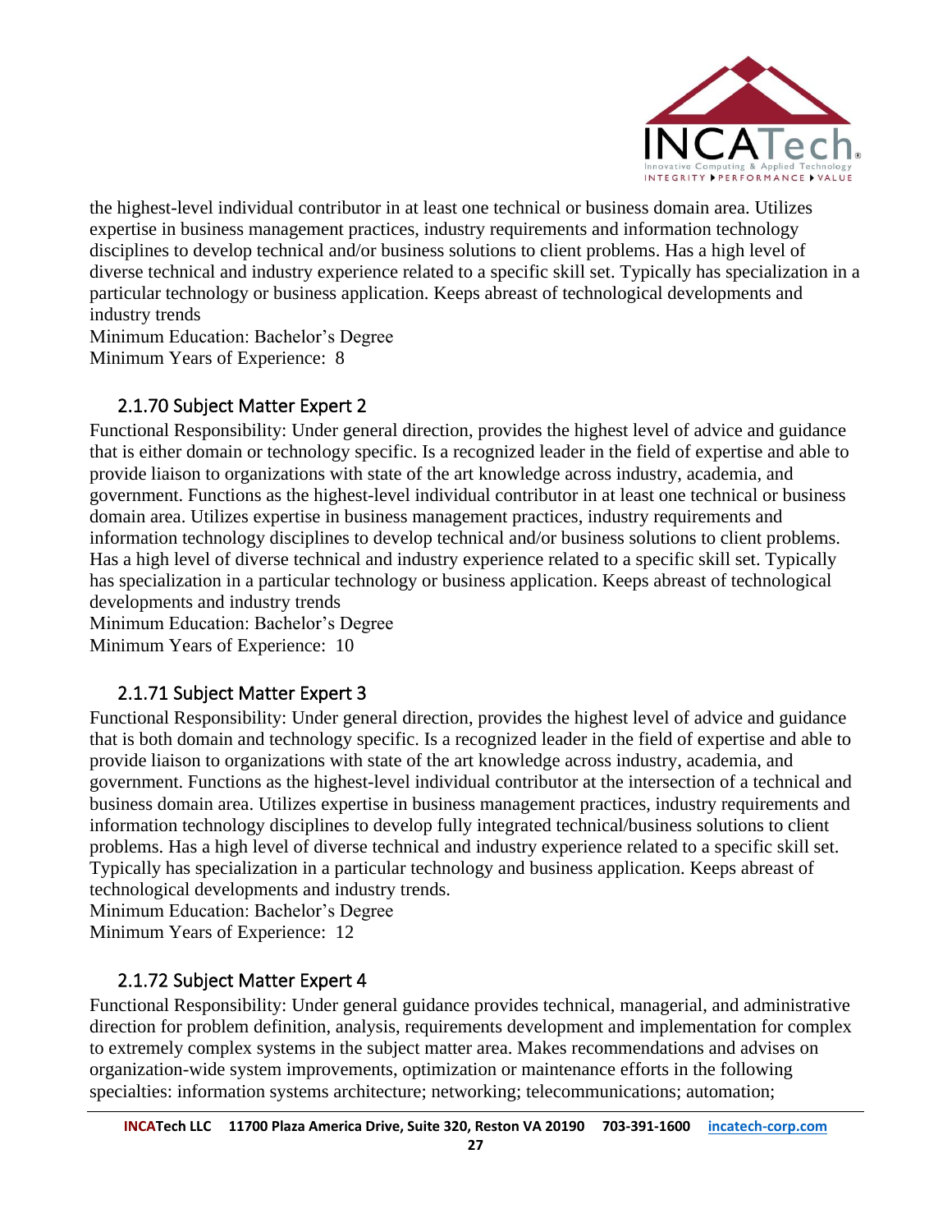the highest-level individual contributor in at least one technical or business domain area. Utilizes expertise in business management practices, industry requirements and information technology disciplines to develop technical and/or business solutions to client problems. Has a high level of diverse technical and industry experience related to a specific skill set. Typically has specialization in a particular technology or business application. Keeps abreast of technological developments and industry trends

Minimum Education: Bachelor's Degree
Minimum Years of Experience: 8

### 2.1.70 Subject Matter Expert 2

Functional Responsibility: Under general direction, provides the highest level of advice and guidance that is either domain or technology specific. Is a recognized leader in the field of expertise and able to provide liaison to organizations with state of the art knowledge across industry, academia, and government. Functions as the highest-level individual contributor in at least one technical or business domain area. Utilizes expertise in business management practices, industry requirements and information technology disciplines to develop technical and/or business solutions to client problems. Has a high level of diverse technical and industry experience related to a specific skill set. Typically has specialization in a particular technology or business application. Keeps abreast of technological developments and industry trends

Minimum Education: Bachelor's Degree
Minimum Years of Experience: 10

### 2.1.71 Subject Matter Expert 3

Functional Responsibility: Under general direction, provides the highest level of advice and guidance that is both domain and technology specific. Is a recognized leader in the field of expertise and able to provide liaison to organizations with state of the art knowledge across industry, academia, and government. Functions as the highest-level individual contributor at the intersection of a technical and business domain area. Utilizes expertise in business management practices, industry requirements and information technology disciplines to develop fully integrated technical/business solutions to client problems. Has a high level of diverse technical and industry experience related to a specific skill set. Typically has specialization in a particular technology and business application. Keeps abreast of technological developments and industry trends.

Minimum Education: Bachelor's Degree
Minimum Years of Experience: 12

### 2.1.72 Subject Matter Expert 4

Functional Responsibility: Under general guidance provides technical, managerial, and administrative direction for problem definition, analysis, requirements development and implementation for complex to extremely complex systems in the subject matter area. Makes recommendations and advises on organization-wide system improvements, optimization or maintenance efforts in the following specialties: information systems architecture; networking; telecommunications; automation;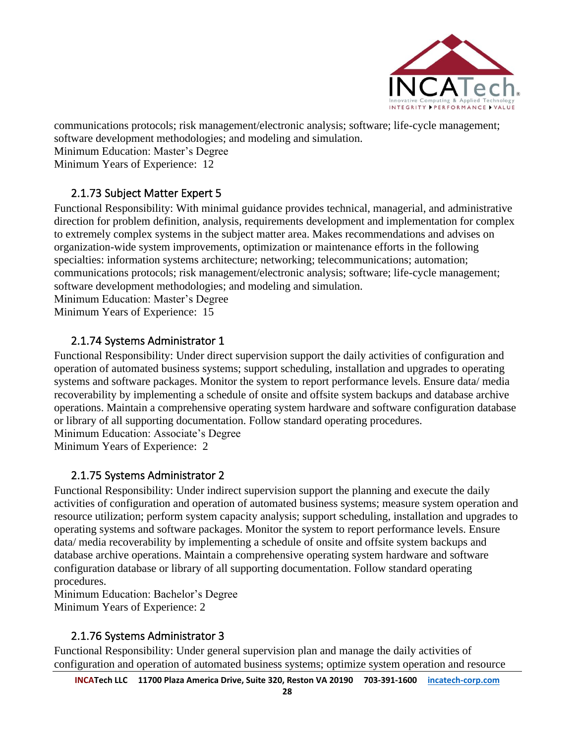communications protocols; risk management/electronic analysis; software; life-cycle management; software development methodologies; and modeling and simulation.
Minimum Education: Master's Degree
Minimum Years of Experience: 12

### 2.1.73 Subject Matter Expert 5

Functional Responsibility: With minimal guidance provides technical, managerial, and administrative direction for problem definition, analysis, requirements development and implementation for complex to extremely complex systems in the subject matter area. Makes recommendations and advises on organization-wide system improvements, optimization or maintenance efforts in the following specialties: information systems architecture; networking; telecommunications; automation; communications protocols; risk management/electronic analysis; software; life-cycle management; software development methodologies; and modeling and simulation.
Minimum Education: Master's Degree
Minimum Years of Experience: 15

### 2.1.74 Systems Administrator 1

Functional Responsibility: Under direct supervision support the daily activities of configuration and operation of automated business systems; support scheduling, installation and upgrades to operating systems and software packages. Monitor the system to report performance levels. Ensure data/ media recoverability by implementing a schedule of onsite and offsite system backups and database archive operations. Maintain a comprehensive operating system hardware and software configuration database or library of all supporting documentation. Follow standard operating procedures.
Minimum Education: Associate's Degree
Minimum Years of Experience: 2

### 2.1.75 Systems Administrator 2

Functional Responsibility: Under indirect supervision support the planning and execute the daily activities of configuration and operation of automated business systems; measure system operation and resource utilization; perform system capacity analysis; support scheduling, installation and upgrades to operating systems and software packages. Monitor the system to report performance levels. Ensure data/ media recoverability by implementing a schedule of onsite and offsite system backups and database archive operations. Maintain a comprehensive operating system hardware and software configuration database or library of all supporting documentation. Follow standard operating procedures.
Minimum Education: Bachelor's Degree
Minimum Years of Experience: 2

### 2.1.76 Systems Administrator 3

Functional Responsibility: Under general supervision plan and manage the daily activities of configuration and operation of automated business systems; optimize system operation and resource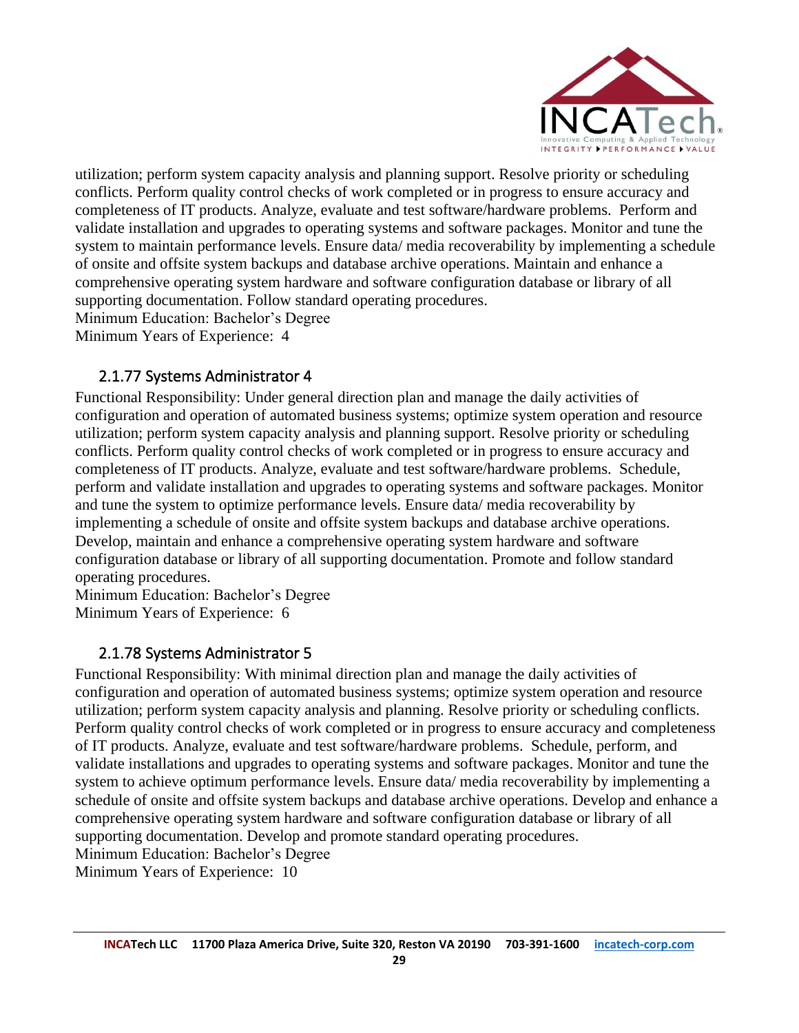utilization; perform system capacity analysis and planning support. Resolve priority or scheduling conflicts. Perform quality control checks of work completed or in progress to ensure accuracy and completeness of IT products. Analyze, evaluate and test software/hardware problems. Perform and validate installation and upgrades to operating systems and software packages. Monitor and tune the system to maintain performance levels. Ensure data/ media recoverability by implementing a schedule of onsite and offsite system backups and database archive operations. Maintain and enhance a comprehensive operating system hardware and software configuration database or library of all supporting documentation. Follow standard operating procedures.
Minimum Education: Bachelor's Degree
Minimum Years of Experience: 4

### 2.1.77 Systems Administrator 4

Functional Responsibility: Under general direction plan and manage the daily activities of configuration and operation of automated business systems; optimize system operation and resource utilization; perform system capacity analysis and planning support. Resolve priority or scheduling conflicts. Perform quality control checks of work completed or in progress to ensure accuracy and completeness of IT products. Analyze, evaluate and test software/hardware problems. Schedule, perform and validate installation and upgrades to operating systems and software packages. Monitor and tune the system to optimize performance levels. Ensure data/ media recoverability by implementing a schedule of onsite and offsite system backups and database archive operations. Develop, maintain and enhance a comprehensive operating system hardware and software configuration database or library of all supporting documentation. Promote and follow standard operating procedures.
Minimum Education: Bachelor's Degree
Minimum Years of Experience: 6

### 2.1.78 Systems Administrator 5

Functional Responsibility: With minimal direction plan and manage the daily activities of configuration and operation of automated business systems; optimize system operation and resource utilization; perform system capacity analysis and planning. Resolve priority or scheduling conflicts. Perform quality control checks of work completed or in progress to ensure accuracy and completeness of IT products. Analyze, evaluate and test software/hardware problems. Schedule, perform, and validate installations and upgrades to operating systems and software packages. Monitor and tune the system to achieve optimum performance levels. Ensure data/ media recoverability by implementing a schedule of onsite and offsite system backups and database archive operations. Develop and enhance a comprehensive operating system hardware and software configuration database or library of all supporting documentation. Develop and promote standard operating procedures.
Minimum Education: Bachelor's Degree
Minimum Years of Experience: 10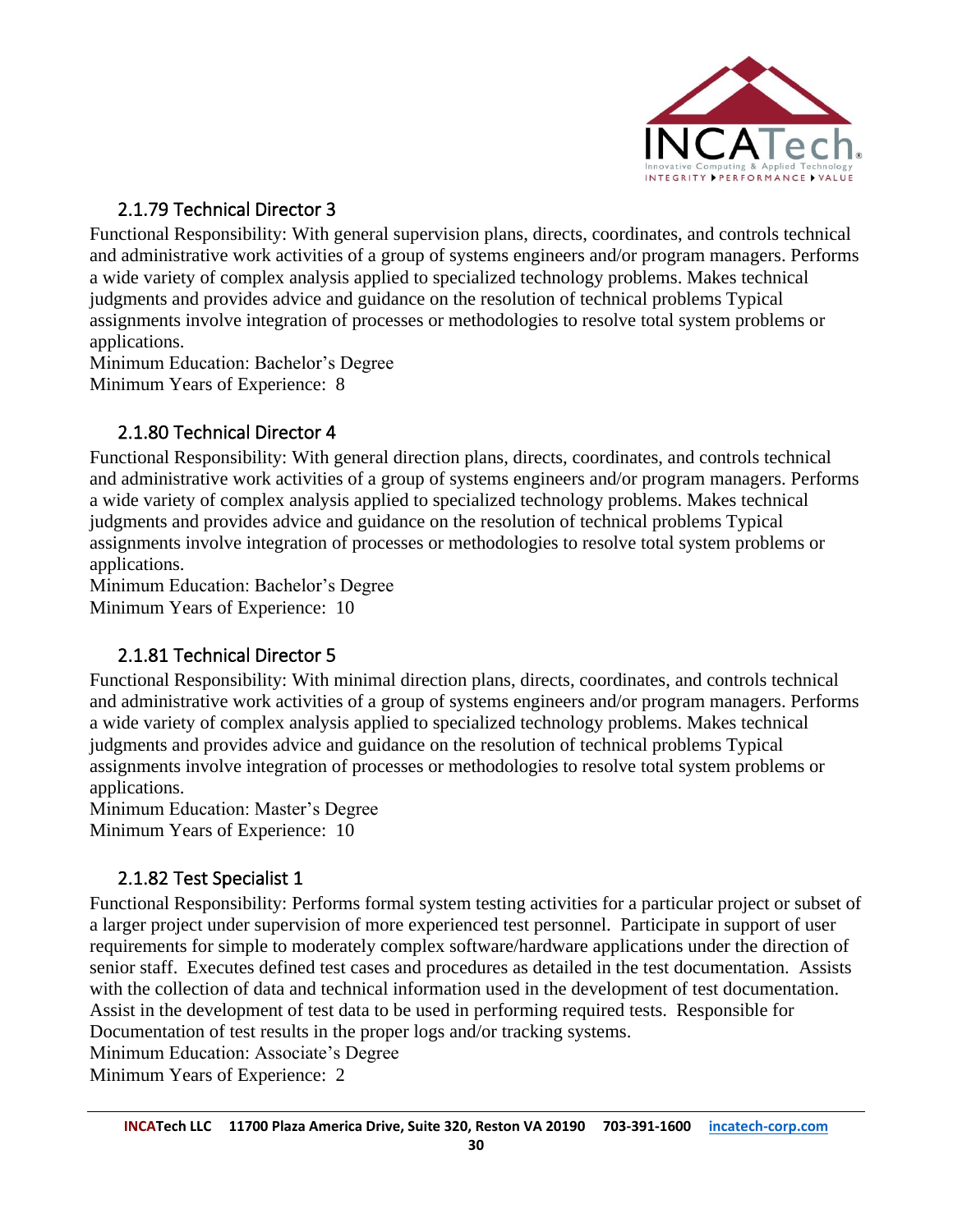### 2.1.79 Technical Director 3

Functional Responsibility: With general supervision plans, directs, coordinates, and controls technical and administrative work activities of a group of systems engineers and/or program managers. Performs a wide variety of complex analysis applied to specialized technology problems. Makes technical judgments and provides advice and guidance on the resolution of technical problems Typical assignments involve integration of processes or methodologies to resolve total system problems or applications.

Minimum Education: Bachelor's Degree

Minimum Years of Experience: 8

### 2.1.80 Technical Director 4

Functional Responsibility: With general direction plans, directs, coordinates, and controls technical and administrative work activities of a group of systems engineers and/or program managers. Performs a wide variety of complex analysis applied to specialized technology problems. Makes technical judgments and provides advice and guidance on the resolution of technical problems Typical assignments involve integration of processes or methodologies to resolve total system problems or applications.

Minimum Education: Bachelor's Degree

Minimum Years of Experience: 10

### 2.1.81 Technical Director 5

Functional Responsibility: With minimal direction plans, directs, coordinates, and controls technical and administrative work activities of a group of systems engineers and/or program managers. Performs a wide variety of complex analysis applied to specialized technology problems. Makes technical judgments and provides advice and guidance on the resolution of technical problems Typical assignments involve integration of processes or methodologies to resolve total system problems or applications.

Minimum Education: Master's Degree

Minimum Years of Experience: 10

### 2.1.82 Test Specialist 1

Functional Responsibility: Performs formal system testing activities for a particular project or subset of a larger project under supervision of more experienced test personnel. Participate in support of user requirements for simple to moderately complex software/hardware applications under the direction of senior staff. Executes defined test cases and procedures as detailed in the test documentation. Assists with the collection of data and technical information used in the development of test documentation. Assist in the development of test data to be used in performing required tests. Responsible for Documentation of test results in the proper logs and/or tracking systems.

Minimum Education: Associate's Degree

Minimum Years of Experience: 2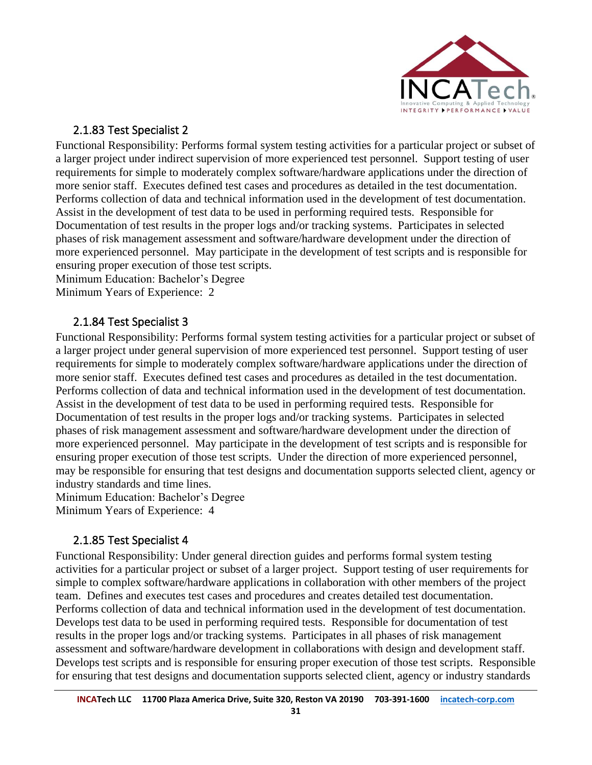### 2.1.83 Test Specialist 2

Functional Responsibility: Performs formal system testing activities for a particular project or subset of a larger project under indirect supervision of more experienced test personnel. Support testing of user requirements for simple to moderately complex software/hardware applications under the direction of more senior staff. Executes defined test cases and procedures as detailed in the test documentation. Performs collection of data and technical information used in the development of test documentation. Assist in the development of test data to be used in performing required tests. Responsible for Documentation of test results in the proper logs and/or tracking systems. Participates in selected phases of risk management assessment and software/hardware development under the direction of more experienced personnel. May participate in the development of test scripts and is responsible for ensuring proper execution of those test scripts.
Minimum Education: Bachelor's Degree
Minimum Years of Experience: 2

### 2.1.84 Test Specialist 3

Functional Responsibility: Performs formal system testing activities for a particular project or subset of a larger project under general supervision of more experienced test personnel. Support testing of user requirements for simple to moderately complex software/hardware applications under the direction of more senior staff. Executes defined test cases and procedures as detailed in the test documentation. Performs collection of data and technical information used in the development of test documentation. Assist in the development of test data to be used in performing required tests. Responsible for Documentation of test results in the proper logs and/or tracking systems. Participates in selected phases of risk management assessment and software/hardware development under the direction of more experienced personnel. May participate in the development of test scripts and is responsible for ensuring proper execution of those test scripts. Under the direction of more experienced personnel, may be responsible for ensuring that test designs and documentation supports selected client, agency or industry standards and time lines.
Minimum Education: Bachelor's Degree
Minimum Years of Experience: 4

### 2.1.85 Test Specialist 4

Functional Responsibility: Under general direction guides and performs formal system testing activities for a particular project or subset of a larger project. Support testing of user requirements for simple to complex software/hardware applications in collaboration with other members of the project team. Defines and executes test cases and procedures and creates detailed test documentation. Performs collection of data and technical information used in the development of test documentation. Develops test data to be used in performing required tests. Responsible for documentation of test results in the proper logs and/or tracking systems. Participates in all phases of risk management assessment and software/hardware development in collaborations with design and development staff. Develops test scripts and is responsible for ensuring proper execution of those test scripts. Responsible for ensuring that test designs and documentation supports selected client, agency or industry standards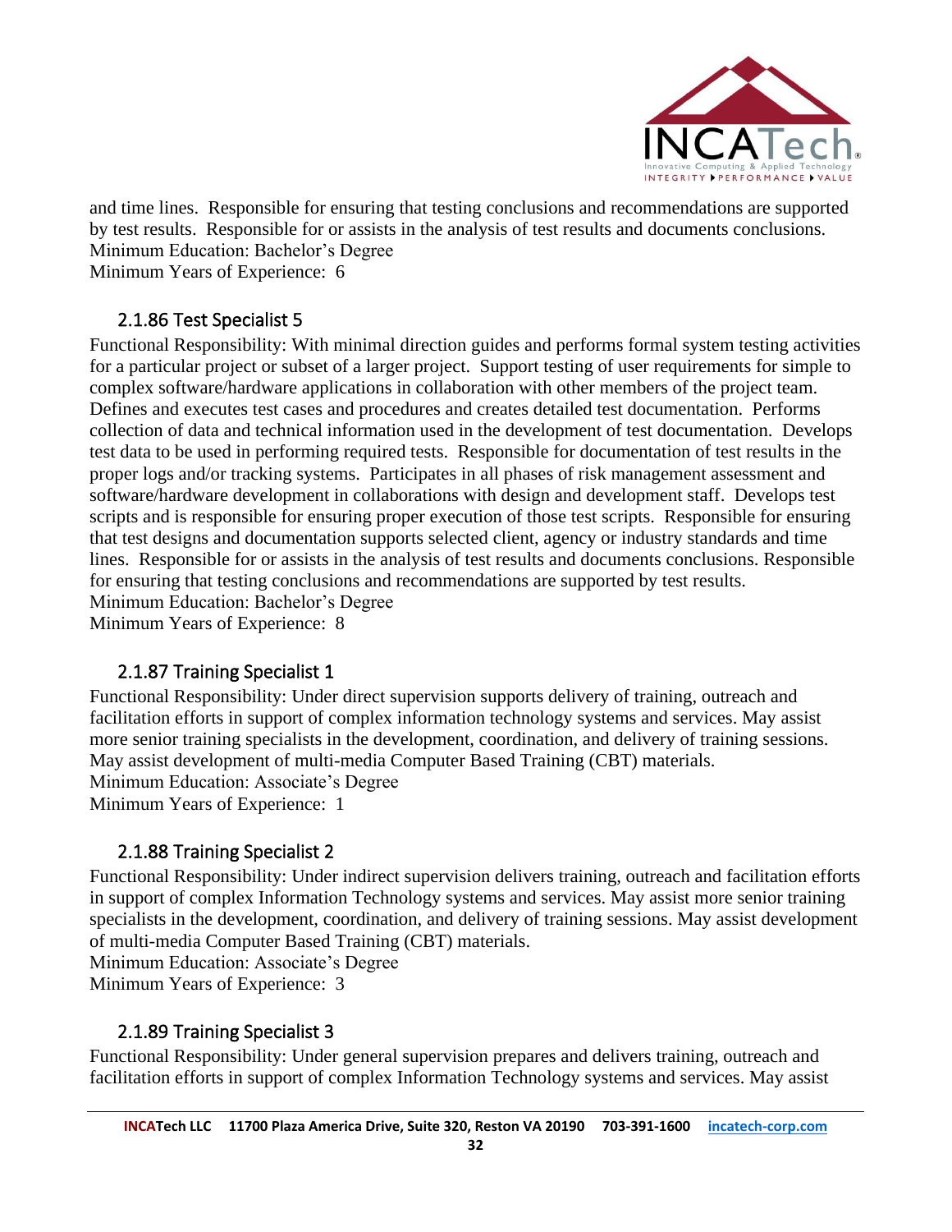and time lines. Responsible for ensuring that testing conclusions and recommendations are supported by test results. Responsible for or assists in the analysis of test results and documents conclusions.
Minimum Education: Bachelor's Degree
Minimum Years of Experience: 6

### 2.1.86 Test Specialist 5

Functional Responsibility: With minimal direction guides and performs formal system testing activities for a particular project or subset of a larger project. Support testing of user requirements for simple to complex software/hardware applications in collaboration with other members of the project team. Defines and executes test cases and procedures and creates detailed test documentation. Performs collection of data and technical information used in the development of test documentation. Develops test data to be used in performing required tests. Responsible for documentation of test results in the proper logs and/or tracking systems. Participates in all phases of risk management assessment and software/hardware development in collaborations with design and development staff. Develops test scripts and is responsible for ensuring proper execution of those test scripts. Responsible for ensuring that test designs and documentation supports selected client, agency or industry standards and time lines. Responsible for or assists in the analysis of test results and documents conclusions. Responsible for ensuring that testing conclusions and recommendations are supported by test results.
Minimum Education: Bachelor's Degree
Minimum Years of Experience: 8

### 2.1.87 Training Specialist 1

Functional Responsibility: Under direct supervision supports delivery of training, outreach and facilitation efforts in support of complex information technology systems and services. May assist more senior training specialists in the development, coordination, and delivery of training sessions. May assist development of multi-media Computer Based Training (CBT) materials.
Minimum Education: Associate's Degree
Minimum Years of Experience: 1

### 2.1.88 Training Specialist 2

Functional Responsibility: Under indirect supervision delivers training, outreach and facilitation efforts in support of complex Information Technology systems and services. May assist more senior training specialists in the development, coordination, and delivery of training sessions. May assist development of multi-media Computer Based Training (CBT) materials.
Minimum Education: Associate's Degree
Minimum Years of Experience: 3

### 2.1.89 Training Specialist 3

Functional Responsibility: Under general supervision prepares and delivers training, outreach and facilitation efforts in support of complex Information Technology systems and services. May assist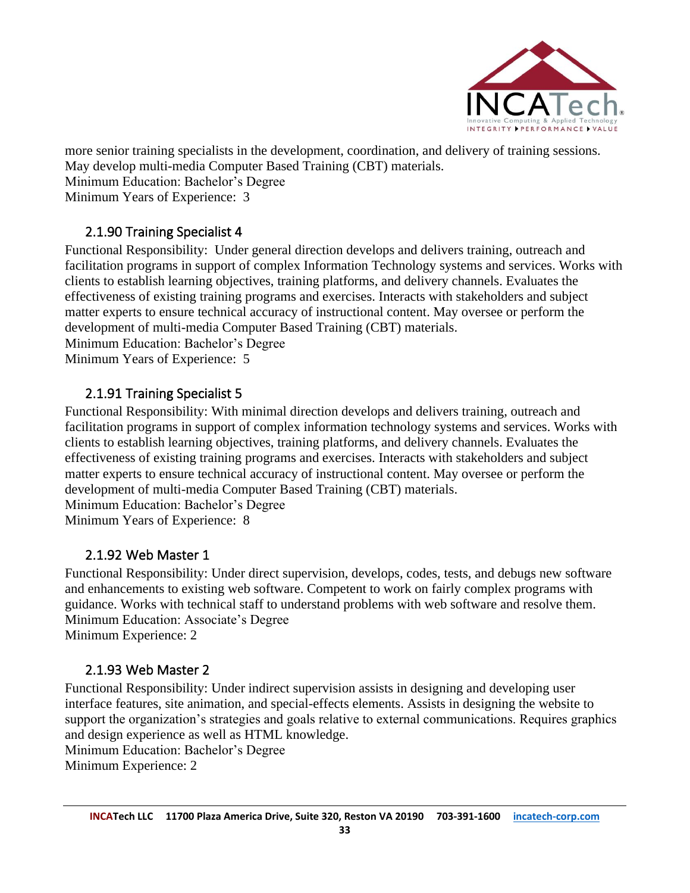more senior training specialists in the development, coordination, and delivery of training sessions. May develop multi-media Computer Based Training (CBT) materials.
Minimum Education: Bachelor's Degree
Minimum Years of Experience: 3

### 2.1.90 Training Specialist 4

Functional Responsibility: Under general direction develops and delivers training, outreach and facilitation programs in support of complex Information Technology systems and services. Works with clients to establish learning objectives, training platforms, and delivery channels. Evaluates the effectiveness of existing training programs and exercises. Interacts with stakeholders and subject matter experts to ensure technical accuracy of instructional content. May oversee or perform the development of multi-media Computer Based Training (CBT) materials.
Minimum Education: Bachelor's Degree
Minimum Years of Experience: 5

### 2.1.91 Training Specialist 5

Functional Responsibility: With minimal direction develops and delivers training, outreach and facilitation programs in support of complex information technology systems and services. Works with clients to establish learning objectives, training platforms, and delivery channels. Evaluates the effectiveness of existing training programs and exercises. Interacts with stakeholders and subject matter experts to ensure technical accuracy of instructional content. May oversee or perform the development of multi-media Computer Based Training (CBT) materials.
Minimum Education: Bachelor's Degree
Minimum Years of Experience: 8

### 2.1.92 Web Master 1

Functional Responsibility: Under direct supervision, develops, codes, tests, and debugs new software and enhancements to existing web software. Competent to work on fairly complex programs with guidance. Works with technical staff to understand problems with web software and resolve them.
Minimum Education: Associate's Degree
Minimum Experience: 2

### 2.1.93 Web Master 2

Functional Responsibility: Under indirect supervision assists in designing and developing user interface features, site animation, and special-effects elements. Assists in designing the website to support the organization's strategies and goals relative to external communications. Requires graphics and design experience as well as HTML knowledge.
Minimum Education: Bachelor's Degree
Minimum Experience: 2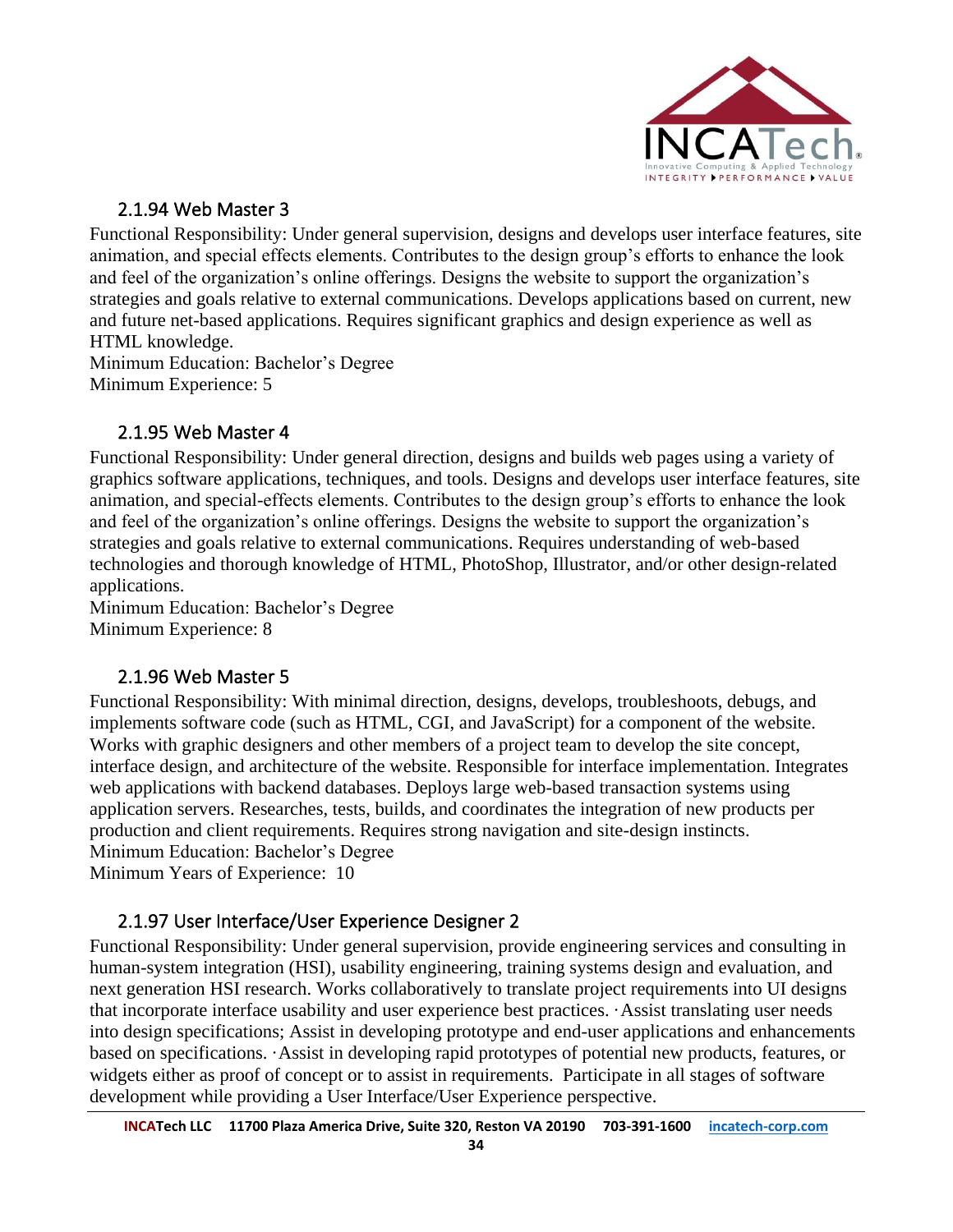### 2.1.94 Web Master 3

Functional Responsibility: Under general supervision, designs and develops user interface features, site animation, and special effects elements. Contributes to the design group's efforts to enhance the look and feel of the organization's online offerings. Designs the website to support the organization's strategies and goals relative to external communications. Develops applications based on current, new and future net-based applications. Requires significant graphics and design experience as well as HTML knowledge.
Minimum Education: Bachelor's Degree
Minimum Experience: 5

### 2.1.95 Web Master 4

Functional Responsibility: Under general direction, designs and builds web pages using a variety of graphics software applications, techniques, and tools. Designs and develops user interface features, site animation, and special-effects elements. Contributes to the design group's efforts to enhance the look and feel of the organization's online offerings. Designs the website to support the organization's strategies and goals relative to external communications. Requires understanding of web-based technologies and thorough knowledge of HTML, PhotoShop, Illustrator, and/or other design-related applications.
Minimum Education: Bachelor's Degree
Minimum Experience: 8

### 2.1.96 Web Master 5

Functional Responsibility: With minimal direction, designs, develops, troubleshoots, debugs, and implements software code (such as HTML, CGI, and JavaScript) for a component of the website. Works with graphic designers and other members of a project team to develop the site concept, interface design, and architecture of the website. Responsible for interface implementation. Integrates web applications with backend databases. Deploys large web-based transaction systems using application servers. Researches, tests, builds, and coordinates the integration of new products per production and client requirements. Requires strong navigation and site-design instincts.
Minimum Education: Bachelor's Degree
Minimum Years of Experience: 10

### 2.1.97 User Interface/User Experience Designer 2

Functional Responsibility: Under general supervision, provide engineering services and consulting in human-system integration (HSI), usability engineering, training systems design and evaluation, and next generation HSI research. Works collaboratively to translate project requirements into UI designs that incorporate interface usability and user experience best practices. ·Assist translating user needs into design specifications; Assist in developing prototype and end-user applications and enhancements based on specifications. ·Assist in developing rapid prototypes of potential new products, features, or widgets either as proof of concept or to assist in requirements. Participate in all stages of software development while providing a User Interface/User Experience perspective.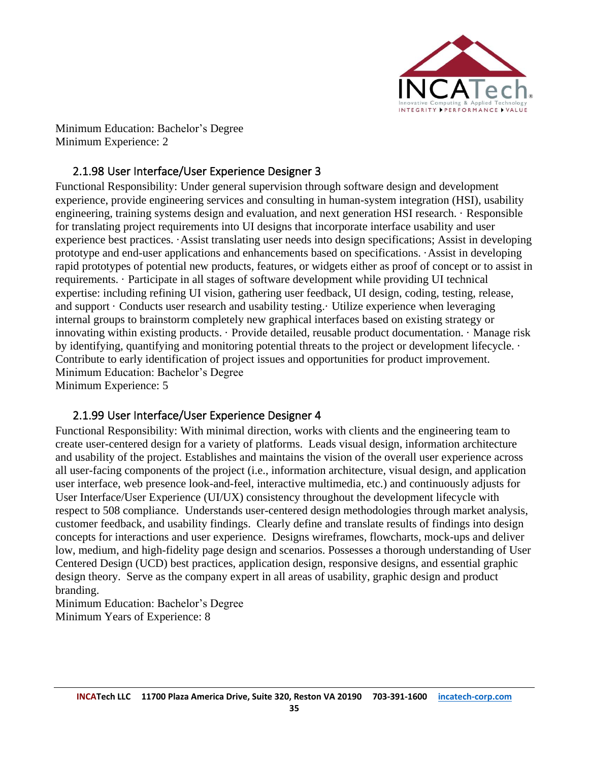Minimum Education: Bachelor's Degree
Minimum Experience: 2

### 2.1.98 User Interface/User Experience Designer 3

Functional Responsibility: Under general supervision through software design and development experience, provide engineering services and consulting in human-system integration (HSI), usability engineering, training systems design and evaluation, and next generation HSI research. · Responsible for translating project requirements into UI designs that incorporate interface usability and user experience best practices. ·Assist translating user needs into design specifications; Assist in developing prototype and end-user applications and enhancements based on specifications. ·Assist in developing rapid prototypes of potential new products, features, or widgets either as proof of concept or to assist in requirements. · Participate in all stages of software development while providing UI technical expertise: including refining UI vision, gathering user feedback, UI design, coding, testing, release, and support · Conducts user research and usability testing.· Utilize experience when leveraging internal groups to brainstorm completely new graphical interfaces based on existing strategy or innovating within existing products. · Provide detailed, reusable product documentation. · Manage risk by identifying, quantifying and monitoring potential threats to the project or development lifecycle. · Contribute to early identification of project issues and opportunities for product improvement.
Minimum Education: Bachelor's Degree
Minimum Experience: 5

### 2.1.99 User Interface/User Experience Designer 4

Functional Responsibility: With minimal direction, works with clients and the engineering team to create user-centered design for a variety of platforms. Leads visual design, information architecture and usability of the project. Establishes and maintains the vision of the overall user experience across all user-facing components of the project (i.e., information architecture, visual design, and application user interface, web presence look-and-feel, interactive multimedia, etc.) and continuously adjusts for User Interface/User Experience (UI/UX) consistency throughout the development lifecycle with respect to 508 compliance. Understands user-centered design methodologies through market analysis, customer feedback, and usability findings. Clearly define and translate results of findings into design concepts for interactions and user experience. Designs wireframes, flowcharts, mock-ups and deliver low, medium, and high-fidelity page design and scenarios. Possesses a thorough understanding of User Centered Design (UCD) best practices, application design, responsive designs, and essential graphic design theory. Serve as the company expert in all areas of usability, graphic design and product branding.
Minimum Education: Bachelor's Degree
Minimum Years of Experience: 8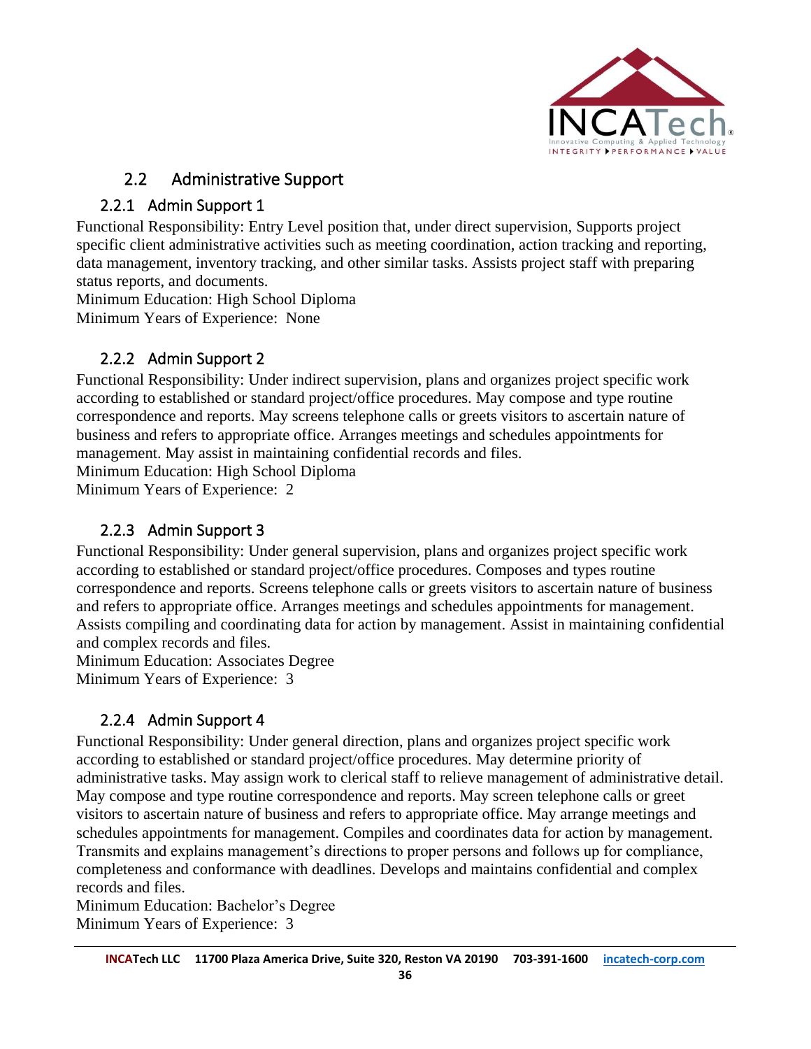## 2.2 Administrative Support

### 2.2.1 Admin Support 1

Functional Responsibility: Entry Level position that, under direct supervision, Supports project specific client administrative activities such as meeting coordination, action tracking and reporting, data management, inventory tracking, and other similar tasks. Assists project staff with preparing status reports, and documents.
Minimum Education: High School Diploma
Minimum Years of Experience: None

### 2.2.2 Admin Support 2

Functional Responsibility: Under indirect supervision, plans and organizes project specific work according to established or standard project/office procedures. May compose and type routine correspondence and reports. May screens telephone calls or greets visitors to ascertain nature of business and refers to appropriate office. Arranges meetings and schedules appointments for management. May assist in maintaining confidential records and files.
Minimum Education: High School Diploma
Minimum Years of Experience: 2

### 2.2.3 Admin Support 3

Functional Responsibility: Under general supervision, plans and organizes project specific work according to established or standard project/office procedures. Composes and types routine correspondence and reports. Screens telephone calls or greets visitors to ascertain nature of business and refers to appropriate office. Arranges meetings and schedules appointments for management. Assists compiling and coordinating data for action by management. Assist in maintaining confidential and complex records and files.
Minimum Education: Associates Degree
Minimum Years of Experience: 3

### 2.2.4 Admin Support 4

Functional Responsibility: Under general direction, plans and organizes project specific work according to established or standard project/office procedures. May determine priority of administrative tasks. May assign work to clerical staff to relieve management of administrative detail. May compose and type routine correspondence and reports. May screen telephone calls or greet visitors to ascertain nature of business and refers to appropriate office. May arrange meetings and schedules appointments for management. Compiles and coordinates data for action by management. Transmits and explains management's directions to proper persons and follows up for compliance, completeness and conformance with deadlines. Develops and maintains confidential and complex records and files.
Minimum Education: Bachelor's Degree
Minimum Years of Experience: 3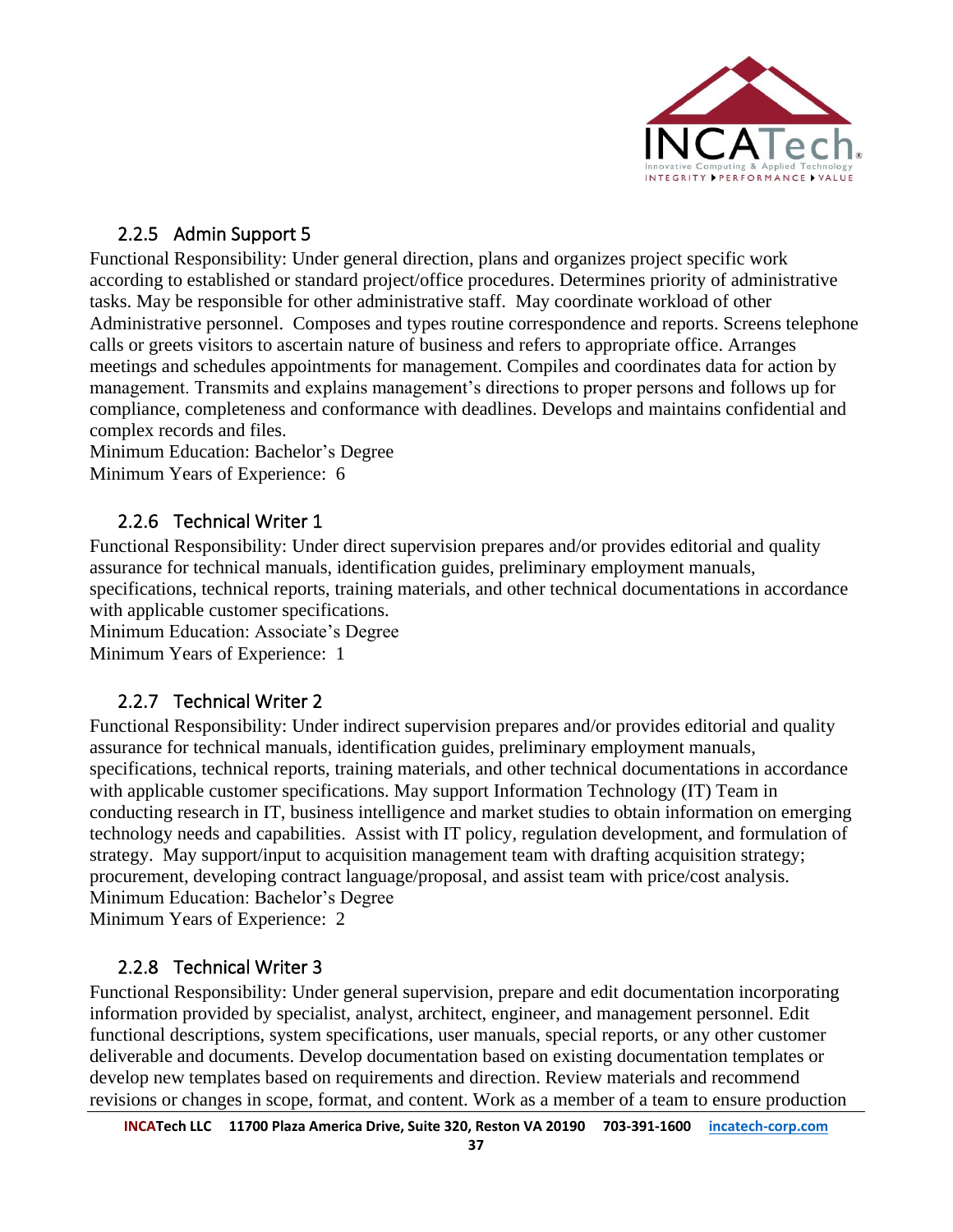### 2.2.5 Admin Support 5

Functional Responsibility: Under general direction, plans and organizes project specific work according to established or standard project/office procedures. Determines priority of administrative tasks. May be responsible for other administrative staff. May coordinate workload of other Administrative personnel. Composes and types routine correspondence and reports. Screens telephone calls or greets visitors to ascertain nature of business and refers to appropriate office. Arranges meetings and schedules appointments for management. Compiles and coordinates data for action by management. Transmits and explains management's directions to proper persons and follows up for compliance, completeness and conformance with deadlines. Develops and maintains confidential and complex records and files.
Minimum Education: Bachelor's Degree
Minimum Years of Experience: 6

### 2.2.6 Technical Writer 1

Functional Responsibility: Under direct supervision prepares and/or provides editorial and quality assurance for technical manuals, identification guides, preliminary employment manuals, specifications, technical reports, training materials, and other technical documentations in accordance with applicable customer specifications.
Minimum Education: Associate's Degree
Minimum Years of Experience: 1

### 2.2.7 Technical Writer 2

Functional Responsibility: Under indirect supervision prepares and/or provides editorial and quality assurance for technical manuals, identification guides, preliminary employment manuals, specifications, technical reports, training materials, and other technical documentations in accordance with applicable customer specifications. May support Information Technology (IT) Team in conducting research in IT, business intelligence and market studies to obtain information on emerging technology needs and capabilities. Assist with IT policy, regulation development, and formulation of strategy. May support/input to acquisition management team with drafting acquisition strategy; procurement, developing contract language/proposal, and assist team with price/cost analysis.
Minimum Education: Bachelor's Degree
Minimum Years of Experience: 2

### 2.2.8 Technical Writer 3

Functional Responsibility: Under general supervision, prepare and edit documentation incorporating information provided by specialist, analyst, architect, engineer, and management personnel. Edit functional descriptions, system specifications, user manuals, special reports, or any other customer deliverable and documents. Develop documentation based on existing documentation templates or develop new templates based on requirements and direction. Review materials and recommend revisions or changes in scope, format, and content. Work as a member of a team to ensure production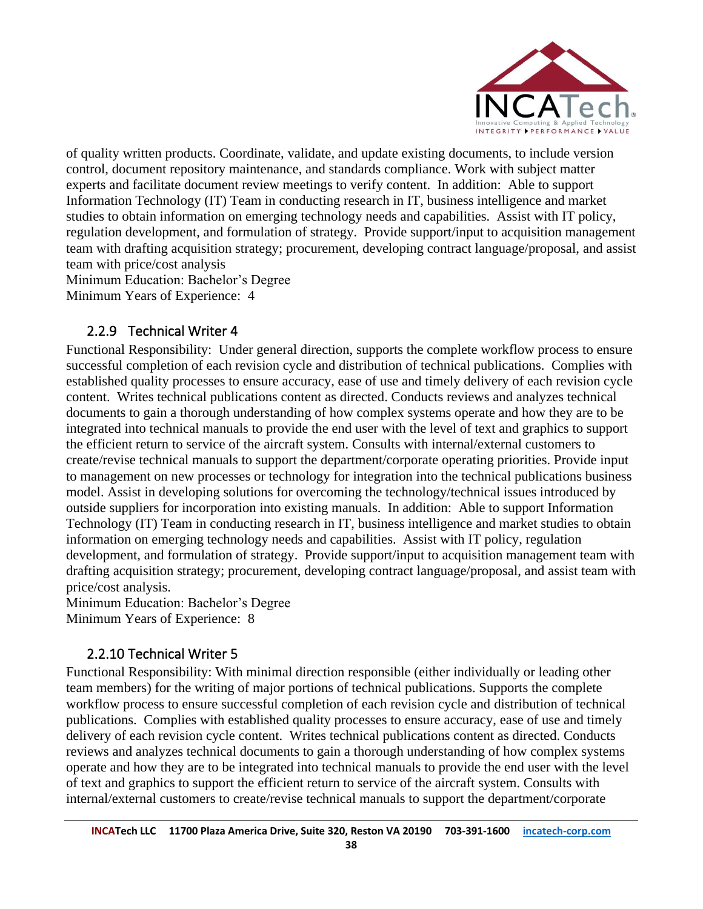of quality written products. Coordinate, validate, and update existing documents, to include version control, document repository maintenance, and standards compliance. Work with subject matter experts and facilitate document review meetings to verify content. In addition: Able to support Information Technology (IT) Team in conducting research in IT, business intelligence and market studies to obtain information on emerging technology needs and capabilities. Assist with IT policy, regulation development, and formulation of strategy. Provide support/input to acquisition management team with drafting acquisition strategy; procurement, developing contract language/proposal, and assist team with price/cost analysis

Minimum Education: Bachelor's Degree
Minimum Years of Experience: 4

### 2.2.9 Technical Writer 4

Functional Responsibility: Under general direction, supports the complete workflow process to ensure successful completion of each revision cycle and distribution of technical publications. Complies with established quality processes to ensure accuracy, ease of use and timely delivery of each revision cycle content. Writes technical publications content as directed. Conducts reviews and analyzes technical documents to gain a thorough understanding of how complex systems operate and how they are to be integrated into technical manuals to provide the end user with the level of text and graphics to support the efficient return to service of the aircraft system. Consults with internal/external customers to create/revise technical manuals to support the department/corporate operating priorities. Provide input to management on new processes or technology for integration into the technical publications business model. Assist in developing solutions for overcoming the technology/technical issues introduced by outside suppliers for incorporation into existing manuals. In addition: Able to support Information Technology (IT) Team in conducting research in IT, business intelligence and market studies to obtain information on emerging technology needs and capabilities. Assist with IT policy, regulation development, and formulation of strategy. Provide support/input to acquisition management team with drafting acquisition strategy; procurement, developing contract language/proposal, and assist team with price/cost analysis.

Minimum Education: Bachelor's Degree
Minimum Years of Experience: 8

### 2.2.10 Technical Writer 5

Functional Responsibility: With minimal direction responsible (either individually or leading other team members) for the writing of major portions of technical publications. Supports the complete workflow process to ensure successful completion of each revision cycle and distribution of technical publications. Complies with established quality processes to ensure accuracy, ease of use and timely delivery of each revision cycle content. Writes technical publications content as directed. Conducts reviews and analyzes technical documents to gain a thorough understanding of how complex systems operate and how they are to be integrated into technical manuals to provide the end user with the level of text and graphics to support the efficient return to service of the aircraft system. Consults with internal/external customers to create/revise technical manuals to support the department/corporate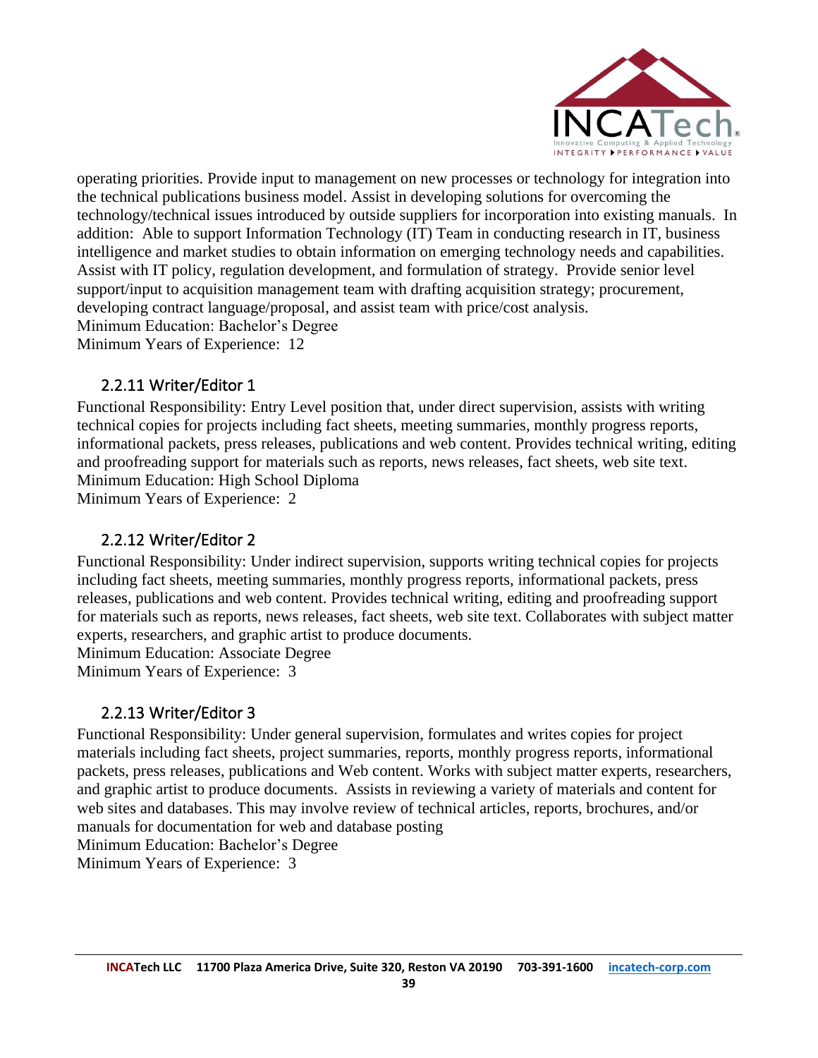operating priorities. Provide input to management on new processes or technology for integration into the technical publications business model. Assist in developing solutions for overcoming the technology/technical issues introduced by outside suppliers for incorporation into existing manuals. In addition: Able to support Information Technology (IT) Team in conducting research in IT, business intelligence and market studies to obtain information on emerging technology needs and capabilities. Assist with IT policy, regulation development, and formulation of strategy. Provide senior level support/input to acquisition management team with drafting acquisition strategy; procurement, developing contract language/proposal, and assist team with price/cost analysis.
Minimum Education: Bachelor's Degree
Minimum Years of Experience: 12

### 2.2.11 Writer/Editor 1

Functional Responsibility: Entry Level position that, under direct supervision, assists with writing technical copies for projects including fact sheets, meeting summaries, monthly progress reports, informational packets, press releases, publications and web content. Provides technical writing, editing and proofreading support for materials such as reports, news releases, fact sheets, web site text.
Minimum Education: High School Diploma
Minimum Years of Experience: 2

### 2.2.12 Writer/Editor 2

Functional Responsibility: Under indirect supervision, supports writing technical copies for projects including fact sheets, meeting summaries, monthly progress reports, informational packets, press releases, publications and web content. Provides technical writing, editing and proofreading support for materials such as reports, news releases, fact sheets, web site text. Collaborates with subject matter experts, researchers, and graphic artist to produce documents.
Minimum Education: Associate Degree
Minimum Years of Experience: 3

### 2.2.13 Writer/Editor 3

Functional Responsibility: Under general supervision, formulates and writes copies for project materials including fact sheets, project summaries, reports, monthly progress reports, informational packets, press releases, publications and Web content. Works with subject matter experts, researchers, and graphic artist to produce documents. Assists in reviewing a variety of materials and content for web sites and databases. This may involve review of technical articles, reports, brochures, and/or manuals for documentation for web and database posting
Minimum Education: Bachelor's Degree
Minimum Years of Experience: 3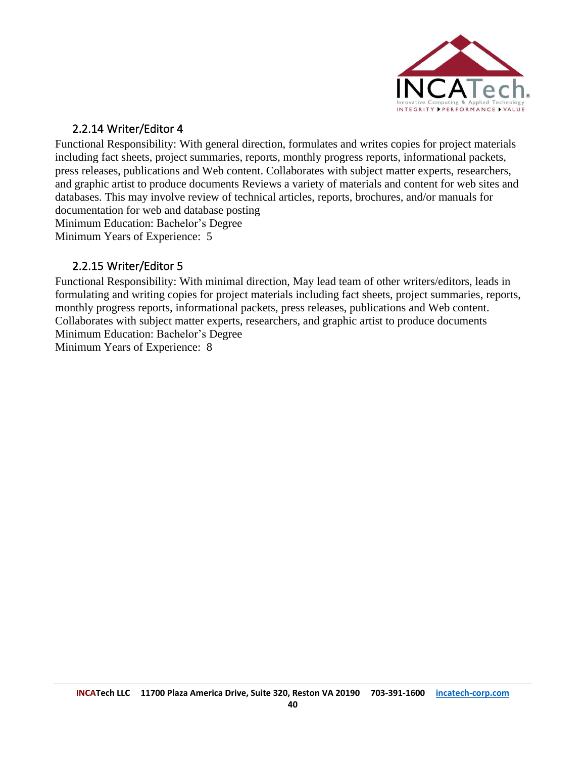### 2.2.14 Writer/Editor 4

Functional Responsibility: With general direction, formulates and writes copies for project materials including fact sheets, project summaries, reports, monthly progress reports, informational packets, press releases, publications and Web content. Collaborates with subject matter experts, researchers, and graphic artist to produce documents Reviews a variety of materials and content for web sites and databases. This may involve review of technical articles, reports, brochures, and/or manuals for documentation for web and database posting
Minimum Education: Bachelor's Degree
Minimum Years of Experience: 5

### 2.2.15 Writer/Editor 5

Functional Responsibility: With minimal direction, May lead team of other writers/editors, leads in formulating and writing copies for project materials including fact sheets, project summaries, reports, monthly progress reports, informational packets, press releases, publications and Web content. Collaborates with subject matter experts, researchers, and graphic artist to produce documents
Minimum Education: Bachelor's Degree
Minimum Years of Experience: 8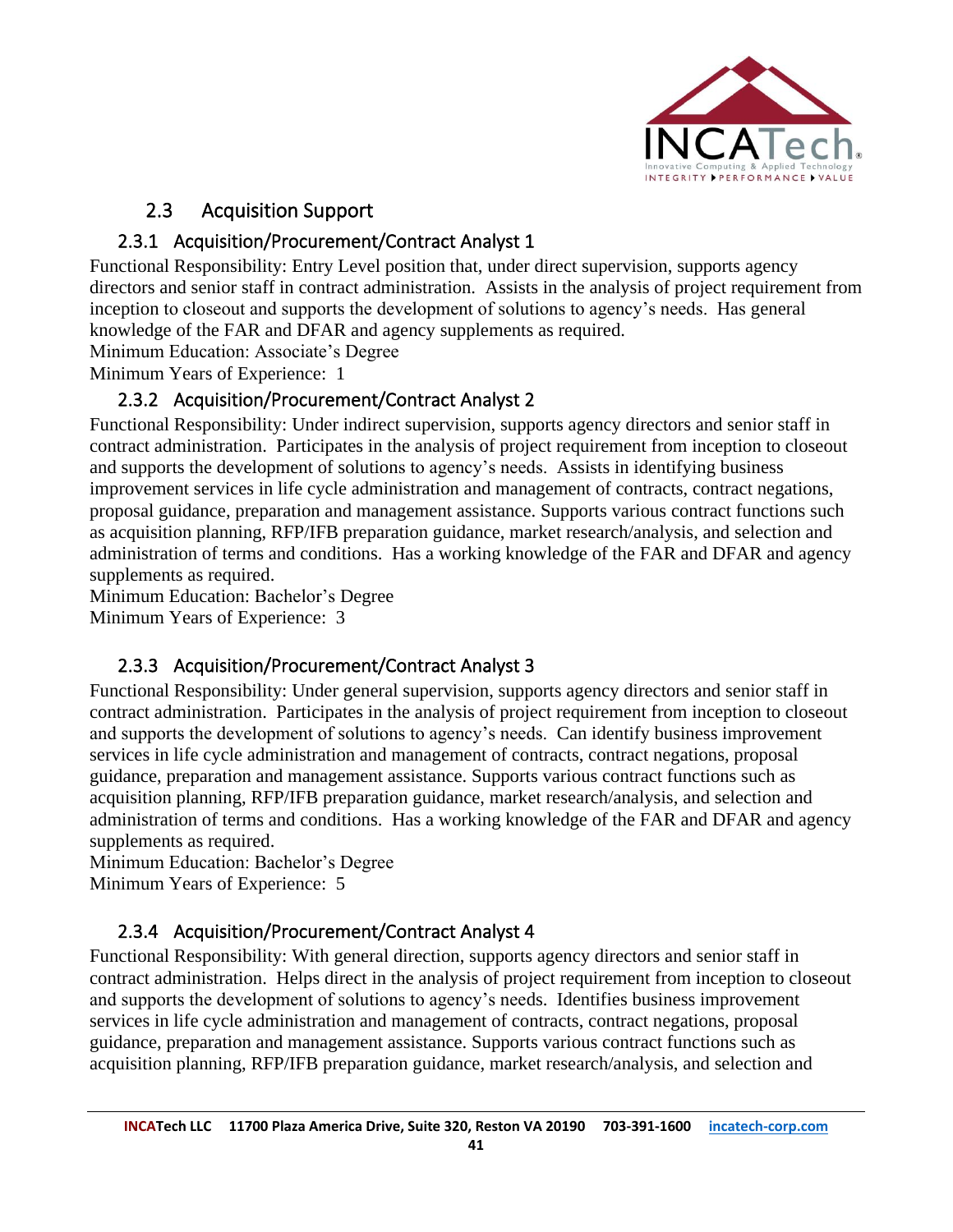## 2.3 Acquisition Support

### 2.3.1 Acquisition/Procurement/Contract Analyst 1

Functional Responsibility: Entry Level position that, under direct supervision, supports agency directors and senior staff in contract administration. Assists in the analysis of project requirement from inception to closeout and supports the development of solutions to agency's needs. Has general knowledge of the FAR and DFAR and agency supplements as required.
Minimum Education: Associate's Degree
Minimum Years of Experience: 1

### 2.3.2 Acquisition/Procurement/Contract Analyst 2

Functional Responsibility: Under indirect supervision, supports agency directors and senior staff in contract administration. Participates in the analysis of project requirement from inception to closeout and supports the development of solutions to agency's needs. Assists in identifying business improvement services in life cycle administration and management of contracts, contract negations, proposal guidance, preparation and management assistance. Supports various contract functions such as acquisition planning, RFP/IFB preparation guidance, market research/analysis, and selection and administration of terms and conditions. Has a working knowledge of the FAR and DFAR and agency supplements as required.
Minimum Education: Bachelor's Degree
Minimum Years of Experience: 3

### 2.3.3 Acquisition/Procurement/Contract Analyst 3

Functional Responsibility: Under general supervision, supports agency directors and senior staff in contract administration. Participates in the analysis of project requirement from inception to closeout and supports the development of solutions to agency's needs. Can identify business improvement services in life cycle administration and management of contracts, contract negations, proposal guidance, preparation and management assistance. Supports various contract functions such as acquisition planning, RFP/IFB preparation guidance, market research/analysis, and selection and administration of terms and conditions. Has a working knowledge of the FAR and DFAR and agency supplements as required.
Minimum Education: Bachelor's Degree
Minimum Years of Experience: 5

### 2.3.4 Acquisition/Procurement/Contract Analyst 4

Functional Responsibility: With general direction, supports agency directors and senior staff in contract administration. Helps direct in the analysis of project requirement from inception to closeout and supports the development of solutions to agency's needs. Identifies business improvement services in life cycle administration and management of contracts, contract negations, proposal guidance, preparation and management assistance. Supports various contract functions such as acquisition planning, RFP/IFB preparation guidance, market research/analysis, and selection and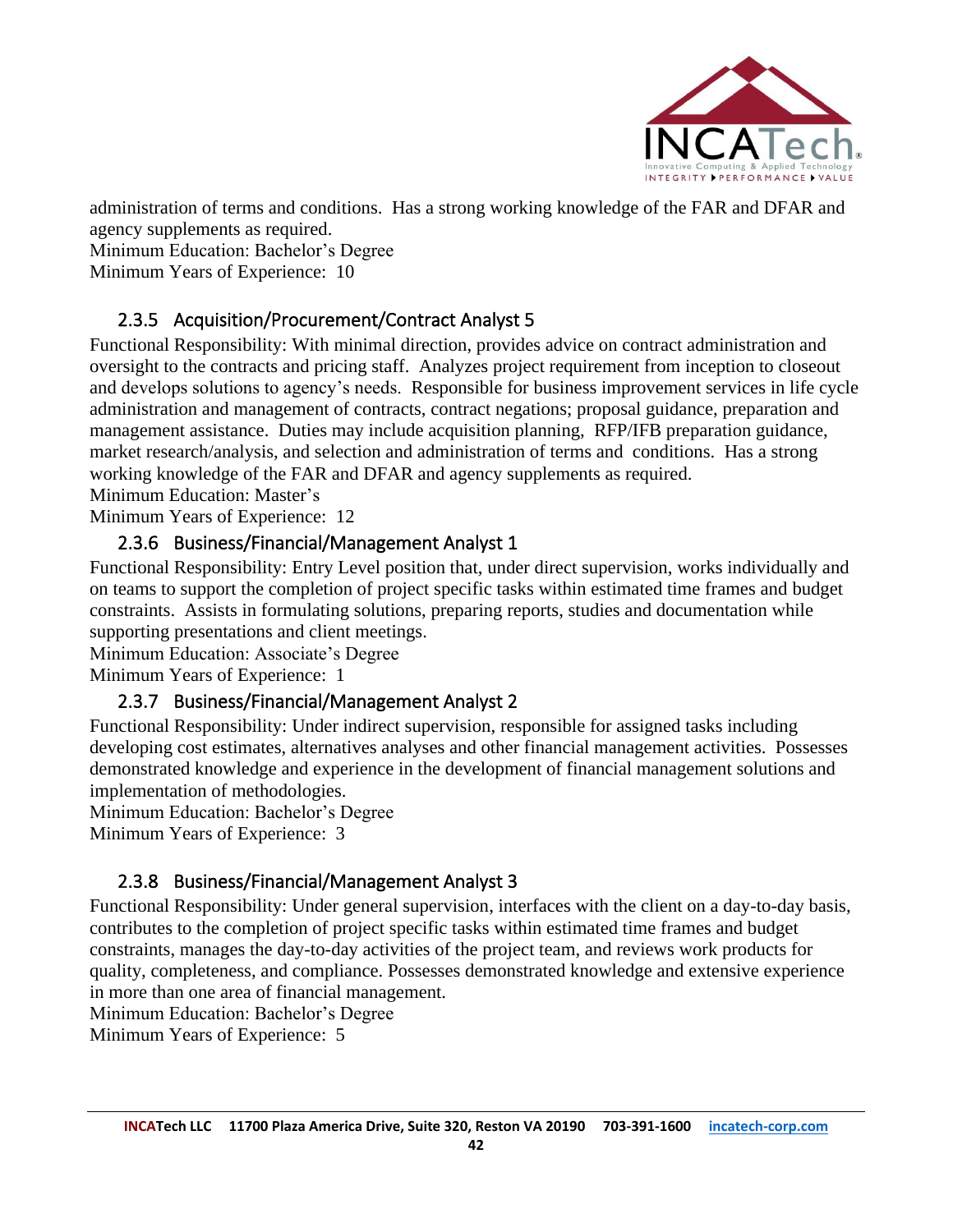administration of terms and conditions. Has a strong working knowledge of the FAR and DFAR and agency supplements as required.
Minimum Education: Bachelor's Degree
Minimum Years of Experience: 10

### 2.3.5 Acquisition/Procurement/Contract Analyst 5

Functional Responsibility: With minimal direction, provides advice on contract administration and oversight to the contracts and pricing staff. Analyzes project requirement from inception to closeout and develops solutions to agency's needs. Responsible for business improvement services in life cycle administration and management of contracts, contract negations; proposal guidance, preparation and management assistance. Duties may include acquisition planning, RFP/IFB preparation guidance, market research/analysis, and selection and administration of terms and conditions. Has a strong working knowledge of the FAR and DFAR and agency supplements as required.
Minimum Education: Master's
Minimum Years of Experience: 12

### 2.3.6 Business/Financial/Management Analyst 1

Functional Responsibility: Entry Level position that, under direct supervision, works individually and on teams to support the completion of project specific tasks within estimated time frames and budget constraints. Assists in formulating solutions, preparing reports, studies and documentation while supporting presentations and client meetings.
Minimum Education: Associate's Degree
Minimum Years of Experience: 1

### 2.3.7 Business/Financial/Management Analyst 2

Functional Responsibility: Under indirect supervision, responsible for assigned tasks including developing cost estimates, alternatives analyses and other financial management activities. Possesses demonstrated knowledge and experience in the development of financial management solutions and implementation of methodologies.
Minimum Education: Bachelor's Degree
Minimum Years of Experience: 3

### 2.3.8 Business/Financial/Management Analyst 3

Functional Responsibility: Under general supervision, interfaces with the client on a day-to-day basis, contributes to the completion of project specific tasks within estimated time frames and budget constraints, manages the day-to-day activities of the project team, and reviews work products for quality, completeness, and compliance. Possesses demonstrated knowledge and extensive experience in more than one area of financial management.
Minimum Education: Bachelor's Degree
Minimum Years of Experience: 5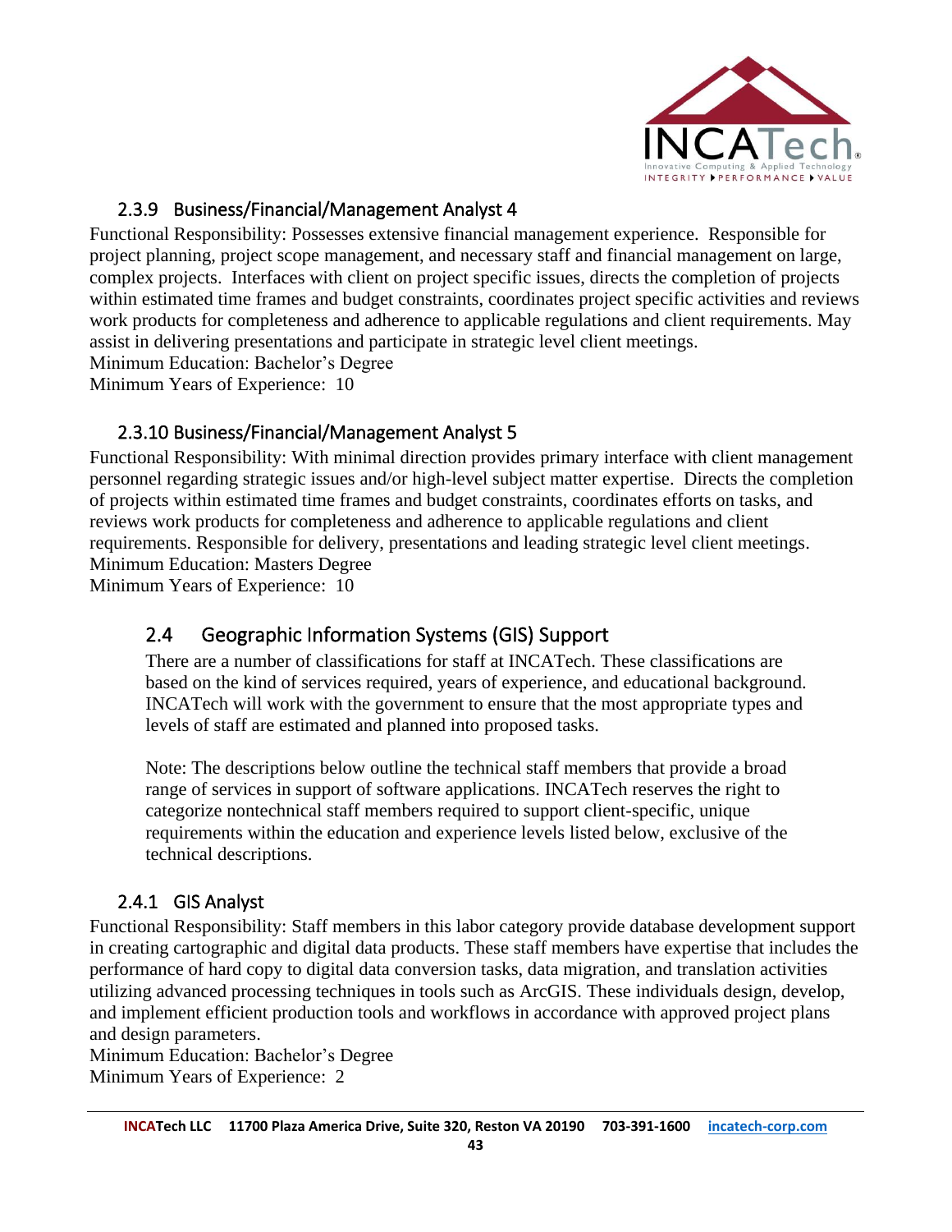### 2.3.9 Business/Financial/Management Analyst 4

Functional Responsibility: Possesses extensive financial management experience. Responsible for project planning, project scope management, and necessary staff and financial management on large, complex projects. Interfaces with client on project specific issues, directs the completion of projects within estimated time frames and budget constraints, coordinates project specific activities and reviews work products for completeness and adherence to applicable regulations and client requirements. May assist in delivering presentations and participate in strategic level client meetings.
Minimum Education: Bachelor's Degree
Minimum Years of Experience: 10

### 2.3.10 Business/Financial/Management Analyst 5

Functional Responsibility: With minimal direction provides primary interface with client management personnel regarding strategic issues and/or high-level subject matter expertise. Directs the completion of projects within estimated time frames and budget constraints, coordinates efforts on tasks, and reviews work products for completeness and adherence to applicable regulations and client requirements. Responsible for delivery, presentations and leading strategic level client meetings.
Minimum Education: Masters Degree
Minimum Years of Experience: 10

## 2.4 Geographic Information Systems (GIS) Support

There are a number of classifications for staff at INCATech. These classifications are based on the kind of services required, years of experience, and educational background. INCATech will work with the government to ensure that the most appropriate types and levels of staff are estimated and planned into proposed tasks.

Note: The descriptions below outline the technical staff members that provide a broad range of services in support of software applications. INCATech reserves the right to categorize nontechnical staff members required to support client-specific, unique requirements within the education and experience levels listed below, exclusive of the technical descriptions.

### 2.4.1 GIS Analyst

Functional Responsibility: Staff members in this labor category provide database development support in creating cartographic and digital data products. These staff members have expertise that includes the performance of hard copy to digital data conversion tasks, data migration, and translation activities utilizing advanced processing techniques in tools such as ArcGIS. These individuals design, develop, and implement efficient production tools and workflows in accordance with approved project plans and design parameters.
Minimum Education: Bachelor's Degree
Minimum Years of Experience: 2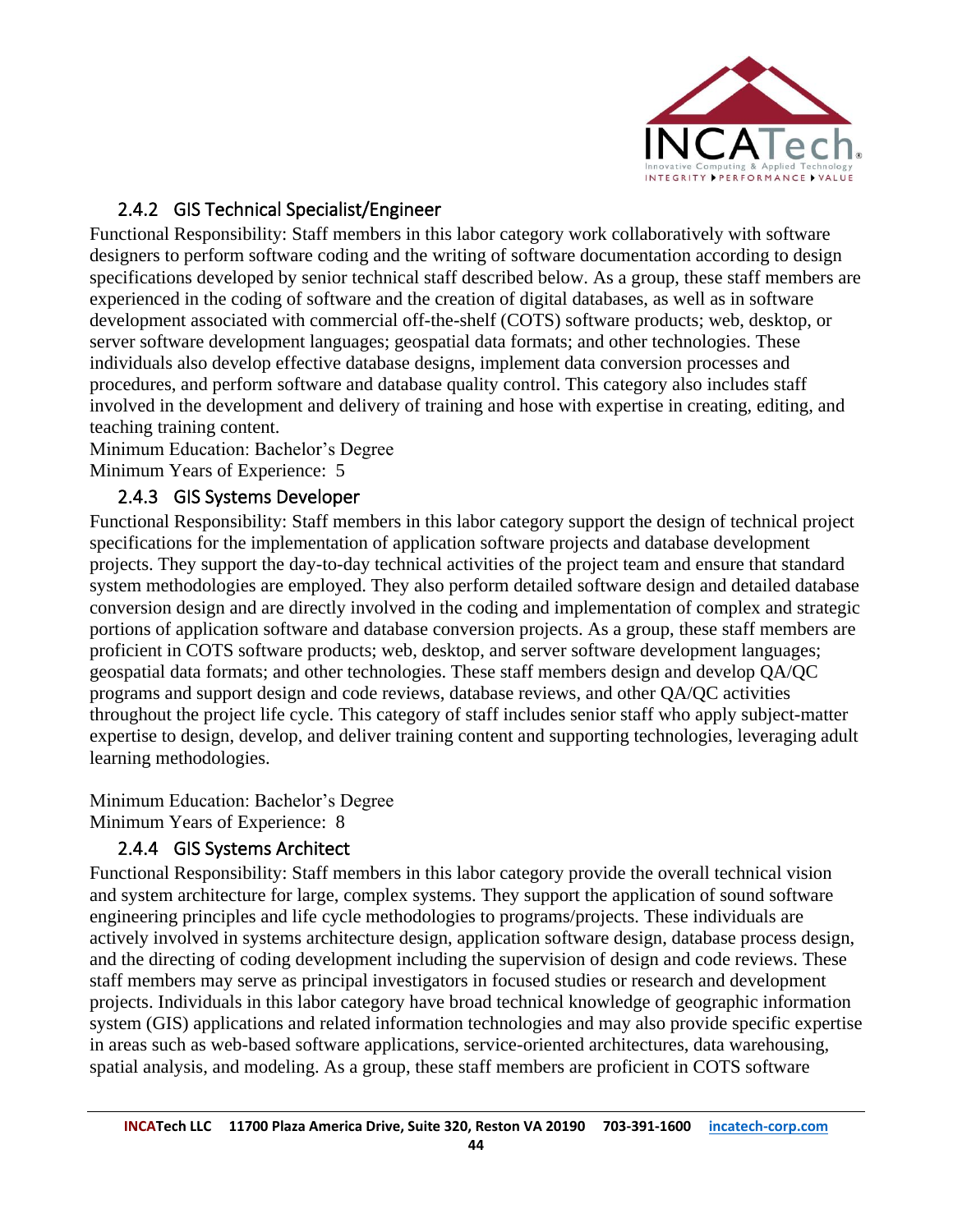### 2.4.2 GIS Technical Specialist/Engineer

Functional Responsibility: Staff members in this labor category work collaboratively with software designers to perform software coding and the writing of software documentation according to design specifications developed by senior technical staff described below. As a group, these staff members are experienced in the coding of software and the creation of digital databases, as well as in software development associated with commercial off-the-shelf (COTS) software products; web, desktop, or server software development languages; geospatial data formats; and other technologies. These individuals also develop effective database designs, implement data conversion processes and procedures, and perform software and database quality control. This category also includes staff involved in the development and delivery of training and hose with expertise in creating, editing, and teaching training content.

Minimum Education: Bachelor's Degree
Minimum Years of Experience: 5

### 2.4.3 GIS Systems Developer

Functional Responsibility: Staff members in this labor category support the design of technical project specifications for the implementation of application software projects and database development projects. They support the day-to-day technical activities of the project team and ensure that standard system methodologies are employed. They also perform detailed software design and detailed database conversion design and are directly involved in the coding and implementation of complex and strategic portions of application software and database conversion projects. As a group, these staff members are proficient in COTS software products; web, desktop, and server software development languages; geospatial data formats; and other technologies. These staff members design and develop QA/QC programs and support design and code reviews, database reviews, and other QA/QC activities throughout the project life cycle. This category of staff includes senior staff who apply subject-matter expertise to design, develop, and deliver training content and supporting technologies, leveraging adult learning methodologies.

Minimum Education: Bachelor's Degree
Minimum Years of Experience: 8

### 2.4.4 GIS Systems Architect

Functional Responsibility: Staff members in this labor category provide the overall technical vision and system architecture for large, complex systems. They support the application of sound software engineering principles and life cycle methodologies to programs/projects. These individuals are actively involved in systems architecture design, application software design, database process design, and the directing of coding development including the supervision of design and code reviews. These staff members may serve as principal investigators in focused studies or research and development projects. Individuals in this labor category have broad technical knowledge of geographic information system (GIS) applications and related information technologies and may also provide specific expertise in areas such as web-based software applications, service-oriented architectures, data warehousing, spatial analysis, and modeling. As a group, these staff members are proficient in COTS software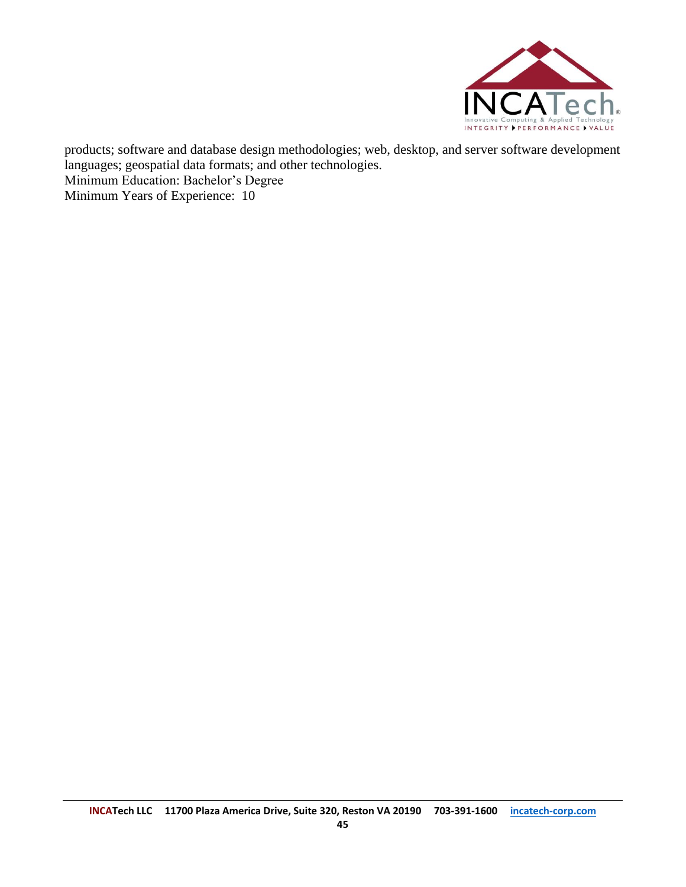products; software and database design methodologies; web, desktop, and server software development languages; geospatial data formats; and other technologies.
Minimum Education: Bachelor's Degree
Minimum Years of Experience: 10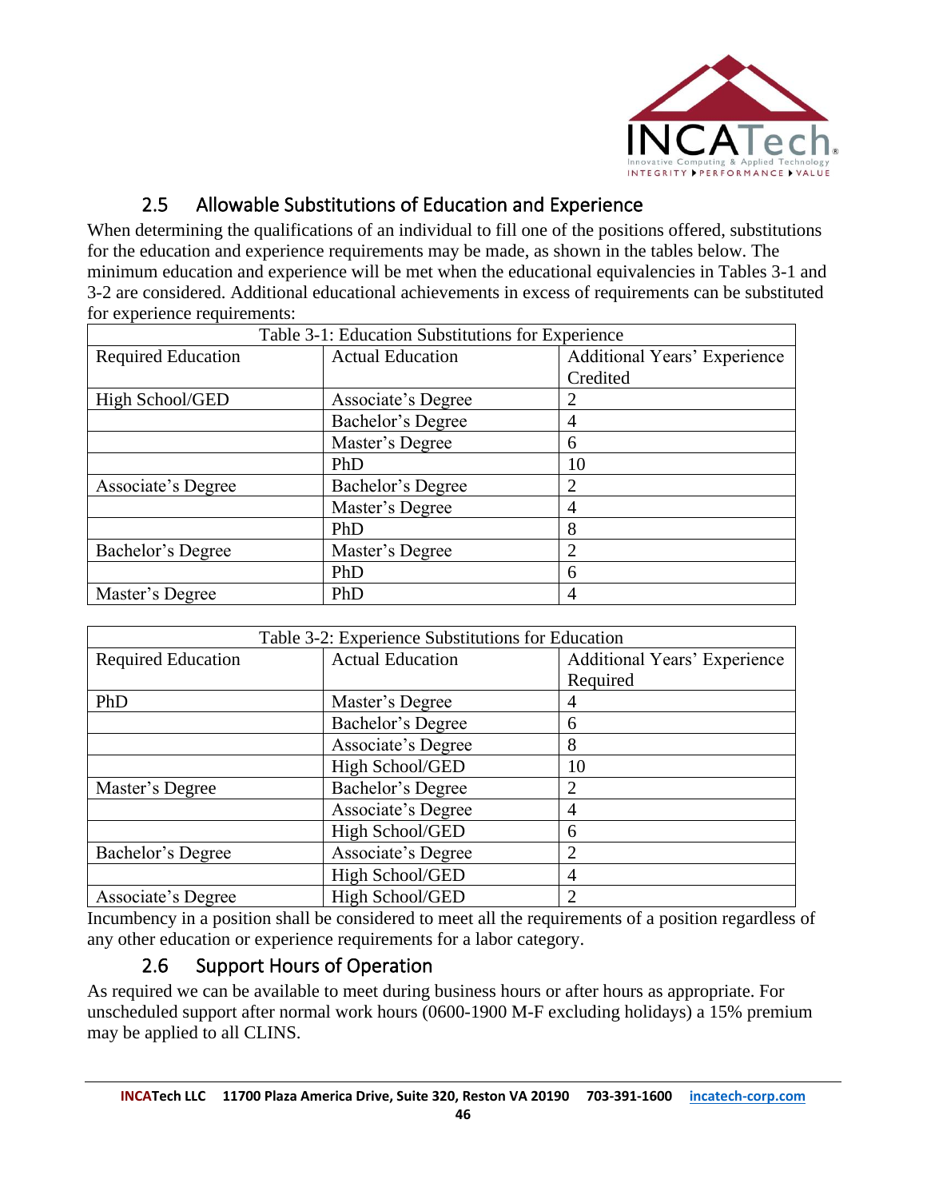## 2.5 Allowable Substitutions of Education and Experience

When determining the qualifications of an individual to fill one of the positions offered, substitutions for the education and experience requirements may be made, as shown in the tables below. The minimum education and experience will be met when the educational equivalencies in Tables 3-1 and 3-2 are considered. Additional educational achievements in excess of requirements can be substituted for experience requirements:

| Table 3-1: Education Substitutions for Experience | | |
|---|---|---|
| Required Education | Actual Education | Additional Years' Experience Credited |
| High School/GED | Associate's Degree | 2 |
| | Bachelor's Degree | 4 |
| | Master's Degree | 6 |
| | PhD | 10 |
| Associate's Degree | Bachelor's Degree | 2 |
| | Master's Degree | 4 |
| | PhD | 8 |
| Bachelor's Degree | Master's Degree | 2 |
| | PhD | 6 |
| Master's Degree | PhD | 4 |

| Table 3-2: Experience Substitutions for Education | | |
|---|---|---|
| Required Education | Actual Education | Additional Years' Experience Required |
| PhD | Master's Degree | 4 |
| | Bachelor's Degree | 6 |
| | Associate's Degree | 8 |
| | High School/GED | 10 |
| Master's Degree | Bachelor's Degree | 2 |
| | Associate's Degree | 4 |
| | High School/GED | 6 |
| Bachelor's Degree | Associate's Degree | 2 |
| | High School/GED | 4 |
| Associate's Degree | High School/GED | 2 |

Incumbency in a position shall be considered to meet all the requirements of a position regardless of any other education or experience requirements for a labor category.

## 2.6 Support Hours of Operation

As required we can be available to meet during business hours or after hours as appropriate. For unscheduled support after normal work hours (0600-1900 M-F excluding holidays) a 15% premium may be applied to all CLINS.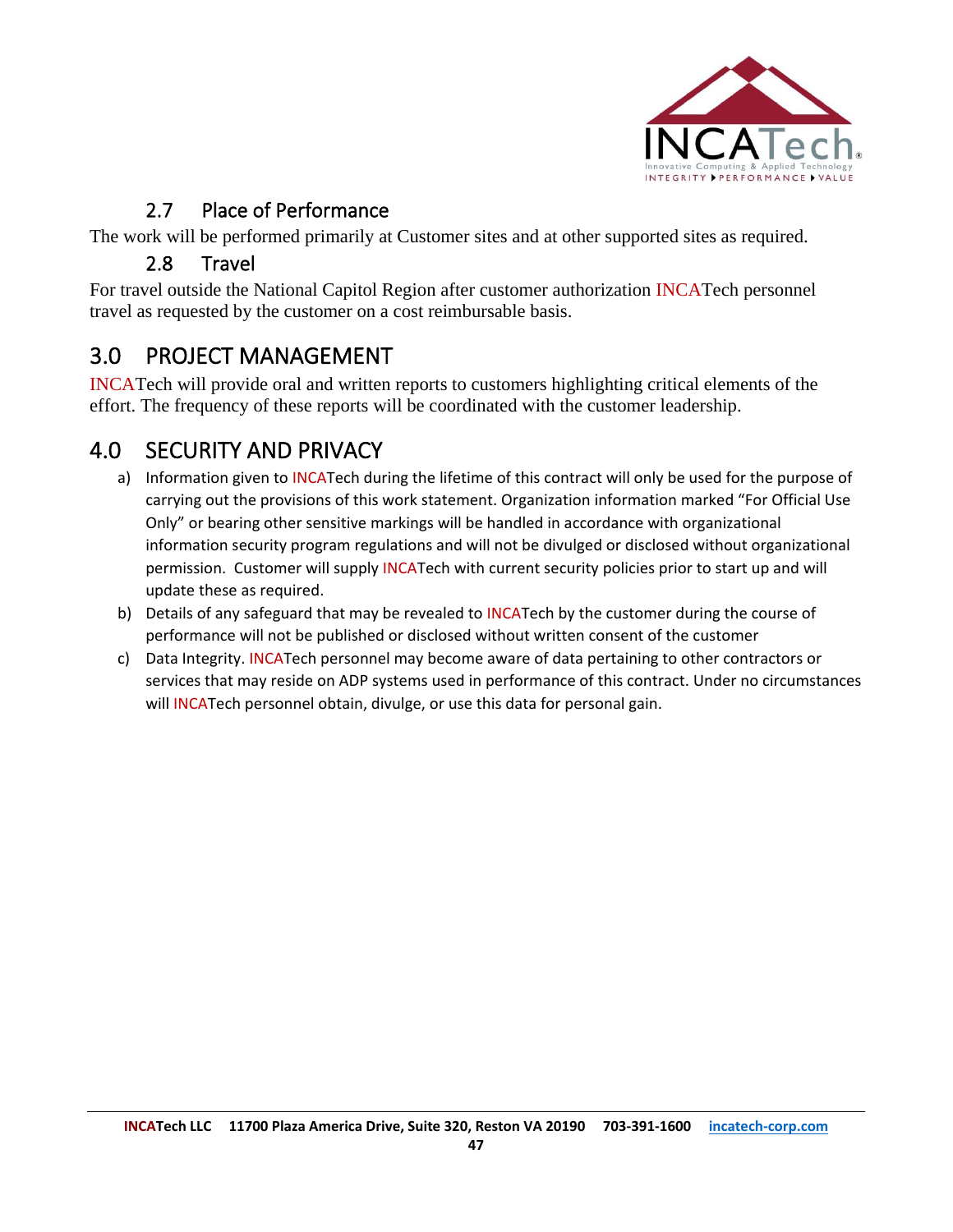### 2.7 Place of Performance

The work will be performed primarily at Customer sites and at other supported sites as required.

### 2.8 Travel

For travel outside the National Capitol Region after customer authorization INCATech personnel travel as requested by the customer on a cost reimbursable basis.

## 3.0 PROJECT MANAGEMENT

INCATech will provide oral and written reports to customers highlighting critical elements of the effort. The frequency of these reports will be coordinated with the customer leadership.

## 4.0 SECURITY AND PRIVACY

a) Information given to INCATech during the lifetime of this contract will only be used for the purpose of carrying out the provisions of this work statement. Organization information marked "For Official Use Only" or bearing other sensitive markings will be handled in accordance with organizational information security program regulations and will not be divulged or disclosed without organizational permission. Customer will supply INCATech with current security policies prior to start up and will update these as required.

b) Details of any safeguard that may be revealed to INCATech by the customer during the course of performance will not be published or disclosed without written consent of the customer

c) Data Integrity. INCATech personnel may become aware of data pertaining to other contractors or services that may reside on ADP systems used in performance of this contract. Under no circumstances will INCATech personnel obtain, divulge, or use this data for personal gain.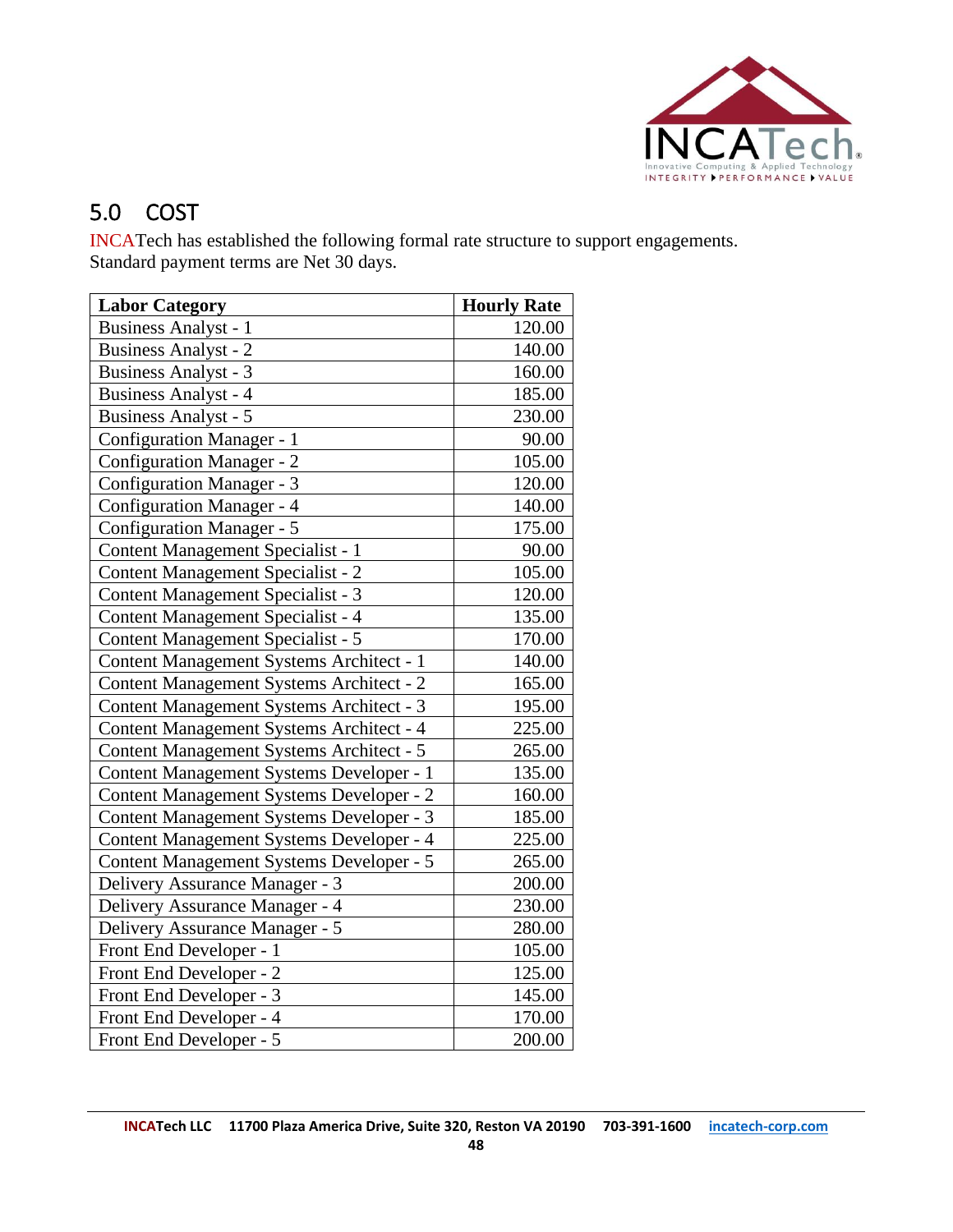## 5.0 COST

INCATech has established the following formal rate structure to support engagements. Standard payment terms are Net 30 days.

| Labor Category | Hourly Rate |
|---|---|
| Business Analyst - 1 | 120.00 |
| Business Analyst - 2 | 140.00 |
| Business Analyst - 3 | 160.00 |
| Business Analyst - 4 | 185.00 |
| Business Analyst - 5 | 230.00 |
| Configuration Manager - 1 | 90.00 |
| Configuration Manager - 2 | 105.00 |
| Configuration Manager - 3 | 120.00 |
| Configuration Manager - 4 | 140.00 |
| Configuration Manager - 5 | 175.00 |
| Content Management Specialist - 1 | 90.00 |
| Content Management Specialist - 2 | 105.00 |
| Content Management Specialist - 3 | 120.00 |
| Content Management Specialist - 4 | 135.00 |
| Content Management Specialist - 5 | 170.00 |
| Content Management Systems Architect - 1 | 140.00 |
| Content Management Systems Architect - 2 | 165.00 |
| Content Management Systems Architect - 3 | 195.00 |
| Content Management Systems Architect - 4 | 225.00 |
| Content Management Systems Architect - 5 | 265.00 |
| Content Management Systems Developer - 1 | 135.00 |
| Content Management Systems Developer - 2 | 160.00 |
| Content Management Systems Developer - 3 | 185.00 |
| Content Management Systems Developer - 4 | 225.00 |
| Content Management Systems Developer - 5 | 265.00 |
| Delivery Assurance Manager - 3 | 200.00 |
| Delivery Assurance Manager - 4 | 230.00 |
| Delivery Assurance Manager - 5 | 280.00 |
| Front End Developer - 1 | 105.00 |
| Front End Developer - 2 | 125.00 |
| Front End Developer - 3 | 145.00 |
| Front End Developer - 4 | 170.00 |
| Front End Developer - 5 | 200.00 |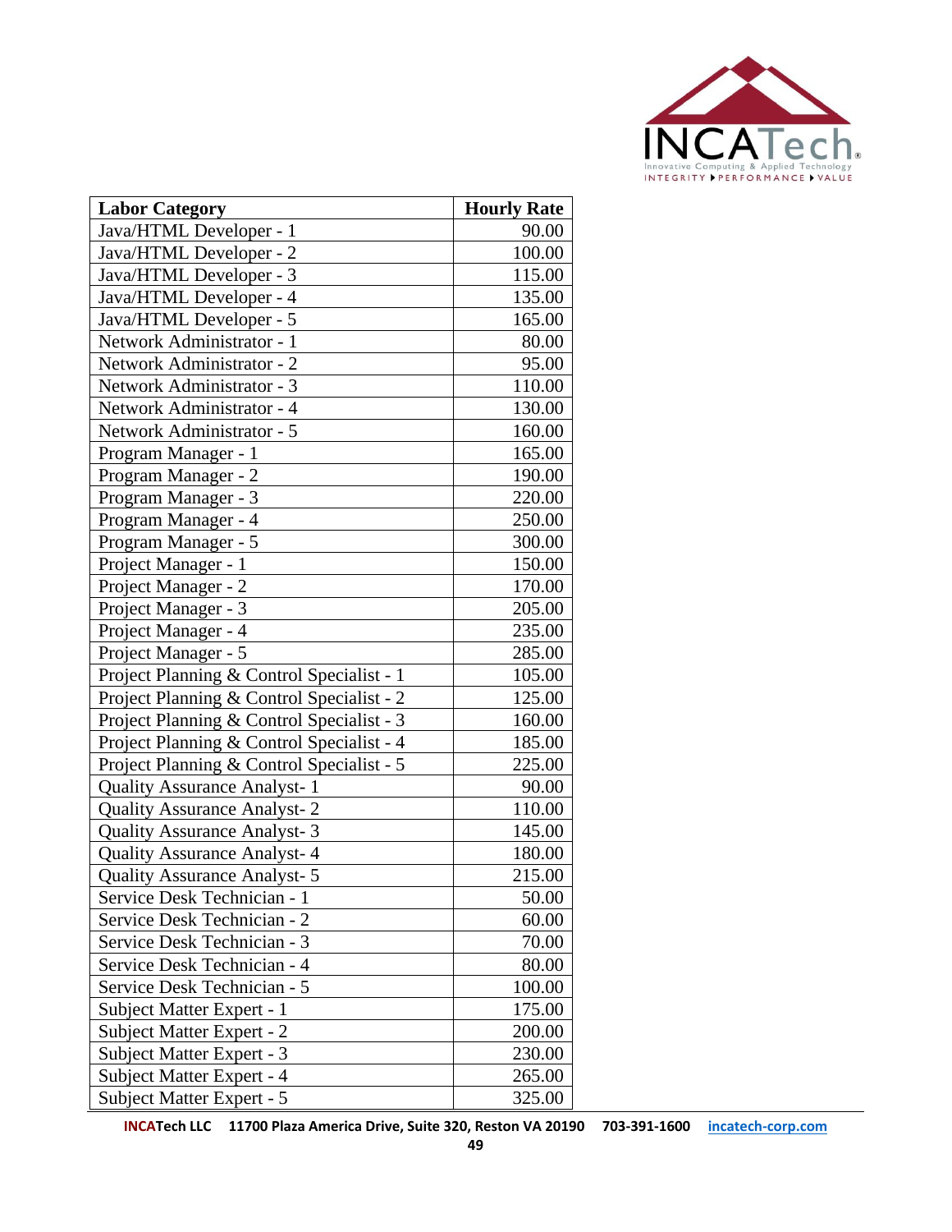| Labor Category | Hourly Rate |
| --- | --- |
| Java/HTML Developer - 1 | 90.00 |
| Java/HTML Developer - 2 | 100.00 |
| Java/HTML Developer - 3 | 115.00 |
| Java/HTML Developer - 4 | 135.00 |
| Java/HTML Developer - 5 | 165.00 |
| Network Administrator - 1 | 80.00 |
| Network Administrator - 2 | 95.00 |
| Network Administrator - 3 | 110.00 |
| Network Administrator - 4 | 130.00 |
| Network Administrator - 5 | 160.00 |
| Program Manager - 1 | 165.00 |
| Program Manager - 2 | 190.00 |
| Program Manager - 3 | 220.00 |
| Program Manager - 4 | 250.00 |
| Program Manager - 5 | 300.00 |
| Project Manager - 1 | 150.00 |
| Project Manager - 2 | 170.00 |
| Project Manager - 3 | 205.00 |
| Project Manager - 4 | 235.00 |
| Project Manager - 5 | 285.00 |
| Project Planning & Control Specialist - 1 | 105.00 |
| Project Planning & Control Specialist - 2 | 125.00 |
| Project Planning & Control Specialist - 3 | 160.00 |
| Project Planning & Control Specialist - 4 | 185.00 |
| Project Planning & Control Specialist - 5 | 225.00 |
| Quality Assurance Analyst- 1 | 90.00 |
| Quality Assurance Analyst- 2 | 110.00 |
| Quality Assurance Analyst- 3 | 145.00 |
| Quality Assurance Analyst- 4 | 180.00 |
| Quality Assurance Analyst- 5 | 215.00 |
| Service Desk Technician - 1 | 50.00 |
| Service Desk Technician - 2 | 60.00 |
| Service Desk Technician - 3 | 70.00 |
| Service Desk Technician - 4 | 80.00 |
| Service Desk Technician - 5 | 100.00 |
| Subject Matter Expert - 1 | 175.00 |
| Subject Matter Expert - 2 | 200.00 |
| Subject Matter Expert - 3 | 230.00 |
| Subject Matter Expert - 4 | 265.00 |
| Subject Matter Expert - 5 | 325.00 |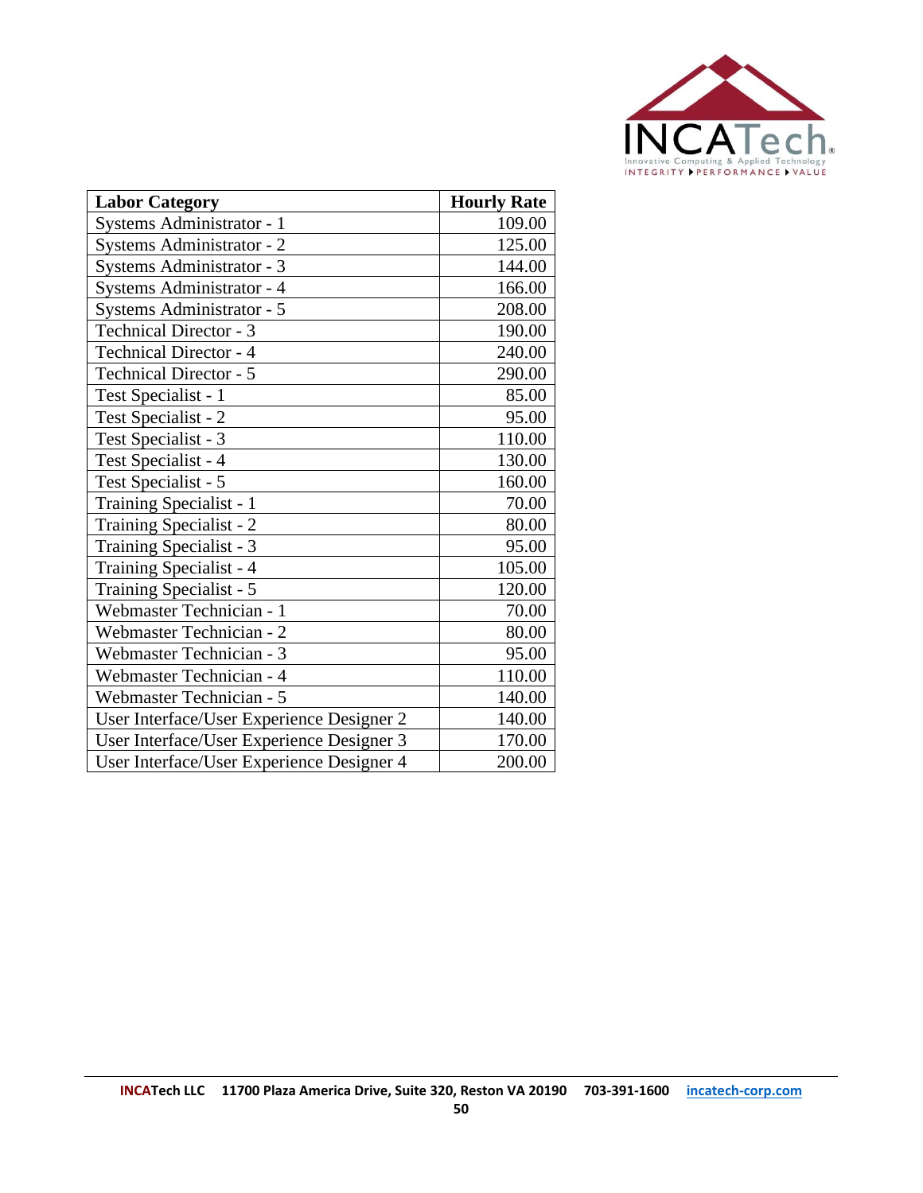| Labor Category | Hourly Rate |
|---|---|
| Systems Administrator - 1 | 109.00 |
| Systems Administrator - 2 | 125.00 |
| Systems Administrator - 3 | 144.00 |
| Systems Administrator - 4 | 166.00 |
| Systems Administrator - 5 | 208.00 |
| Technical Director - 3 | 190.00 |
| Technical Director - 4 | 240.00 |
| Technical Director - 5 | 290.00 |
| Test Specialist - 1 | 85.00 |
| Test Specialist - 2 | 95.00 |
| Test Specialist - 3 | 110.00 |
| Test Specialist - 4 | 130.00 |
| Test Specialist - 5 | 160.00 |
| Training Specialist - 1 | 70.00 |
| Training Specialist - 2 | 80.00 |
| Training Specialist - 3 | 95.00 |
| Training Specialist - 4 | 105.00 |
| Training Specialist - 5 | 120.00 |
| Webmaster Technician - 1 | 70.00 |
| Webmaster Technician - 2 | 80.00 |
| Webmaster Technician - 3 | 95.00 |
| Webmaster Technician - 4 | 110.00 |
| Webmaster Technician - 5 | 140.00 |
| User Interface/User Experience Designer 2 | 140.00 |
| User Interface/User Experience Designer 3 | 170.00 |
| User Interface/User Experience Designer 4 | 200.00 |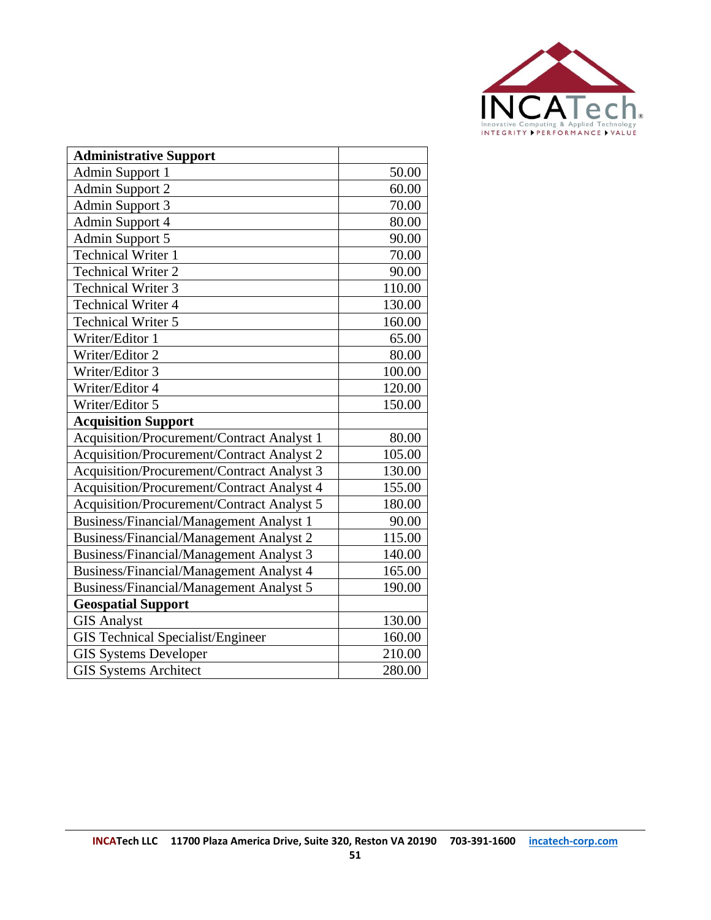| | |
|---|---|
| **Administrative Support** | |
| Admin Support 1 | 50.00 |
| Admin Support 2 | 60.00 |
| Admin Support 3 | 70.00 |
| Admin Support 4 | 80.00 |
| Admin Support 5 | 90.00 |
| Technical Writer 1 | 70.00 |
| Technical Writer 2 | 90.00 |
| Technical Writer 3 | 110.00 |
| Technical Writer 4 | 130.00 |
| Technical Writer 5 | 160.00 |
| Writer/Editor 1 | 65.00 |
| Writer/Editor 2 | 80.00 |
| Writer/Editor 3 | 100.00 |
| Writer/Editor 4 | 120.00 |
| Writer/Editor 5 | 150.00 |
| **Acquisition Support** | |
| Acquisition/Procurement/Contract Analyst 1 | 80.00 |
| Acquisition/Procurement/Contract Analyst 2 | 105.00 |
| Acquisition/Procurement/Contract Analyst 3 | 130.00 |
| Acquisition/Procurement/Contract Analyst 4 | 155.00 |
| Acquisition/Procurement/Contract Analyst 5 | 180.00 |
| Business/Financial/Management Analyst 1 | 90.00 |
| Business/Financial/Management Analyst 2 | 115.00 |
| Business/Financial/Management Analyst 3 | 140.00 |
| Business/Financial/Management Analyst 4 | 165.00 |
| Business/Financial/Management Analyst 5 | 190.00 |
| **Geospatial Support** | |
| GIS Analyst | 130.00 |
| GIS Technical Specialist/Engineer | 160.00 |
| GIS Systems Developer | 210.00 |
| GIS Systems Architect | 280.00 |